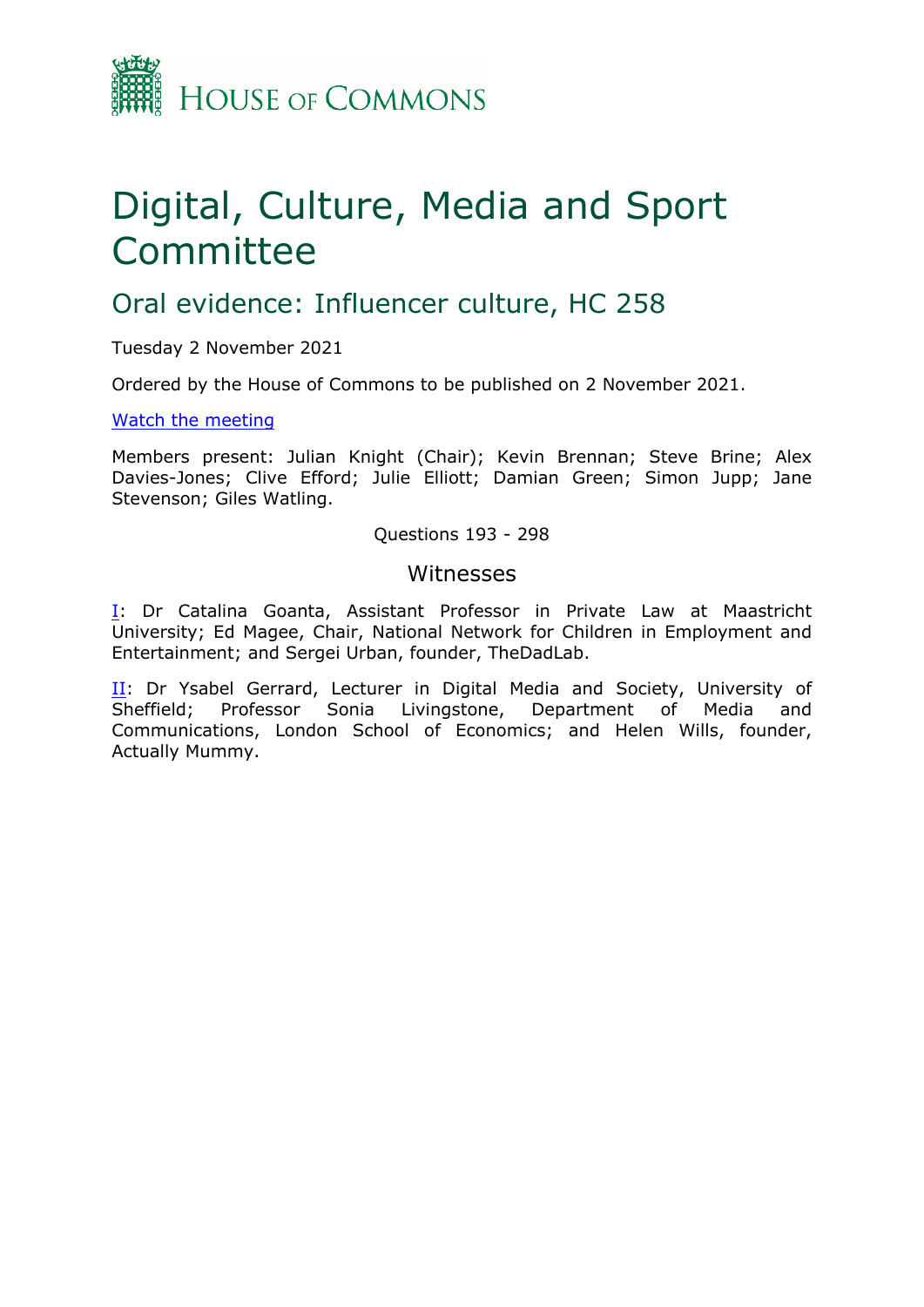HOUSE OF COMMONS

# Digital, Culture, Media and Sport Committee

## Oral evidence: Influencer culture, HC 258

Tuesday 2 November 2021

Ordered by the House of Commons to be published on 2 November 2021.

[Watch the meeting]()

Members present: Julian Knight (Chair); Kevin Brennan; Steve Brine; Alex Davies-Jones; Clive Efford; Julie Elliott; Damian Green; Simon Jupp; Jane Stevenson; Giles Watling.

Questions 193 - 298

### Witnesses

[I](): Dr Catalina Goanta, Assistant Professor in Private Law at Maastricht University; Ed Magee, Chair, National Network for Children in Employment and Entertainment; and Sergei Urban, founder, TheDadLab.

[II](): Dr Ysabel Gerrard, Lecturer in Digital Media and Society, University of Sheffield; Professor Sonia Livingstone, Department of Media and Communications, London School of Economics; and Helen Wills, founder, Actually Mummy.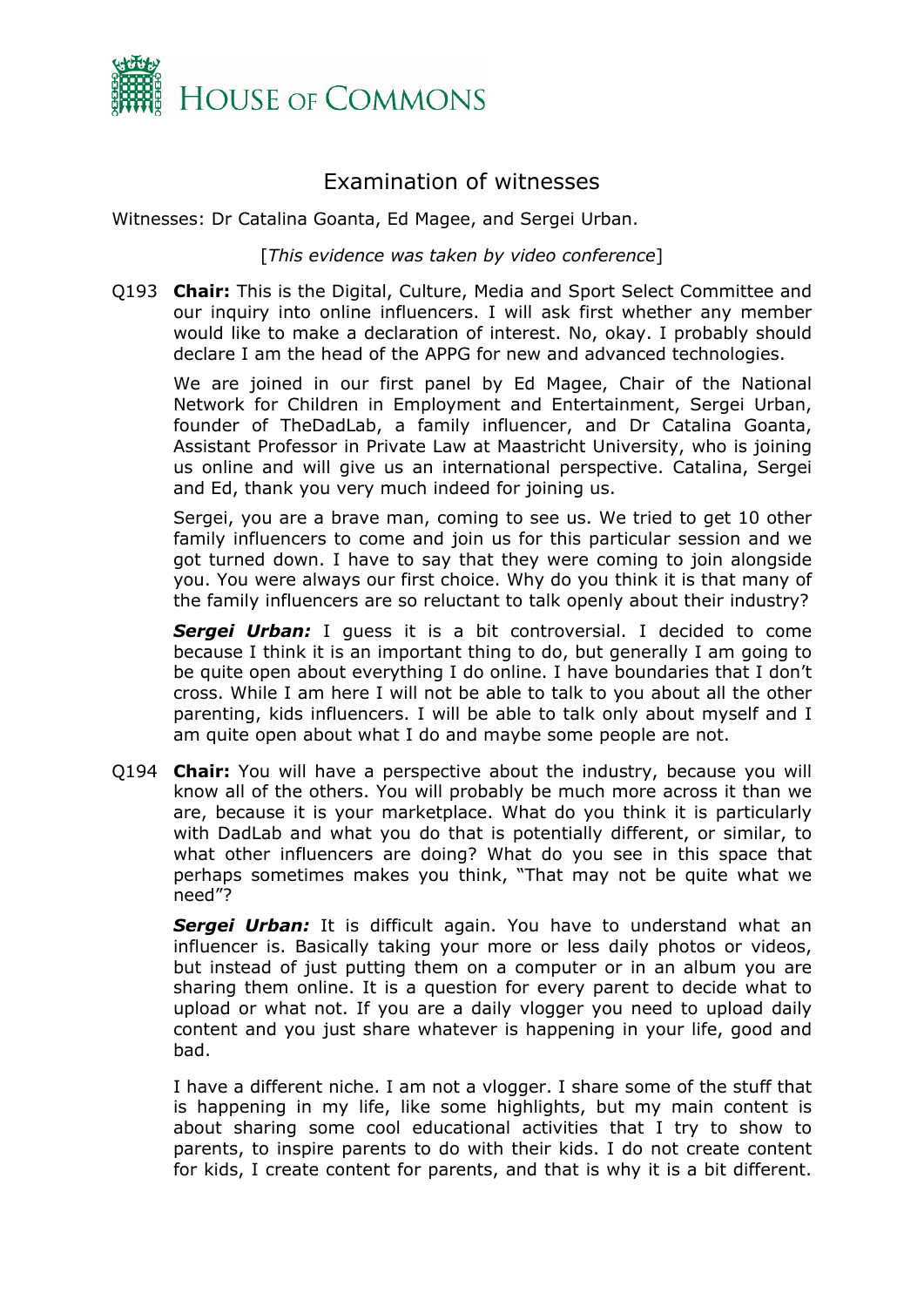# Examination of witnesses

Witnesses: Dr Catalina Goanta, Ed Magee, and Sergei Urban.

[*This evidence was taken by video conference*]

Q193 **Chair:** This is the Digital, Culture, Media and Sport Select Committee and our inquiry into online influencers. I will ask first whether any member would like to make a declaration of interest. No, okay. I probably should declare I am the head of the APPG for new and advanced technologies.

We are joined in our first panel by Ed Magee, Chair of the National Network for Children in Employment and Entertainment, Sergei Urban, founder of TheDadLab, a family influencer, and Dr Catalina Goanta, Assistant Professor in Private Law at Maastricht University, who is joining us online and will give us an international perspective. Catalina, Sergei and Ed, thank you very much indeed for joining us.

Sergei, you are a brave man, coming to see us. We tried to get 10 other family influencers to come and join us for this particular session and we got turned down. I have to say that they were coming to join alongside you. You were always our first choice. Why do you think it is that many of the family influencers are so reluctant to talk openly about their industry?

***Sergei Urban:*** I guess it is a bit controversial. I decided to come because I think it is an important thing to do, but generally I am going to be quite open about everything I do online. I have boundaries that I don't cross. While I am here I will not be able to talk to you about all the other parenting, kids influencers. I will be able to talk only about myself and I am quite open about what I do and maybe some people are not.

Q194 **Chair:** You will have a perspective about the industry, because you will know all of the others. You will probably be much more across it than we are, because it is your marketplace. What do you think it is particularly with DadLab and what you do that is potentially different, or similar, to what other influencers are doing? What do you see in this space that perhaps sometimes makes you think, "That may not be quite what we need"?

***Sergei Urban:*** It is difficult again. You have to understand what an influencer is. Basically taking your more or less daily photos or videos, but instead of just putting them on a computer or in an album you are sharing them online. It is a question for every parent to decide what to upload or what not. If you are a daily vlogger you need to upload daily content and you just share whatever is happening in your life, good and bad.

I have a different niche. I am not a vlogger. I share some of the stuff that is happening in my life, like some highlights, but my main content is about sharing some cool educational activities that I try to show to parents, to inspire parents to do with their kids. I do not create content for kids, I create content for parents, and that is why it is a bit different.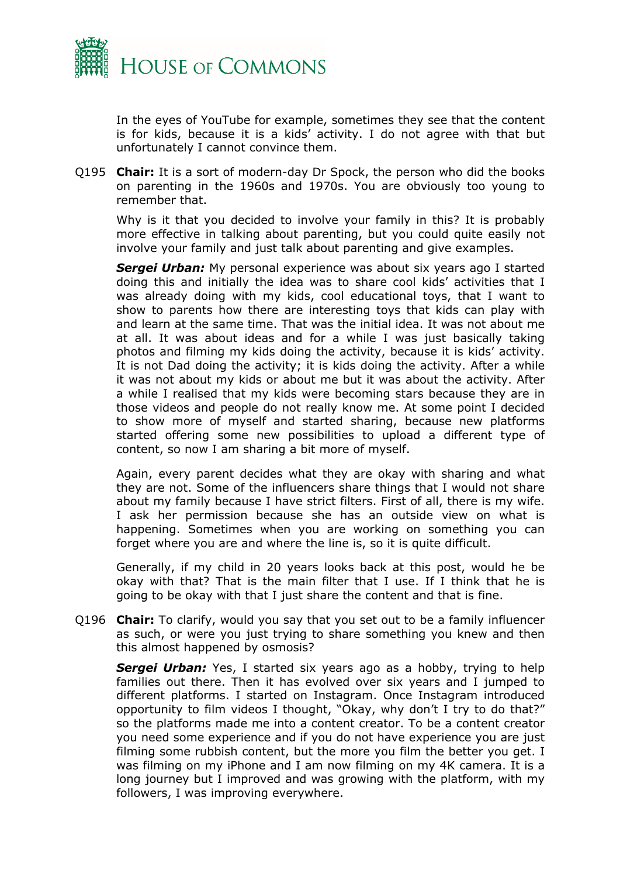In the eyes of YouTube for example, sometimes they see that the content is for kids, because it is a kids' activity. I do not agree with that but unfortunately I cannot convince them.

Q195 **Chair:** It is a sort of modern-day Dr Spock, the person who did the books on parenting in the 1960s and 1970s. You are obviously too young to remember that.

Why is it that you decided to involve your family in this? It is probably more effective in talking about parenting, but you could quite easily not involve your family and just talk about parenting and give examples.

***Sergei Urban:*** My personal experience was about six years ago I started doing this and initially the idea was to share cool kids' activities that I was already doing with my kids, cool educational toys, that I want to show to parents how there are interesting toys that kids can play with and learn at the same time. That was the initial idea. It was not about me at all. It was about ideas and for a while I was just basically taking photos and filming my kids doing the activity, because it is kids' activity. It is not Dad doing the activity; it is kids doing the activity. After a while it was not about my kids or about me but it was about the activity. After a while I realised that my kids were becoming stars because they are in those videos and people do not really know me. At some point I decided to show more of myself and started sharing, because new platforms started offering some new possibilities to upload a different type of content, so now I am sharing a bit more of myself.

Again, every parent decides what they are okay with sharing and what they are not. Some of the influencers share things that I would not share about my family because I have strict filters. First of all, there is my wife. I ask her permission because she has an outside view on what is happening. Sometimes when you are working on something you can forget where you are and where the line is, so it is quite difficult.

Generally, if my child in 20 years looks back at this post, would he be okay with that? That is the main filter that I use. If I think that he is going to be okay with that I just share the content and that is fine.

Q196 **Chair:** To clarify, would you say that you set out to be a family influencer as such, or were you just trying to share something you knew and then this almost happened by osmosis?

***Sergei Urban:*** Yes, I started six years ago as a hobby, trying to help families out there. Then it has evolved over six years and I jumped to different platforms. I started on Instagram. Once Instagram introduced opportunity to film videos I thought, "Okay, why don't I try to do that?" so the platforms made me into a content creator. To be a content creator you need some experience and if you do not have experience you are just filming some rubbish content, but the more you film the better you get. I was filming on my iPhone and I am now filming on my 4K camera. It is a long journey but I improved and was growing with the platform, with my followers, I was improving everywhere.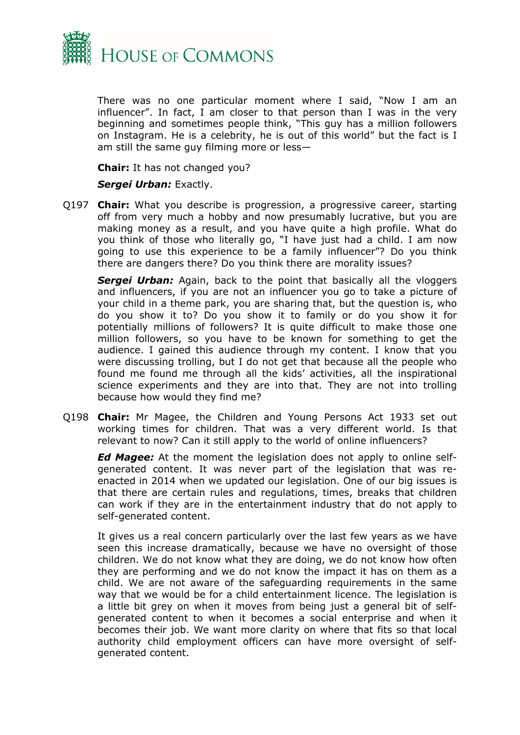There was no one particular moment where I said, "Now I am an influencer". In fact, I am closer to that person than I was in the very beginning and sometimes people think, "This guy has a million followers on Instagram. He is a celebrity, he is out of this world" but the fact is I am still the same guy filming more or less—

**Chair:** It has not changed you?

***Sergei Urban:*** Exactly.

Q197 **Chair:** What you describe is progression, a progressive career, starting off from very much a hobby and now presumably lucrative, but you are making money as a result, and you have quite a high profile. What do you think of those who literally go, "I have just had a child. I am now going to use this experience to be a family influencer"? Do you think there are dangers there? Do you think there are morality issues?

***Sergei Urban:*** Again, back to the point that basically all the vloggers and influencers, if you are not an influencer you go to take a picture of your child in a theme park, you are sharing that, but the question is, who do you show it to? Do you show it to family or do you show it for potentially millions of followers? It is quite difficult to make those one million followers, so you have to be known for something to get the audience. I gained this audience through my content. I know that you were discussing trolling, but I do not get that because all the people who found me found me through all the kids' activities, all the inspirational science experiments and they are into that. They are not into trolling because how would they find me?

Q198 **Chair:** Mr Magee, the Children and Young Persons Act 1933 set out working times for children. That was a very different world. Is that relevant to now? Can it still apply to the world of online influencers?

***Ed Magee:*** At the moment the legislation does not apply to online self-generated content. It was never part of the legislation that was re-enacted in 2014 when we updated our legislation. One of our big issues is that there are certain rules and regulations, times, breaks that children can work if they are in the entertainment industry that do not apply to self-generated content.

It gives us a real concern particularly over the last few years as we have seen this increase dramatically, because we have no oversight of those children. We do not know what they are doing, we do not know how often they are performing and we do not know the impact it has on them as a child. We are not aware of the safeguarding requirements in the same way that we would be for a child entertainment licence. The legislation is a little bit grey on when it moves from being just a general bit of self-generated content to when it becomes a social enterprise and when it becomes their job. We want more clarity on where that fits so that local authority child employment officers can have more oversight of self-generated content.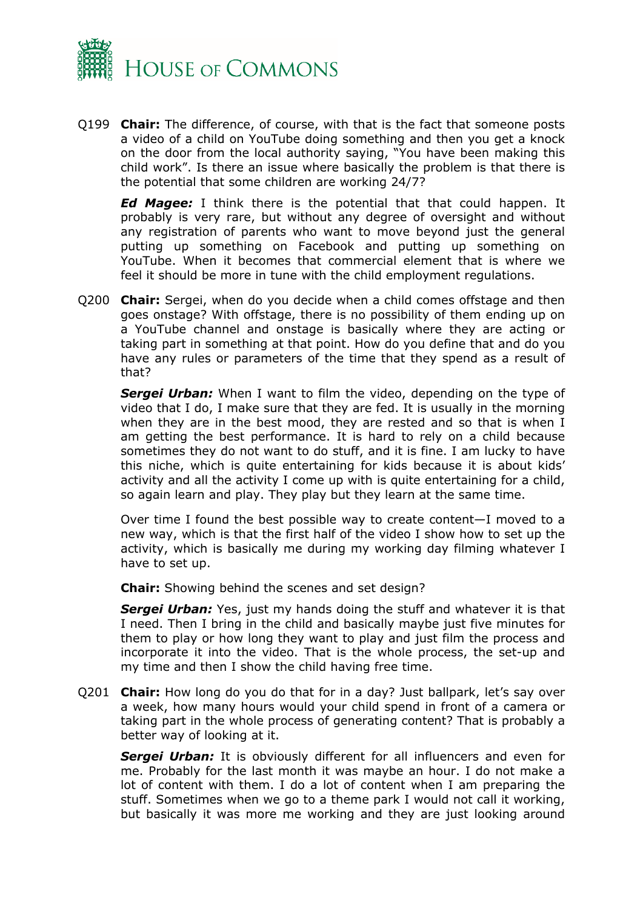Q199 **Chair:** The difference, of course, with that is the fact that someone posts a video of a child on YouTube doing something and then you get a knock on the door from the local authority saying, "You have been making this child work". Is there an issue where basically the problem is that there is the potential that some children are working 24/7?

***Ed Magee:*** I think there is the potential that that could happen. It probably is very rare, but without any degree of oversight and without any registration of parents who want to move beyond just the general putting up something on Facebook and putting up something on YouTube. When it becomes that commercial element that is where we feel it should be more in tune with the child employment regulations.

Q200 **Chair:** Sergei, when do you decide when a child comes offstage and then goes onstage? With offstage, there is no possibility of them ending up on a YouTube channel and onstage is basically where they are acting or taking part in something at that point. How do you define that and do you have any rules or parameters of the time that they spend as a result of that?

***Sergei Urban:*** When I want to film the video, depending on the type of video that I do, I make sure that they are fed. It is usually in the morning when they are in the best mood, they are rested and so that is when I am getting the best performance. It is hard to rely on a child because sometimes they do not want to do stuff, and it is fine. I am lucky to have this niche, which is quite entertaining for kids because it is about kids' activity and all the activity I come up with is quite entertaining for a child, so again learn and play. They play but they learn at the same time.

Over time I found the best possible way to create content—I moved to a new way, which is that the first half of the video I show how to set up the activity, which is basically me during my working day filming whatever I have to set up.

**Chair:** Showing behind the scenes and set design?

***Sergei Urban:*** Yes, just my hands doing the stuff and whatever it is that I need. Then I bring in the child and basically maybe just five minutes for them to play or how long they want to play and just film the process and incorporate it into the video. That is the whole process, the set-up and my time and then I show the child having free time.

Q201 **Chair:** How long do you do that for in a day? Just ballpark, let's say over a week, how many hours would your child spend in front of a camera or taking part in the whole process of generating content? That is probably a better way of looking at it.

***Sergei Urban:*** It is obviously different for all influencers and even for me. Probably for the last month it was maybe an hour. I do not make a lot of content with them. I do a lot of content when I am preparing the stuff. Sometimes when we go to a theme park I would not call it working, but basically it was more me working and they are just looking around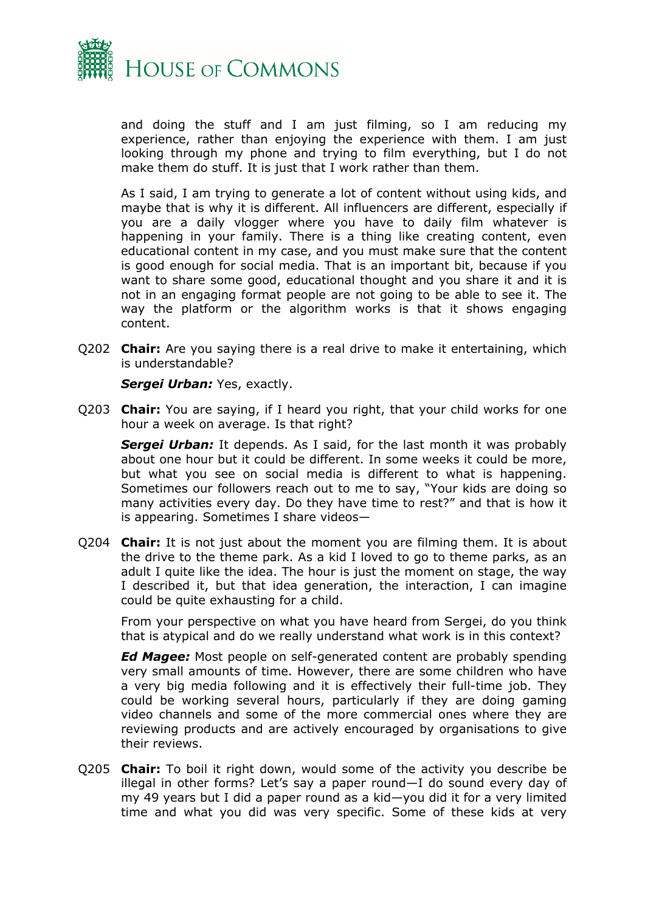and doing the stuff and I am just filming, so I am reducing my experience, rather than enjoying the experience with them. I am just looking through my phone and trying to film everything, but I do not make them do stuff. It is just that I work rather than them.

As I said, I am trying to generate a lot of content without using kids, and maybe that is why it is different. All influencers are different, especially if you are a daily vlogger where you have to daily film whatever is happening in your family. There is a thing like creating content, even educational content in my case, and you must make sure that the content is good enough for social media. That is an important bit, because if you want to share some good, educational thought and you share it and it is not in an engaging format people are not going to be able to see it. The way the platform or the algorithm works is that it shows engaging content.

Q202 **Chair:** Are you saying there is a real drive to make it entertaining, which is understandable?

***Sergei Urban:*** Yes, exactly.

Q203 **Chair:** You are saying, if I heard you right, that your child works for one hour a week on average. Is that right?

***Sergei Urban:*** It depends. As I said, for the last month it was probably about one hour but it could be different. In some weeks it could be more, but what you see on social media is different to what is happening. Sometimes our followers reach out to me to say, "Your kids are doing so many activities every day. Do they have time to rest?" and that is how it is appearing. Sometimes I share videos—

Q204 **Chair:** It is not just about the moment you are filming them. It is about the drive to the theme park. As a kid I loved to go to theme parks, as an adult I quite like the idea. The hour is just the moment on stage, the way I described it, but that idea generation, the interaction, I can imagine could be quite exhausting for a child.

From your perspective on what you have heard from Sergei, do you think that is atypical and do we really understand what work is in this context?

***Ed Magee:*** Most people on self-generated content are probably spending very small amounts of time. However, there are some children who have a very big media following and it is effectively their full-time job. They could be working several hours, particularly if they are doing gaming video channels and some of the more commercial ones where they are reviewing products and are actively encouraged by organisations to give their reviews.

Q205 **Chair:** To boil it right down, would some of the activity you describe be illegal in other forms? Let's say a paper round—I do sound every day of my 49 years but I did a paper round as a kid—you did it for a very limited time and what you did was very specific. Some of these kids at very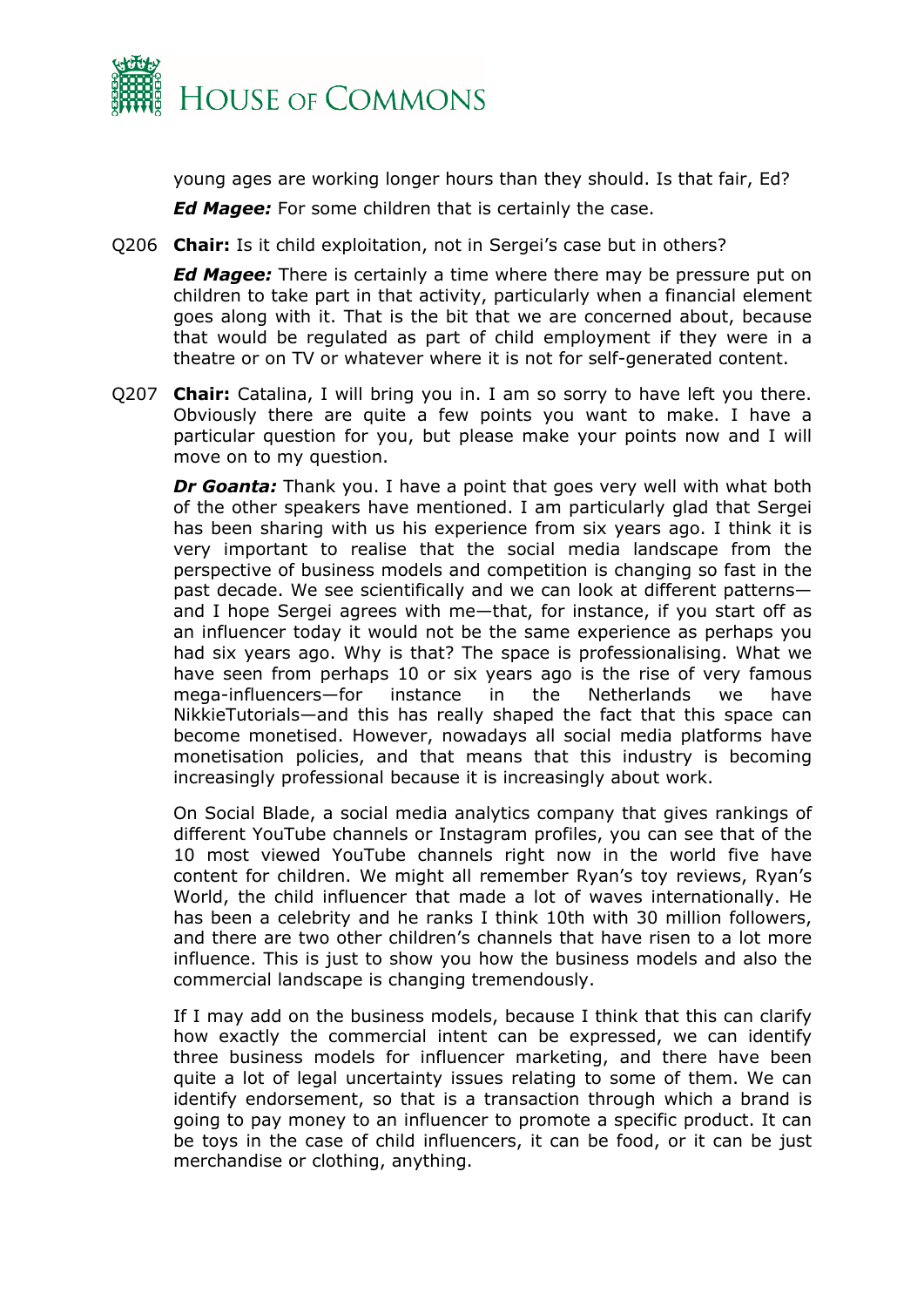young ages are working longer hours than they should. Is that fair, Ed?

***Ed Magee:*** For some children that is certainly the case.

Q206 **Chair:** Is it child exploitation, not in Sergei's case but in others?

***Ed Magee:*** There is certainly a time where there may be pressure put on children to take part in that activity, particularly when a financial element goes along with it. That is the bit that we are concerned about, because that would be regulated as part of child employment if they were in a theatre or on TV or whatever where it is not for self-generated content.

Q207 **Chair:** Catalina, I will bring you in. I am so sorry to have left you there. Obviously there are quite a few points you want to make. I have a particular question for you, but please make your points now and I will move on to my question.

***Dr Goanta:*** Thank you. I have a point that goes very well with what both of the other speakers have mentioned. I am particularly glad that Sergei has been sharing with us his experience from six years ago. I think it is very important to realise that the social media landscape from the perspective of business models and competition is changing so fast in the past decade. We see scientifically and we can look at different patterns—and I hope Sergei agrees with me—that, for instance, if you start off as an influencer today it would not be the same experience as perhaps you had six years ago. Why is that? The space is professionalising. What we have seen from perhaps 10 or six years ago is the rise of very famous mega-influencers—for instance in the Netherlands we have NikkieTutorials—and this has really shaped the fact that this space can become monetised. However, nowadays all social media platforms have monetisation policies, and that means that this industry is becoming increasingly professional because it is increasingly about work.

On Social Blade, a social media analytics company that gives rankings of different YouTube channels or Instagram profiles, you can see that of the 10 most viewed YouTube channels right now in the world five have content for children. We might all remember Ryan's toy reviews, Ryan's World, the child influencer that made a lot of waves internationally. He has been a celebrity and he ranks I think 10th with 30 million followers, and there are two other children's channels that have risen to a lot more influence. This is just to show you how the business models and also the commercial landscape is changing tremendously.

If I may add on the business models, because I think that this can clarify how exactly the commercial intent can be expressed, we can identify three business models for influencer marketing, and there have been quite a lot of legal uncertainty issues relating to some of them. We can identify endorsement, so that is a transaction through which a brand is going to pay money to an influencer to promote a specific product. It can be toys in the case of child influencers, it can be food, or it can be just merchandise or clothing, anything.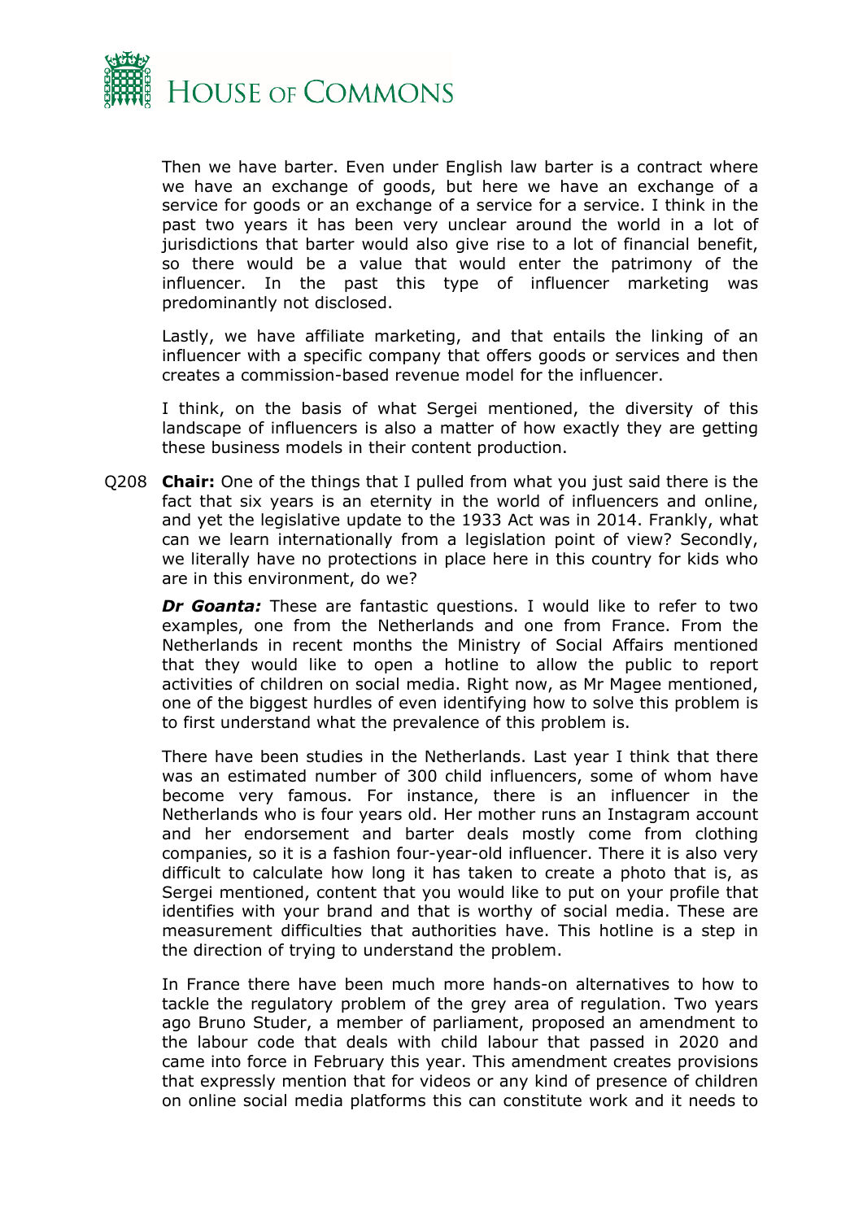Then we have barter. Even under English law barter is a contract where we have an exchange of goods, but here we have an exchange of a service for goods or an exchange of a service for a service. I think in the past two years it has been very unclear around the world in a lot of jurisdictions that barter would also give rise to a lot of financial benefit, so there would be a value that would enter the patrimony of the influencer. In the past this type of influencer marketing was predominantly not disclosed.

Lastly, we have affiliate marketing, and that entails the linking of an influencer with a specific company that offers goods or services and then creates a commission-based revenue model for the influencer.

I think, on the basis of what Sergei mentioned, the diversity of this landscape of influencers is also a matter of how exactly they are getting these business models in their content production.

Q208 **Chair:** One of the things that I pulled from what you just said there is the fact that six years is an eternity in the world of influencers and online, and yet the legislative update to the 1933 Act was in 2014. Frankly, what can we learn internationally from a legislation point of view? Secondly, we literally have no protections in place here in this country for kids who are in this environment, do we?

***Dr Goanta:*** These are fantastic questions. I would like to refer to two examples, one from the Netherlands and one from France. From the Netherlands in recent months the Ministry of Social Affairs mentioned that they would like to open a hotline to allow the public to report activities of children on social media. Right now, as Mr Magee mentioned, one of the biggest hurdles of even identifying how to solve this problem is to first understand what the prevalence of this problem is.

There have been studies in the Netherlands. Last year I think that there was an estimated number of 300 child influencers, some of whom have become very famous. For instance, there is an influencer in the Netherlands who is four years old. Her mother runs an Instagram account and her endorsement and barter deals mostly come from clothing companies, so it is a fashion four-year-old influencer. There it is also very difficult to calculate how long it has taken to create a photo that is, as Sergei mentioned, content that you would like to put on your profile that identifies with your brand and that is worthy of social media. These are measurement difficulties that authorities have. This hotline is a step in the direction of trying to understand the problem.

In France there have been much more hands-on alternatives to how to tackle the regulatory problem of the grey area of regulation. Two years ago Bruno Studer, a member of parliament, proposed an amendment to the labour code that deals with child labour that passed in 2020 and came into force in February this year. This amendment creates provisions that expressly mention that for videos or any kind of presence of children on online social media platforms this can constitute work and it needs to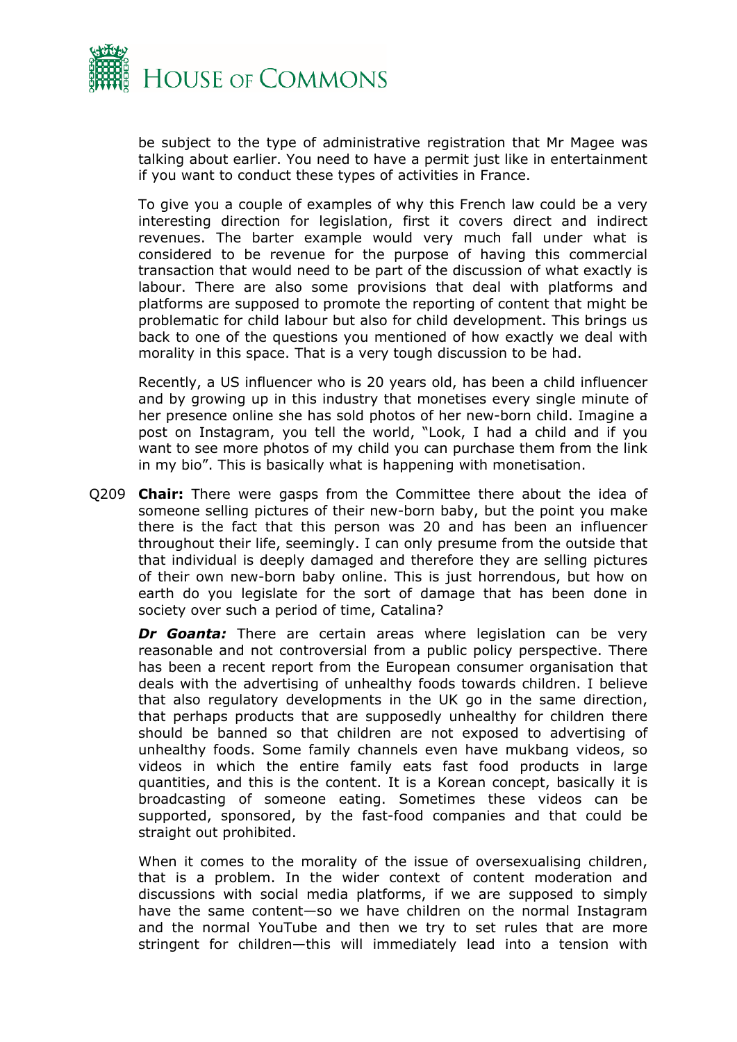be subject to the type of administrative registration that Mr Magee was talking about earlier. You need to have a permit just like in entertainment if you want to conduct these types of activities in France.

To give you a couple of examples of why this French law could be a very interesting direction for legislation, first it covers direct and indirect revenues. The barter example would very much fall under what is considered to be revenue for the purpose of having this commercial transaction that would need to be part of the discussion of what exactly is labour. There are also some provisions that deal with platforms and platforms are supposed to promote the reporting of content that might be problematic for child labour but also for child development. This brings us back to one of the questions you mentioned of how exactly we deal with morality in this space. That is a very tough discussion to be had.

Recently, a US influencer who is 20 years old, has been a child influencer and by growing up in this industry that monetises every single minute of her presence online she has sold photos of her new-born child. Imagine a post on Instagram, you tell the world, "Look, I had a child and if you want to see more photos of my child you can purchase them from the link in my bio". This is basically what is happening with monetisation.

Q209 **Chair:** There were gasps from the Committee there about the idea of someone selling pictures of their new-born baby, but the point you make there is the fact that this person was 20 and has been an influencer throughout their life, seemingly. I can only presume from the outside that that individual is deeply damaged and therefore they are selling pictures of their own new-born baby online. This is just horrendous, but how on earth do you legislate for the sort of damage that has been done in society over such a period of time, Catalina?

***Dr Goanta:*** There are certain areas where legislation can be very reasonable and not controversial from a public policy perspective. There has been a recent report from the European consumer organisation that deals with the advertising of unhealthy foods towards children. I believe that also regulatory developments in the UK go in the same direction, that perhaps products that are supposedly unhealthy for children there should be banned so that children are not exposed to advertising of unhealthy foods. Some family channels even have mukbang videos, so videos in which the entire family eats fast food products in large quantities, and this is the content. It is a Korean concept, basically it is broadcasting of someone eating. Sometimes these videos can be supported, sponsored, by the fast-food companies and that could be straight out prohibited.

When it comes to the morality of the issue of oversexualising children, that is a problem. In the wider context of content moderation and discussions with social media platforms, if we are supposed to simply have the same content—so we have children on the normal Instagram and the normal YouTube and then we try to set rules that are more stringent for children—this will immediately lead into a tension with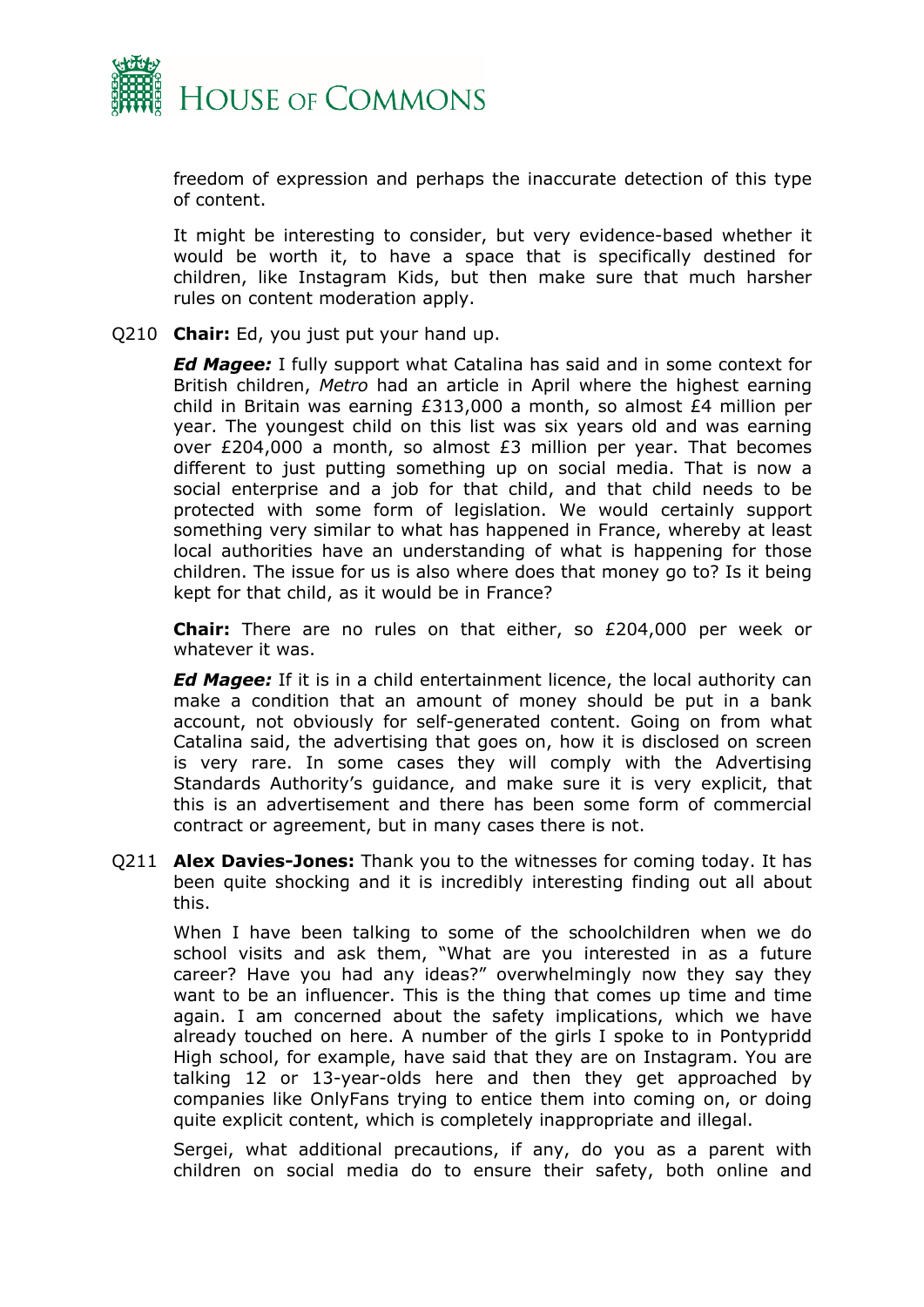freedom of expression and perhaps the inaccurate detection of this type of content.

It might be interesting to consider, but very evidence-based whether it would be worth it, to have a space that is specifically destined for children, like Instagram Kids, but then make sure that much harsher rules on content moderation apply.

Q210 **Chair:** Ed, you just put your hand up.

***Ed Magee:*** I fully support what Catalina has said and in some context for British children, *Metro* had an article in April where the highest earning child in Britain was earning £313,000 a month, so almost £4 million per year. The youngest child on this list was six years old and was earning over £204,000 a month, so almost £3 million per year. That becomes different to just putting something up on social media. That is now a social enterprise and a job for that child, and that child needs to be protected with some form of legislation. We would certainly support something very similar to what has happened in France, whereby at least local authorities have an understanding of what is happening for those children. The issue for us is also where does that money go to? Is it being kept for that child, as it would be in France?

**Chair:** There are no rules on that either, so £204,000 per week or whatever it was.

***Ed Magee:*** If it is in a child entertainment licence, the local authority can make a condition that an amount of money should be put in a bank account, not obviously for self-generated content. Going on from what Catalina said, the advertising that goes on, how it is disclosed on screen is very rare. In some cases they will comply with the Advertising Standards Authority's guidance, and make sure it is very explicit, that this is an advertisement and there has been some form of commercial contract or agreement, but in many cases there is not.

Q211 **Alex Davies-Jones:** Thank you to the witnesses for coming today. It has been quite shocking and it is incredibly interesting finding out all about this.

When I have been talking to some of the schoolchildren when we do school visits and ask them, "What are you interested in as a future career? Have you had any ideas?" overwhelmingly now they say they want to be an influencer. This is the thing that comes up time and time again. I am concerned about the safety implications, which we have already touched on here. A number of the girls I spoke to in Pontypridd High school, for example, have said that they are on Instagram. You are talking 12 or 13-year-olds here and then they get approached by companies like OnlyFans trying to entice them into coming on, or doing quite explicit content, which is completely inappropriate and illegal.

Sergei, what additional precautions, if any, do you as a parent with children on social media do to ensure their safety, both online and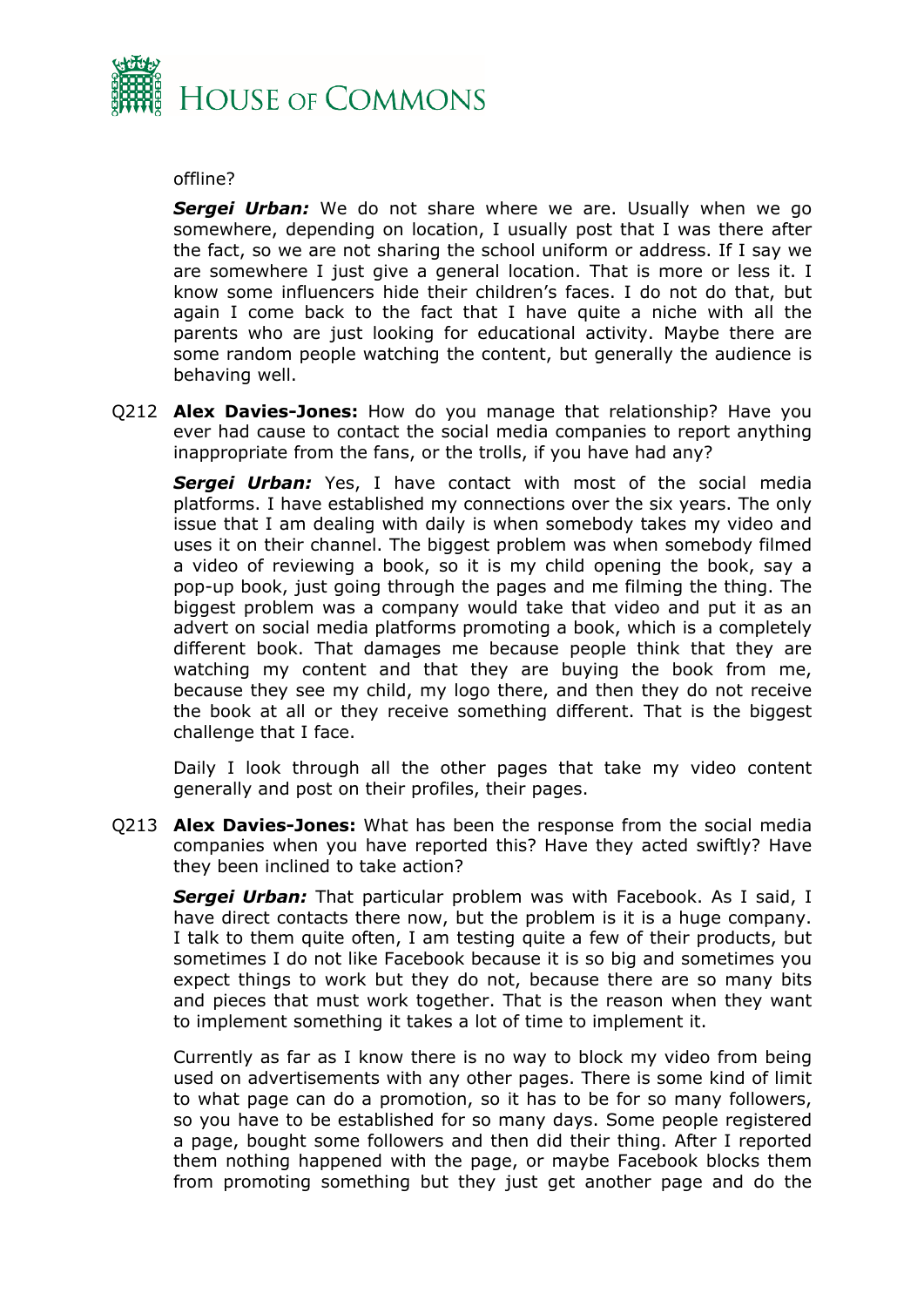offline?

***Sergei Urban:*** We do not share where we are. Usually when we go somewhere, depending on location, I usually post that I was there after the fact, so we are not sharing the school uniform or address. If I say we are somewhere I just give a general location. That is more or less it. I know some influencers hide their children's faces. I do not do that, but again I come back to the fact that I have quite a niche with all the parents who are just looking for educational activity. Maybe there are some random people watching the content, but generally the audience is behaving well.

Q212 **Alex Davies-Jones:** How do you manage that relationship? Have you ever had cause to contact the social media companies to report anything inappropriate from the fans, or the trolls, if you have had any?

***Sergei Urban:*** Yes, I have contact with most of the social media platforms. I have established my connections over the six years. The only issue that I am dealing with daily is when somebody takes my video and uses it on their channel. The biggest problem was when somebody filmed a video of reviewing a book, so it is my child opening the book, say a pop-up book, just going through the pages and me filming the thing. The biggest problem was a company would take that video and put it as an advert on social media platforms promoting a book, which is a completely different book. That damages me because people think that they are watching my content and that they are buying the book from me, because they see my child, my logo there, and then they do not receive the book at all or they receive something different. That is the biggest challenge that I face.

Daily I look through all the other pages that take my video content generally and post on their profiles, their pages.

Q213 **Alex Davies-Jones:** What has been the response from the social media companies when you have reported this? Have they acted swiftly? Have they been inclined to take action?

***Sergei Urban:*** That particular problem was with Facebook. As I said, I have direct contacts there now, but the problem is it is a huge company. I talk to them quite often, I am testing quite a few of their products, but sometimes I do not like Facebook because it is so big and sometimes you expect things to work but they do not, because there are so many bits and pieces that must work together. That is the reason when they want to implement something it takes a lot of time to implement it.

Currently as far as I know there is no way to block my video from being used on advertisements with any other pages. There is some kind of limit to what page can do a promotion, so it has to be for so many followers, so you have to be established for so many days. Some people registered a page, bought some followers and then did their thing. After I reported them nothing happened with the page, or maybe Facebook blocks them from promoting something but they just get another page and do the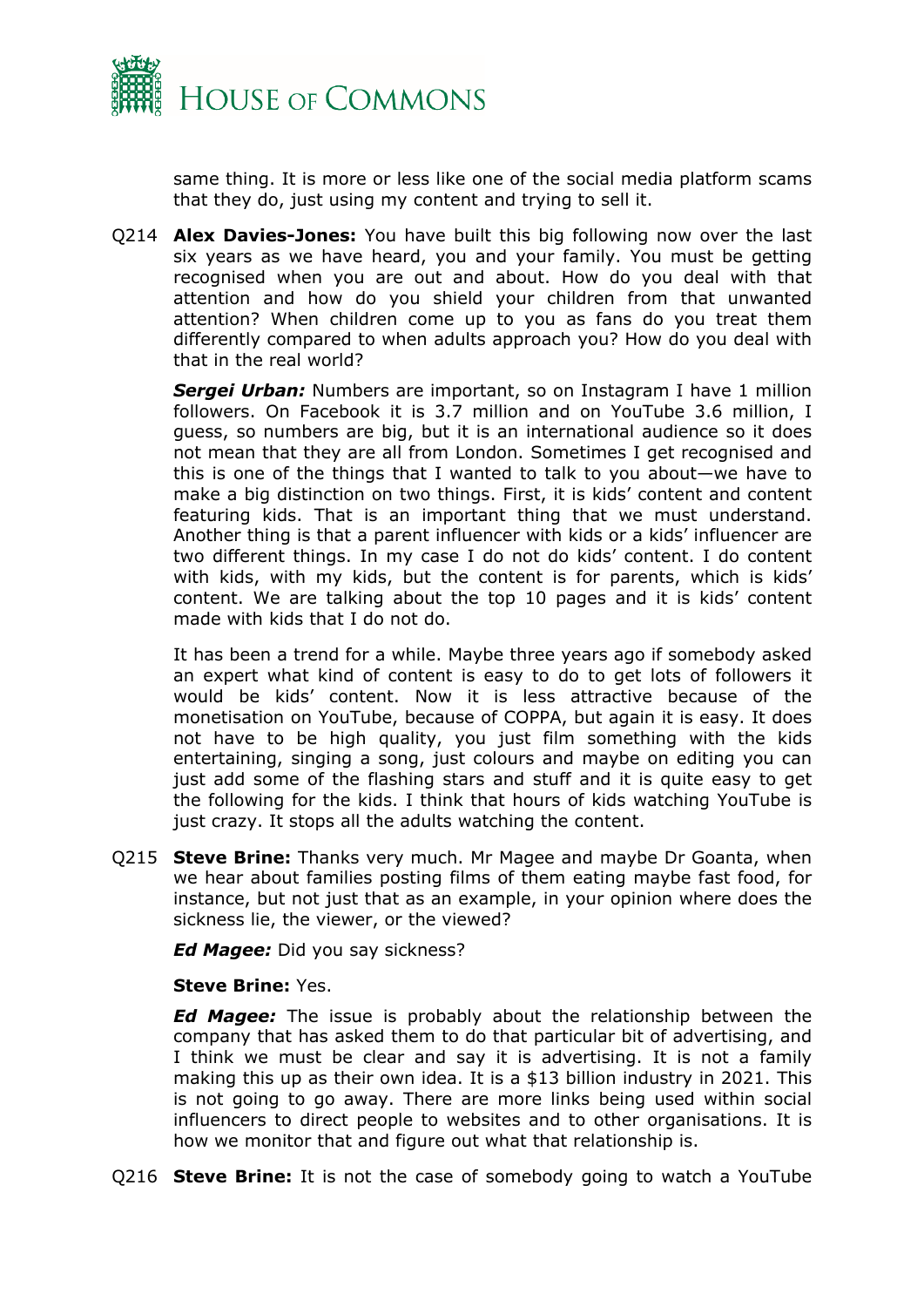same thing. It is more or less like one of the social media platform scams that they do, just using my content and trying to sell it.

Q214 **Alex Davies-Jones:** You have built this big following now over the last six years as we have heard, you and your family. You must be getting recognised when you are out and about. How do you deal with that attention and how do you shield your children from that unwanted attention? When children come up to you as fans do you treat them differently compared to when adults approach you? How do you deal with that in the real world?

***Sergei Urban:*** Numbers are important, so on Instagram I have 1 million followers. On Facebook it is 3.7 million and on YouTube 3.6 million, I guess, so numbers are big, but it is an international audience so it does not mean that they are all from London. Sometimes I get recognised and this is one of the things that I wanted to talk to you about—we have to make a big distinction on two things. First, it is kids' content and content featuring kids. That is an important thing that we must understand. Another thing is that a parent influencer with kids or a kids' influencer are two different things. In my case I do not do kids' content. I do content with kids, with my kids, but the content is for parents, which is kids' content. We are talking about the top 10 pages and it is kids' content made with kids that I do not do.

It has been a trend for a while. Maybe three years ago if somebody asked an expert what kind of content is easy to do to get lots of followers it would be kids' content. Now it is less attractive because of the monetisation on YouTube, because of COPPA, but again it is easy. It does not have to be high quality, you just film something with the kids entertaining, singing a song, just colours and maybe on editing you can just add some of the flashing stars and stuff and it is quite easy to get the following for the kids. I think that hours of kids watching YouTube is just crazy. It stops all the adults watching the content.

Q215 **Steve Brine:** Thanks very much. Mr Magee and maybe Dr Goanta, when we hear about families posting films of them eating maybe fast food, for instance, but not just that as an example, in your opinion where does the sickness lie, the viewer, or the viewed?

***Ed Magee:*** Did you say sickness?

**Steve Brine:** Yes.

***Ed Magee:*** The issue is probably about the relationship between the company that has asked them to do that particular bit of advertising, and I think we must be clear and say it is advertising. It is not a family making this up as their own idea. It is a $13 billion industry in 2021. This is not going to go away. There are more links being used within social influencers to direct people to websites and to other organisations. It is how we monitor that and figure out what that relationship is.

Q216 **Steve Brine:** It is not the case of somebody going to watch a YouTube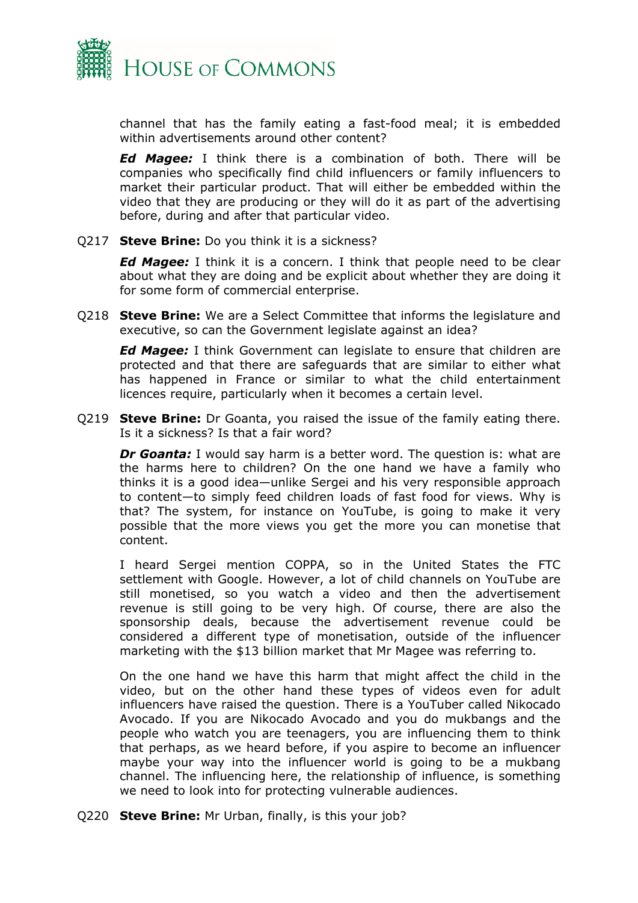channel that has the family eating a fast-food meal; it is embedded within advertisements around other content?

***Ed Magee:*** I think there is a combination of both. There will be companies who specifically find child influencers or family influencers to market their particular product. That will either be embedded within the video that they are producing or they will do it as part of the advertising before, during and after that particular video.

Q217 **Steve Brine:** Do you think it is a sickness?

***Ed Magee:*** I think it is a concern. I think that people need to be clear about what they are doing and be explicit about whether they are doing it for some form of commercial enterprise.

Q218 **Steve Brine:** We are a Select Committee that informs the legislature and executive, so can the Government legislate against an idea?

***Ed Magee:*** I think Government can legislate to ensure that children are protected and that there are safeguards that are similar to either what has happened in France or similar to what the child entertainment licences require, particularly when it becomes a certain level.

Q219 **Steve Brine:** Dr Goanta, you raised the issue of the family eating there. Is it a sickness? Is that a fair word?

***Dr Goanta:*** I would say harm is a better word. The question is: what are the harms here to children? On the one hand we have a family who thinks it is a good idea—unlike Sergei and his very responsible approach to content—to simply feed children loads of fast food for views. Why is that? The system, for instance on YouTube, is going to make it very possible that the more views you get the more you can monetise that content.

I heard Sergei mention COPPA, so in the United States the FTC settlement with Google. However, a lot of child channels on YouTube are still monetised, so you watch a video and then the advertisement revenue is still going to be very high. Of course, there are also the sponsorship deals, because the advertisement revenue could be considered a different type of monetisation, outside of the influencer marketing with the $13 billion market that Mr Magee was referring to.

On the one hand we have this harm that might affect the child in the video, but on the other hand these types of videos even for adult influencers have raised the question. There is a YouTuber called Nikocado Avocado. If you are Nikocado Avocado and you do mukbangs and the people who watch you are teenagers, you are influencing them to think that perhaps, as we heard before, if you aspire to become an influencer maybe your way into the influencer world is going to be a mukbang channel. The influencing here, the relationship of influence, is something we need to look into for protecting vulnerable audiences.

Q220 **Steve Brine:** Mr Urban, finally, is this your job?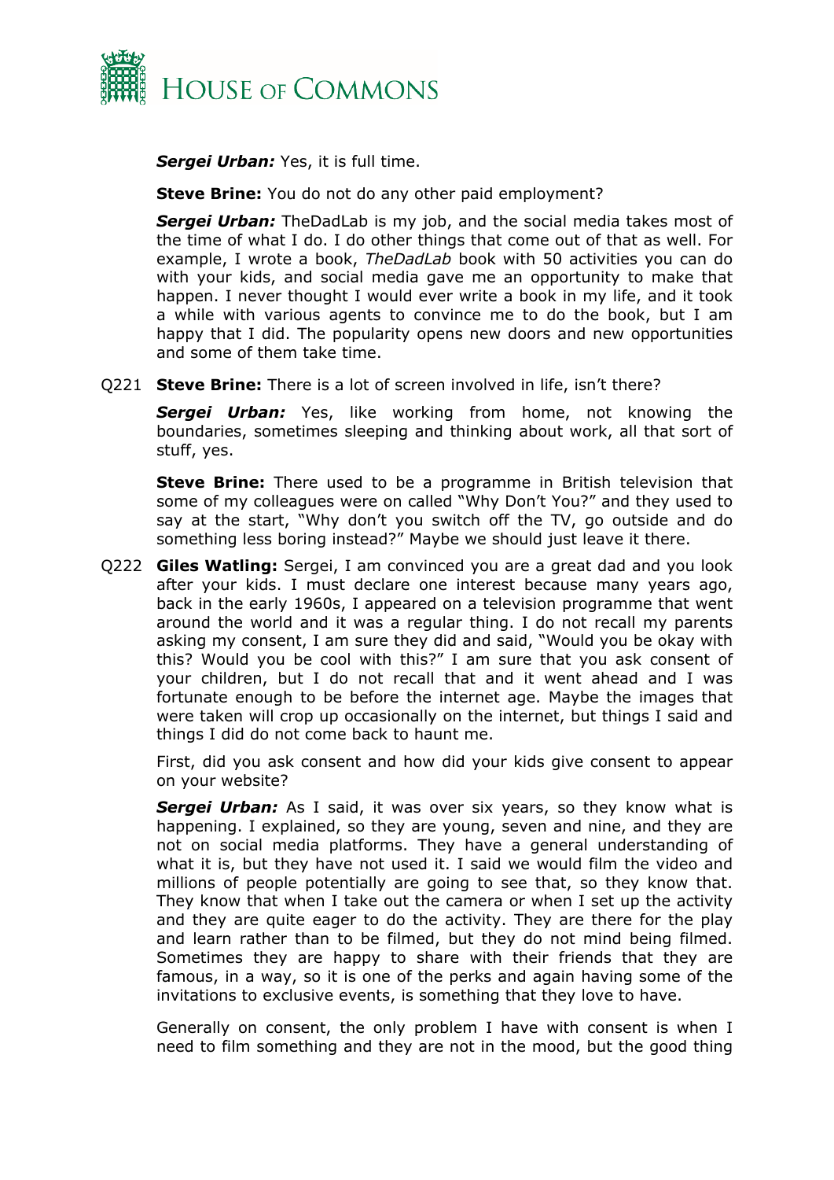***Sergei Urban:*** Yes, it is full time.

**Steve Brine:** You do not do any other paid employment?

***Sergei Urban:*** TheDadLab is my job, and the social media takes most of the time of what I do. I do other things that come out of that as well. For example, I wrote a book, *TheDadLab* book with 50 activities you can do with your kids, and social media gave me an opportunity to make that happen. I never thought I would ever write a book in my life, and it took a while with various agents to convince me to do the book, but I am happy that I did. The popularity opens new doors and new opportunities and some of them take time.

Q221 **Steve Brine:** There is a lot of screen involved in life, isn't there?

***Sergei Urban:*** Yes, like working from home, not knowing the boundaries, sometimes sleeping and thinking about work, all that sort of stuff, yes.

**Steve Brine:** There used to be a programme in British television that some of my colleagues were on called "Why Don't You?" and they used to say at the start, "Why don't you switch off the TV, go outside and do something less boring instead?" Maybe we should just leave it there.

Q222 **Giles Watling:** Sergei, I am convinced you are a great dad and you look after your kids. I must declare one interest because many years ago, back in the early 1960s, I appeared on a television programme that went around the world and it was a regular thing. I do not recall my parents asking my consent, I am sure they did and said, "Would you be okay with this? Would you be cool with this?" I am sure that you ask consent of your children, but I do not recall that and it went ahead and I was fortunate enough to be before the internet age. Maybe the images that were taken will crop up occasionally on the internet, but things I said and things I did do not come back to haunt me.

First, did you ask consent and how did your kids give consent to appear on your website?

***Sergei Urban:*** As I said, it was over six years, so they know what is happening. I explained, so they are young, seven and nine, and they are not on social media platforms. They have a general understanding of what it is, but they have not used it. I said we would film the video and millions of people potentially are going to see that, so they know that. They know that when I take out the camera or when I set up the activity and they are quite eager to do the activity. They are there for the play and learn rather than to be filmed, but they do not mind being filmed. Sometimes they are happy to share with their friends that they are famous, in a way, so it is one of the perks and again having some of the invitations to exclusive events, is something that they love to have.

Generally on consent, the only problem I have with consent is when I need to film something and they are not in the mood, but the good thing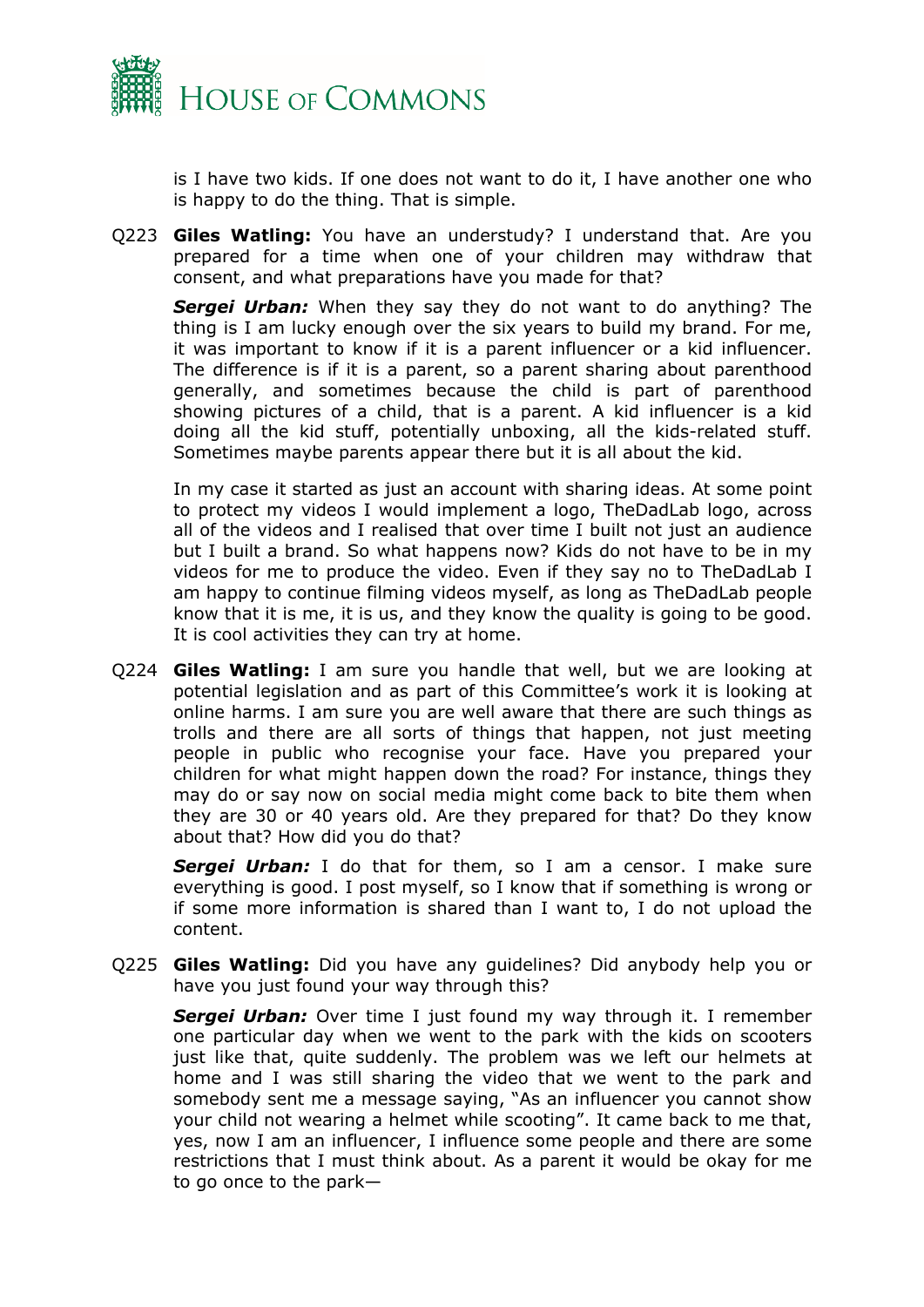is I have two kids. If one does not want to do it, I have another one who is happy to do the thing. That is simple.

Q223 **Giles Watling:** You have an understudy? I understand that. Are you prepared for a time when one of your children may withdraw that consent, and what preparations have you made for that?

***Sergei Urban:*** When they say they do not want to do anything? The thing is I am lucky enough over the six years to build my brand. For me, it was important to know if it is a parent influencer or a kid influencer. The difference is if it is a parent, so a parent sharing about parenthood generally, and sometimes because the child is part of parenthood showing pictures of a child, that is a parent. A kid influencer is a kid doing all the kid stuff, potentially unboxing, all the kids-related stuff. Sometimes maybe parents appear there but it is all about the kid.

In my case it started as just an account with sharing ideas. At some point to protect my videos I would implement a logo, TheDadLab logo, across all of the videos and I realised that over time I built not just an audience but I built a brand. So what happens now? Kids do not have to be in my videos for me to produce the video. Even if they say no to TheDadLab I am happy to continue filming videos myself, as long as TheDadLab people know that it is me, it is us, and they know the quality is going to be good. It is cool activities they can try at home.

Q224 **Giles Watling:** I am sure you handle that well, but we are looking at potential legislation and as part of this Committee's work it is looking at online harms. I am sure you are well aware that there are such things as trolls and there are all sorts of things that happen, not just meeting people in public who recognise your face. Have you prepared your children for what might happen down the road? For instance, things they may do or say now on social media might come back to bite them when they are 30 or 40 years old. Are they prepared for that? Do they know about that? How did you do that?

***Sergei Urban:*** I do that for them, so I am a censor. I make sure everything is good. I post myself, so I know that if something is wrong or if some more information is shared than I want to, I do not upload the content.

Q225 **Giles Watling:** Did you have any guidelines? Did anybody help you or have you just found your way through this?

***Sergei Urban:*** Over time I just found my way through it. I remember one particular day when we went to the park with the kids on scooters just like that, quite suddenly. The problem was we left our helmets at home and I was still sharing the video that we went to the park and somebody sent me a message saying, "As an influencer you cannot show your child not wearing a helmet while scooting". It came back to me that, yes, now I am an influencer, I influence some people and there are some restrictions that I must think about. As a parent it would be okay for me to go once to the park—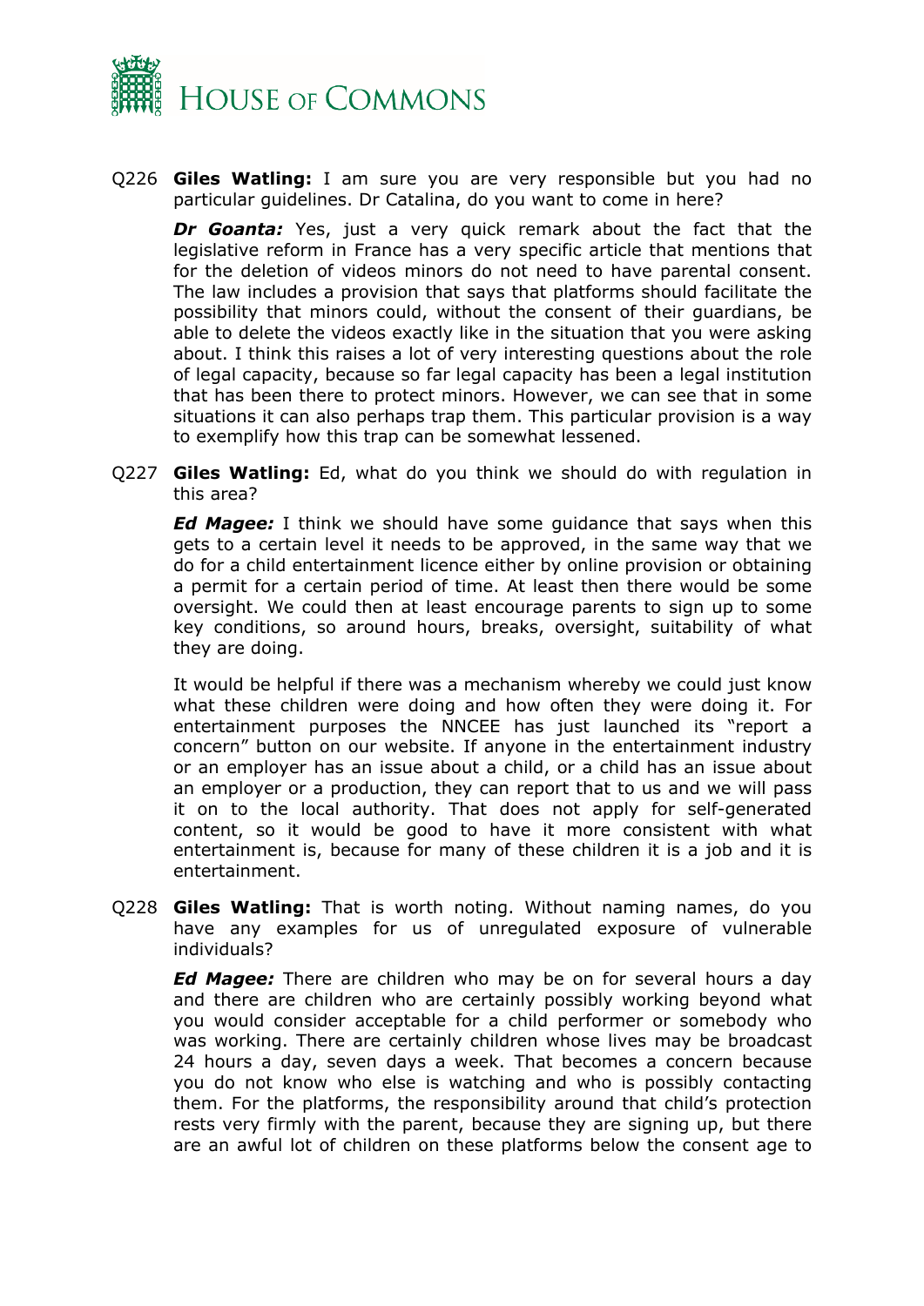Q226 **Giles Watling:** I am sure you are very responsible but you had no particular guidelines. Dr Catalina, do you want to come in here?

***Dr Goanta:*** Yes, just a very quick remark about the fact that the legislative reform in France has a very specific article that mentions that for the deletion of videos minors do not need to have parental consent. The law includes a provision that says that platforms should facilitate the possibility that minors could, without the consent of their guardians, be able to delete the videos exactly like in the situation that you were asking about. I think this raises a lot of very interesting questions about the role of legal capacity, because so far legal capacity has been a legal institution that has been there to protect minors. However, we can see that in some situations it can also perhaps trap them. This particular provision is a way to exemplify how this trap can be somewhat lessened.

Q227 **Giles Watling:** Ed, what do you think we should do with regulation in this area?

***Ed Magee:*** I think we should have some guidance that says when this gets to a certain level it needs to be approved, in the same way that we do for a child entertainment licence either by online provision or obtaining a permit for a certain period of time. At least then there would be some oversight. We could then at least encourage parents to sign up to some key conditions, so around hours, breaks, oversight, suitability of what they are doing.

It would be helpful if there was a mechanism whereby we could just know what these children were doing and how often they were doing it. For entertainment purposes the NNCEE has just launched its "report a concern" button on our website. If anyone in the entertainment industry or an employer has an issue about a child, or a child has an issue about an employer or a production, they can report that to us and we will pass it on to the local authority. That does not apply for self-generated content, so it would be good to have it more consistent with what entertainment is, because for many of these children it is a job and it is entertainment.

Q228 **Giles Watling:** That is worth noting. Without naming names, do you have any examples for us of unregulated exposure of vulnerable individuals?

***Ed Magee:*** There are children who may be on for several hours a day and there are children who are certainly possibly working beyond what you would consider acceptable for a child performer or somebody who was working. There are certainly children whose lives may be broadcast 24 hours a day, seven days a week. That becomes a concern because you do not know who else is watching and who is possibly contacting them. For the platforms, the responsibility around that child's protection rests very firmly with the parent, because they are signing up, but there are an awful lot of children on these platforms below the consent age to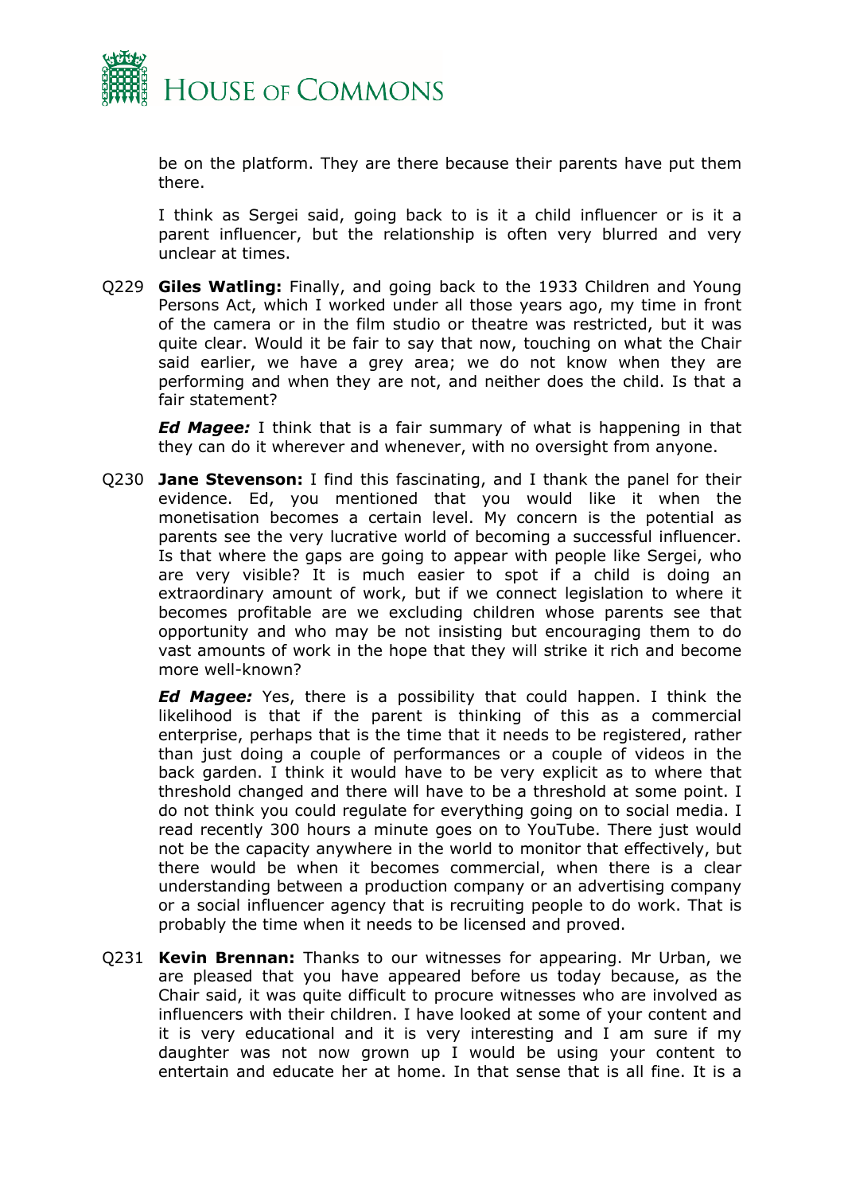be on the platform. They are there because their parents have put them there.

I think as Sergei said, going back to is it a child influencer or is it a parent influencer, but the relationship is often very blurred and very unclear at times.

Q229 **Giles Watling:** Finally, and going back to the 1933 Children and Young Persons Act, which I worked under all those years ago, my time in front of the camera or in the film studio or theatre was restricted, but it was quite clear. Would it be fair to say that now, touching on what the Chair said earlier, we have a grey area; we do not know when they are performing and when they are not, and neither does the child. Is that a fair statement?

***Ed Magee:*** I think that is a fair summary of what is happening in that they can do it wherever and whenever, with no oversight from anyone.

Q230 **Jane Stevenson:** I find this fascinating, and I thank the panel for their evidence. Ed, you mentioned that you would like it when the monetisation becomes a certain level. My concern is the potential as parents see the very lucrative world of becoming a successful influencer. Is that where the gaps are going to appear with people like Sergei, who are very visible? It is much easier to spot if a child is doing an extraordinary amount of work, but if we connect legislation to where it becomes profitable are we excluding children whose parents see that opportunity and who may be not insisting but encouraging them to do vast amounts of work in the hope that they will strike it rich and become more well-known?

***Ed Magee:*** Yes, there is a possibility that could happen. I think the likelihood is that if the parent is thinking of this as a commercial enterprise, perhaps that is the time that it needs to be registered, rather than just doing a couple of performances or a couple of videos in the back garden. I think it would have to be very explicit as to where that threshold changed and there will have to be a threshold at some point. I do not think you could regulate for everything going on to social media. I read recently 300 hours a minute goes on to YouTube. There just would not be the capacity anywhere in the world to monitor that effectively, but there would be when it becomes commercial, when there is a clear understanding between a production company or an advertising company or a social influencer agency that is recruiting people to do work. That is probably the time when it needs to be licensed and proved.

Q231 **Kevin Brennan:** Thanks to our witnesses for appearing. Mr Urban, we are pleased that you have appeared before us today because, as the Chair said, it was quite difficult to procure witnesses who are involved as influencers with their children. I have looked at some of your content and it is very educational and it is very interesting and I am sure if my daughter was not now grown up I would be using your content to entertain and educate her at home. In that sense that is all fine. It is a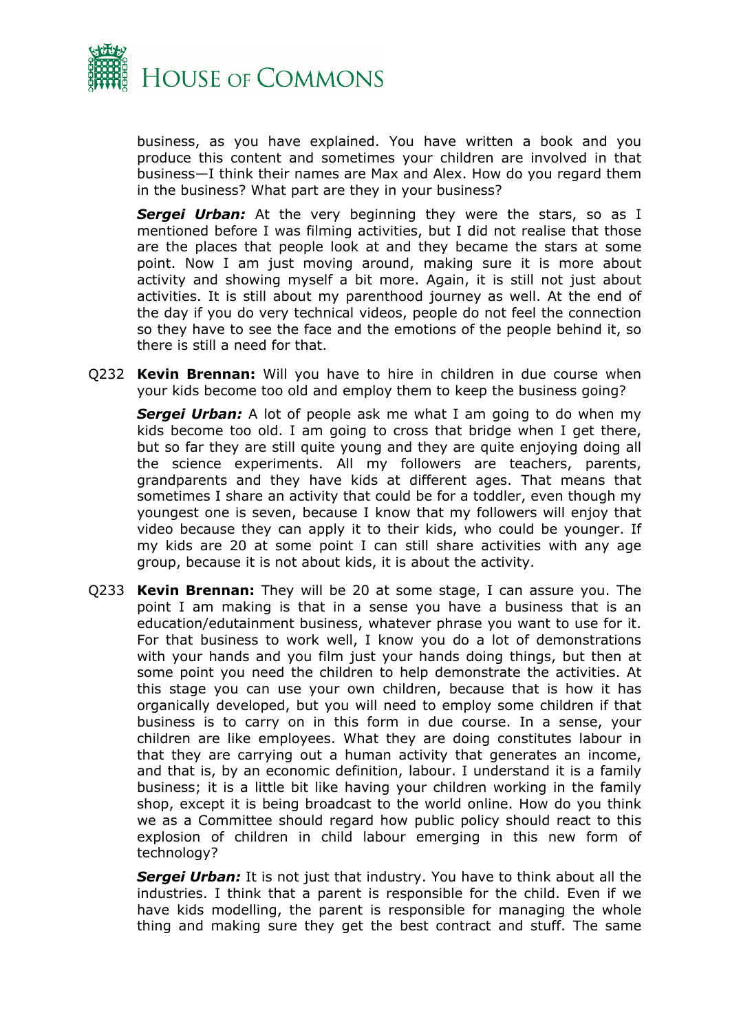business, as you have explained. You have written a book and you produce this content and sometimes your children are involved in that business—I think their names are Max and Alex. How do you regard them in the business? What part are they in your business?

***Sergei Urban:*** At the very beginning they were the stars, so as I mentioned before I was filming activities, but I did not realise that those are the places that people look at and they became the stars at some point. Now I am just moving around, making sure it is more about activity and showing myself a bit more. Again, it is still not just about activities. It is still about my parenthood journey as well. At the end of the day if you do very technical videos, people do not feel the connection so they have to see the face and the emotions of the people behind it, so there is still a need for that.

Q232 **Kevin Brennan:** Will you have to hire in children in due course when your kids become too old and employ them to keep the business going?

***Sergei Urban:*** A lot of people ask me what I am going to do when my kids become too old. I am going to cross that bridge when I get there, but so far they are still quite young and they are quite enjoying doing all the science experiments. All my followers are teachers, parents, grandparents and they have kids at different ages. That means that sometimes I share an activity that could be for a toddler, even though my youngest one is seven, because I know that my followers will enjoy that video because they can apply it to their kids, who could be younger. If my kids are 20 at some point I can still share activities with any age group, because it is not about kids, it is about the activity.

Q233 **Kevin Brennan:** They will be 20 at some stage, I can assure you. The point I am making is that in a sense you have a business that is an education/edutainment business, whatever phrase you want to use for it. For that business to work well, I know you do a lot of demonstrations with your hands and you film just your hands doing things, but then at some point you need the children to help demonstrate the activities. At this stage you can use your own children, because that is how it has organically developed, but you will need to employ some children if that business is to carry on in this form in due course. In a sense, your children are like employees. What they are doing constitutes labour in that they are carrying out a human activity that generates an income, and that is, by an economic definition, labour. I understand it is a family business; it is a little bit like having your children working in the family shop, except it is being broadcast to the world online. How do you think we as a Committee should regard how public policy should react to this explosion of children in child labour emerging in this new form of technology?

***Sergei Urban:*** It is not just that industry. You have to think about all the industries. I think that a parent is responsible for the child. Even if we have kids modelling, the parent is responsible for managing the whole thing and making sure they get the best contract and stuff. The same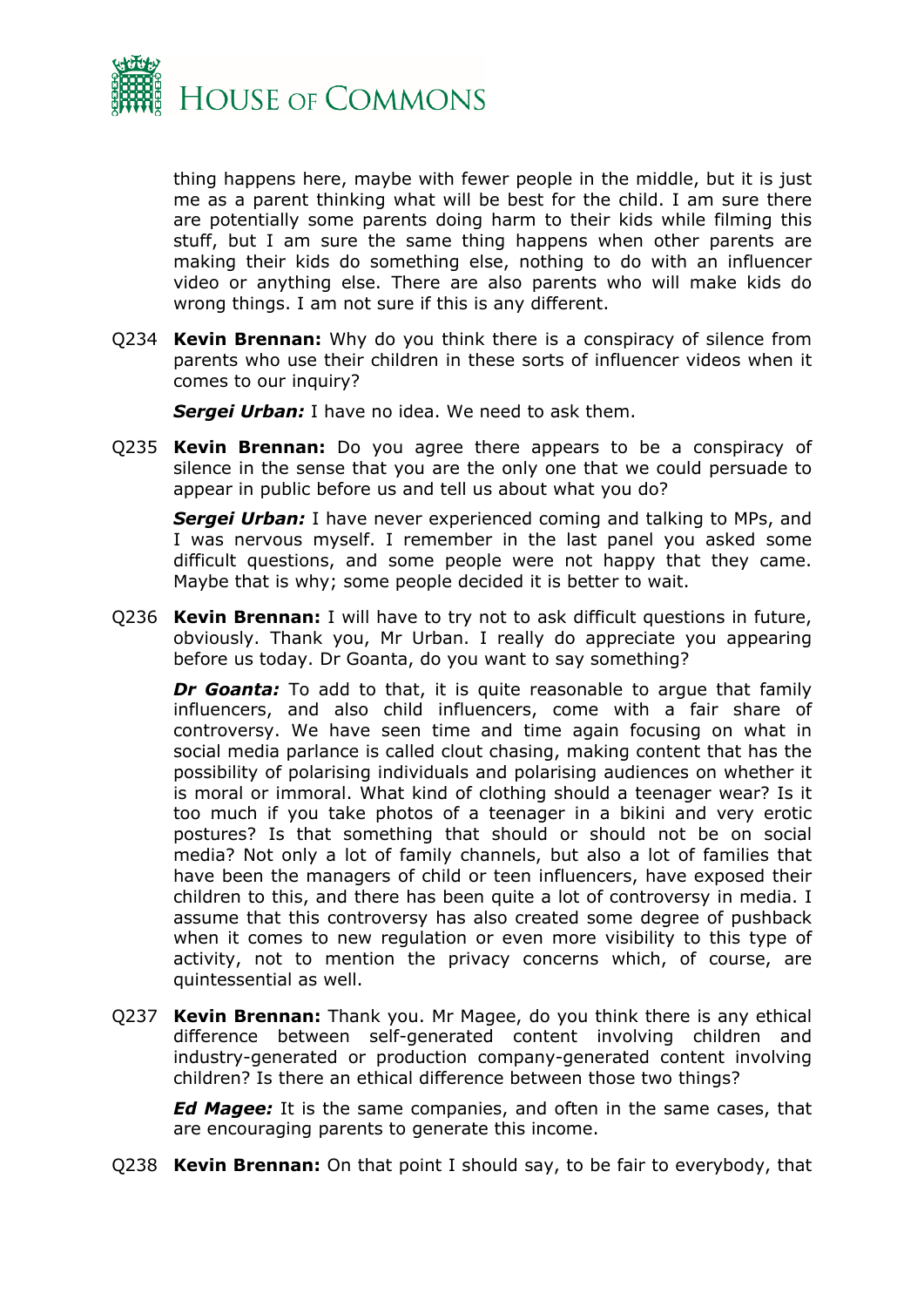thing happens here, maybe with fewer people in the middle, but it is just me as a parent thinking what will be best for the child. I am sure there are potentially some parents doing harm to their kids while filming this stuff, but I am sure the same thing happens when other parents are making their kids do something else, nothing to do with an influencer video or anything else. There are also parents who will make kids do wrong things. I am not sure if this is any different.

Q234 **Kevin Brennan:** Why do you think there is a conspiracy of silence from parents who use their children in these sorts of influencer videos when it comes to our inquiry?

***Sergei Urban:*** I have no idea. We need to ask them.

Q235 **Kevin Brennan:** Do you agree there appears to be a conspiracy of silence in the sense that you are the only one that we could persuade to appear in public before us and tell us about what you do?

***Sergei Urban:*** I have never experienced coming and talking to MPs, and I was nervous myself. I remember in the last panel you asked some difficult questions, and some people were not happy that they came. Maybe that is why; some people decided it is better to wait.

Q236 **Kevin Brennan:** I will have to try not to ask difficult questions in future, obviously. Thank you, Mr Urban. I really do appreciate you appearing before us today. Dr Goanta, do you want to say something?

***Dr Goanta:*** To add to that, it is quite reasonable to argue that family influencers, and also child influencers, come with a fair share of controversy. We have seen time and time again focusing on what in social media parlance is called clout chasing, making content that has the possibility of polarising individuals and polarising audiences on whether it is moral or immoral. What kind of clothing should a teenager wear? Is it too much if you take photos of a teenager in a bikini and very erotic postures? Is that something that should or should not be on social media? Not only a lot of family channels, but also a lot of families that have been the managers of child or teen influencers, have exposed their children to this, and there has been quite a lot of controversy in media. I assume that this controversy has also created some degree of pushback when it comes to new regulation or even more visibility to this type of activity, not to mention the privacy concerns which, of course, are quintessential as well.

Q237 **Kevin Brennan:** Thank you. Mr Magee, do you think there is any ethical difference between self-generated content involving children and industry-generated or production company-generated content involving children? Is there an ethical difference between those two things?

***Ed Magee:*** It is the same companies, and often in the same cases, that are encouraging parents to generate this income.

Q238 **Kevin Brennan:** On that point I should say, to be fair to everybody, that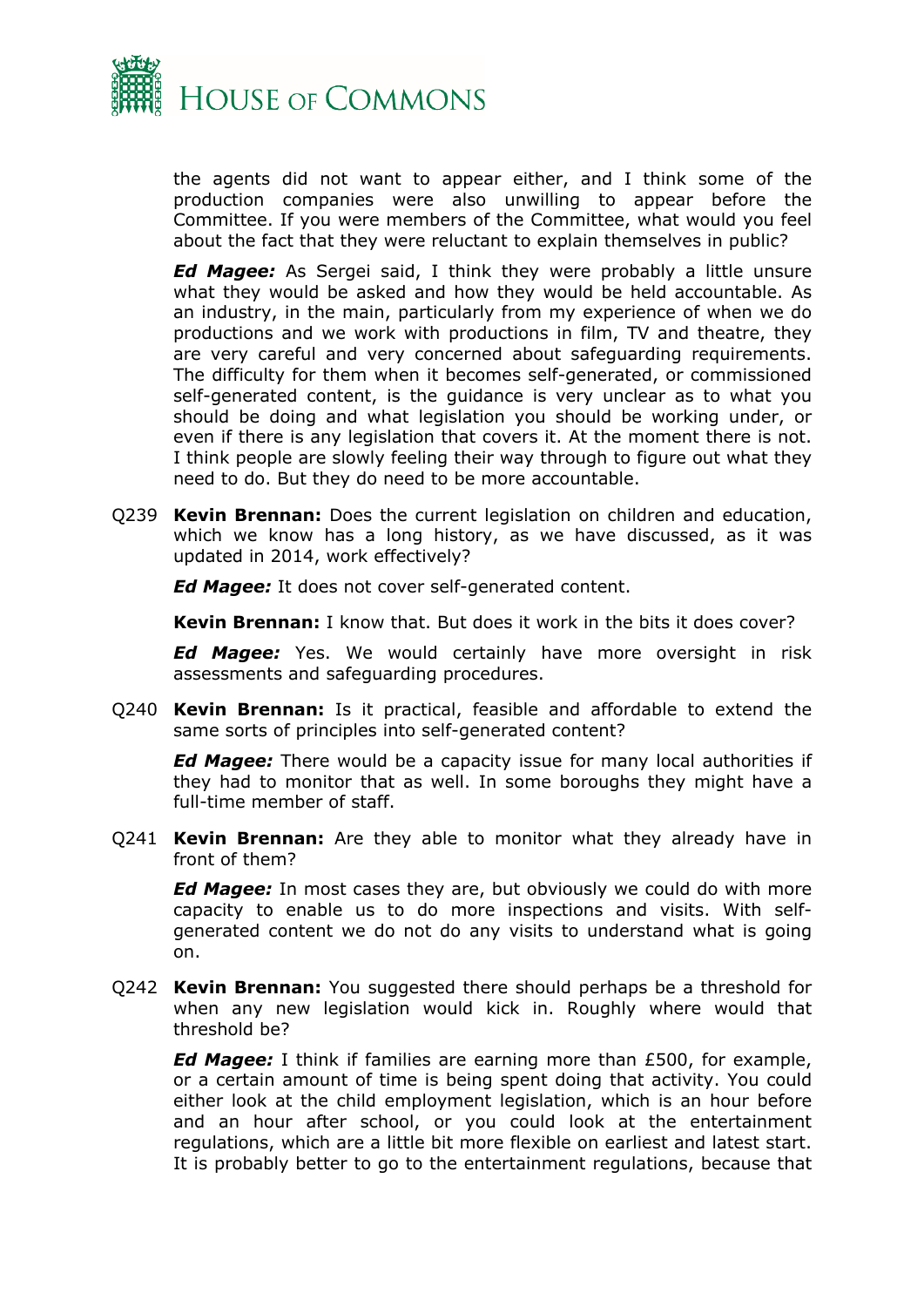the agents did not want to appear either, and I think some of the production companies were also unwilling to appear before the Committee. If you were members of the Committee, what would you feel about the fact that they were reluctant to explain themselves in public?

***Ed Magee:*** As Sergei said, I think they were probably a little unsure what they would be asked and how they would be held accountable. As an industry, in the main, particularly from my experience of when we do productions and we work with productions in film, TV and theatre, they are very careful and very concerned about safeguarding requirements. The difficulty for them when it becomes self-generated, or commissioned self-generated content, is the guidance is very unclear as to what you should be doing and what legislation you should be working under, or even if there is any legislation that covers it. At the moment there is not. I think people are slowly feeling their way through to figure out what they need to do. But they do need to be more accountable.

Q239 **Kevin Brennan:** Does the current legislation on children and education, which we know has a long history, as we have discussed, as it was updated in 2014, work effectively?

***Ed Magee:*** It does not cover self-generated content.

**Kevin Brennan:** I know that. But does it work in the bits it does cover?

***Ed Magee:*** Yes. We would certainly have more oversight in risk assessments and safeguarding procedures.

Q240 **Kevin Brennan:** Is it practical, feasible and affordable to extend the same sorts of principles into self-generated content?

***Ed Magee:*** There would be a capacity issue for many local authorities if they had to monitor that as well. In some boroughs they might have a full-time member of staff.

Q241 **Kevin Brennan:** Are they able to monitor what they already have in front of them?

***Ed Magee:*** In most cases they are, but obviously we could do with more capacity to enable us to do more inspections and visits. With self-generated content we do not do any visits to understand what is going on.

Q242 **Kevin Brennan:** You suggested there should perhaps be a threshold for when any new legislation would kick in. Roughly where would that threshold be?

***Ed Magee:*** I think if families are earning more than £500, for example, or a certain amount of time is being spent doing that activity. You could either look at the child employment legislation, which is an hour before and an hour after school, or you could look at the entertainment regulations, which are a little bit more flexible on earliest and latest start. It is probably better to go to the entertainment regulations, because that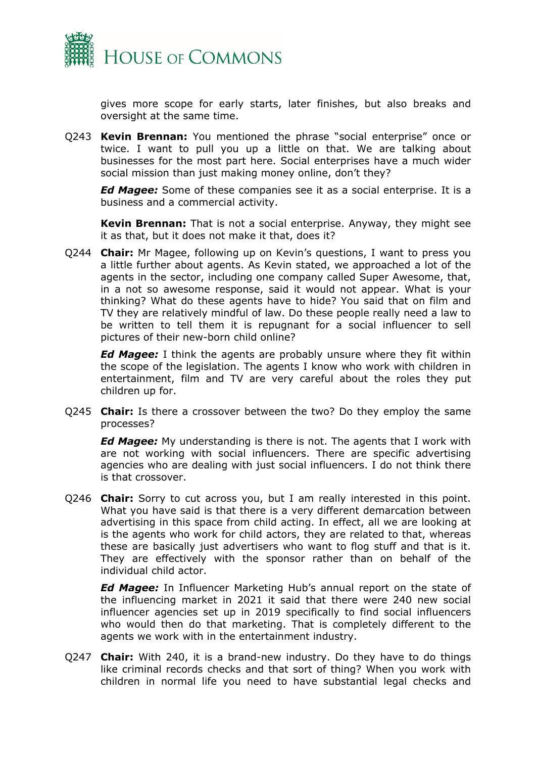gives more scope for early starts, later finishes, but also breaks and oversight at the same time.

Q243 **Kevin Brennan:** You mentioned the phrase "social enterprise" once or twice. I want to pull you up a little on that. We are talking about businesses for the most part here. Social enterprises have a much wider social mission than just making money online, don't they?

***Ed Magee:*** Some of these companies see it as a social enterprise. It is a business and a commercial activity.

**Kevin Brennan:** That is not a social enterprise. Anyway, they might see it as that, but it does not make it that, does it?

Q244 **Chair:** Mr Magee, following up on Kevin's questions, I want to press you a little further about agents. As Kevin stated, we approached a lot of the agents in the sector, including one company called Super Awesome, that, in a not so awesome response, said it would not appear. What is your thinking? What do these agents have to hide? You said that on film and TV they are relatively mindful of law. Do these people really need a law to be written to tell them it is repugnant for a social influencer to sell pictures of their new-born child online?

***Ed Magee:*** I think the agents are probably unsure where they fit within the scope of the legislation. The agents I know who work with children in entertainment, film and TV are very careful about the roles they put children up for.

Q245 **Chair:** Is there a crossover between the two? Do they employ the same processes?

***Ed Magee:*** My understanding is there is not. The agents that I work with are not working with social influencers. There are specific advertising agencies who are dealing with just social influencers. I do not think there is that crossover.

Q246 **Chair:** Sorry to cut across you, but I am really interested in this point. What you have said is that there is a very different demarcation between advertising in this space from child acting. In effect, all we are looking at is the agents who work for child actors, they are related to that, whereas these are basically just advertisers who want to flog stuff and that is it. They are effectively with the sponsor rather than on behalf of the individual child actor.

***Ed Magee:*** In Influencer Marketing Hub's annual report on the state of the influencing market in 2021 it said that there were 240 new social influencer agencies set up in 2019 specifically to find social influencers who would then do that marketing. That is completely different to the agents we work with in the entertainment industry.

Q247 **Chair:** With 240, it is a brand-new industry. Do they have to do things like criminal records checks and that sort of thing? When you work with children in normal life you need to have substantial legal checks and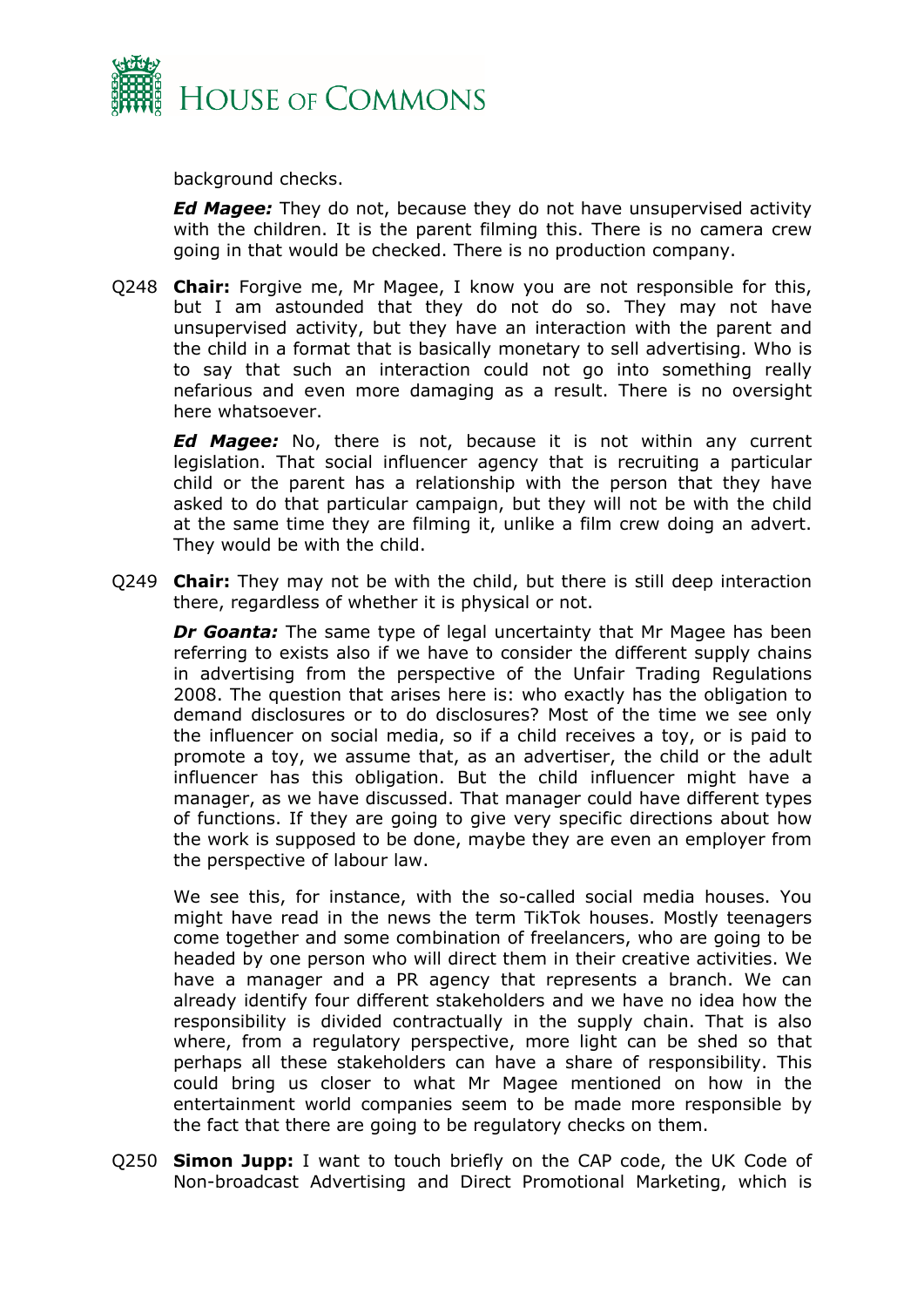background checks.

***Ed Magee:*** They do not, because they do not have unsupervised activity with the children. It is the parent filming this. There is no camera crew going in that would be checked. There is no production company.

Q248 **Chair:** Forgive me, Mr Magee, I know you are not responsible for this, but I am astounded that they do not do so. They may not have unsupervised activity, but they have an interaction with the parent and the child in a format that is basically monetary to sell advertising. Who is to say that such an interaction could not go into something really nefarious and even more damaging as a result. There is no oversight here whatsoever.

***Ed Magee:*** No, there is not, because it is not within any current legislation. That social influencer agency that is recruiting a particular child or the parent has a relationship with the person that they have asked to do that particular campaign, but they will not be with the child at the same time they are filming it, unlike a film crew doing an advert. They would be with the child.

Q249 **Chair:** They may not be with the child, but there is still deep interaction there, regardless of whether it is physical or not.

***Dr Goanta:*** The same type of legal uncertainty that Mr Magee has been referring to exists also if we have to consider the different supply chains in advertising from the perspective of the Unfair Trading Regulations 2008. The question that arises here is: who exactly has the obligation to demand disclosures or to do disclosures? Most of the time we see only the influencer on social media, so if a child receives a toy, or is paid to promote a toy, we assume that, as an advertiser, the child or the adult influencer has this obligation. But the child influencer might have a manager, as we have discussed. That manager could have different types of functions. If they are going to give very specific directions about how the work is supposed to be done, maybe they are even an employer from the perspective of labour law.

We see this, for instance, with the so-called social media houses. You might have read in the news the term TikTok houses. Mostly teenagers come together and some combination of freelancers, who are going to be headed by one person who will direct them in their creative activities. We have a manager and a PR agency that represents a branch. We can already identify four different stakeholders and we have no idea how the responsibility is divided contractually in the supply chain. That is also where, from a regulatory perspective, more light can be shed so that perhaps all these stakeholders can have a share of responsibility. This could bring us closer to what Mr Magee mentioned on how in the entertainment world companies seem to be made more responsible by the fact that there are going to be regulatory checks on them.

Q250 **Simon Jupp:** I want to touch briefly on the CAP code, the UK Code of Non-broadcast Advertising and Direct Promotional Marketing, which is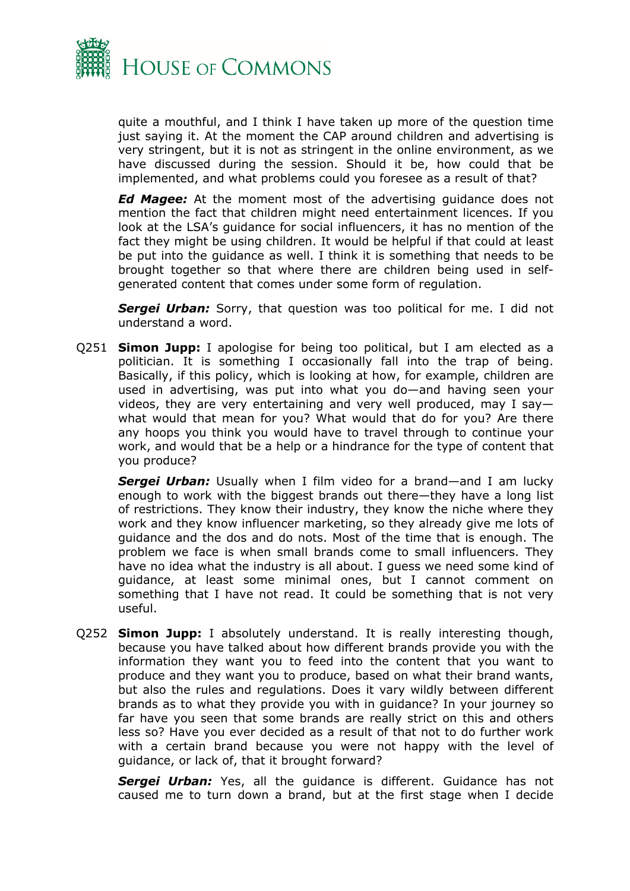quite a mouthful, and I think I have taken up more of the question time just saying it. At the moment the CAP around children and advertising is very stringent, but it is not as stringent in the online environment, as we have discussed during the session. Should it be, how could that be implemented, and what problems could you foresee as a result of that?

***Ed Magee:*** At the moment most of the advertising guidance does not mention the fact that children might need entertainment licences. If you look at the LSA's guidance for social influencers, it has no mention of the fact they might be using children. It would be helpful if that could at least be put into the guidance as well. I think it is something that needs to be brought together so that where there are children being used in self-generated content that comes under some form of regulation.

***Sergei Urban:*** Sorry, that question was too political for me. I did not understand a word.

Q251 **Simon Jupp:** I apologise for being too political, but I am elected as a politician. It is something I occasionally fall into the trap of being. Basically, if this policy, which is looking at how, for example, children are used in advertising, was put into what you do—and having seen your videos, they are very entertaining and very well produced, may I say—what would that mean for you? What would that do for you? Are there any hoops you think you would have to travel through to continue your work, and would that be a help or a hindrance for the type of content that you produce?

***Sergei Urban:*** Usually when I film video for a brand—and I am lucky enough to work with the biggest brands out there—they have a long list of restrictions. They know their industry, they know the niche where they work and they know influencer marketing, so they already give me lots of guidance and the dos and do nots. Most of the time that is enough. The problem we face is when small brands come to small influencers. They have no idea what the industry is all about. I guess we need some kind of guidance, at least some minimal ones, but I cannot comment on something that I have not read. It could be something that is not very useful.

Q252 **Simon Jupp:** I absolutely understand. It is really interesting though, because you have talked about how different brands provide you with the information they want you to feed into the content that you want to produce and they want you to produce, based on what their brand wants, but also the rules and regulations. Does it vary wildly between different brands as to what they provide you with in guidance? In your journey so far have you seen that some brands are really strict on this and others less so? Have you ever decided as a result of that not to do further work with a certain brand because you were not happy with the level of guidance, or lack of, that it brought forward?

***Sergei Urban:*** Yes, all the guidance is different. Guidance has not caused me to turn down a brand, but at the first stage when I decide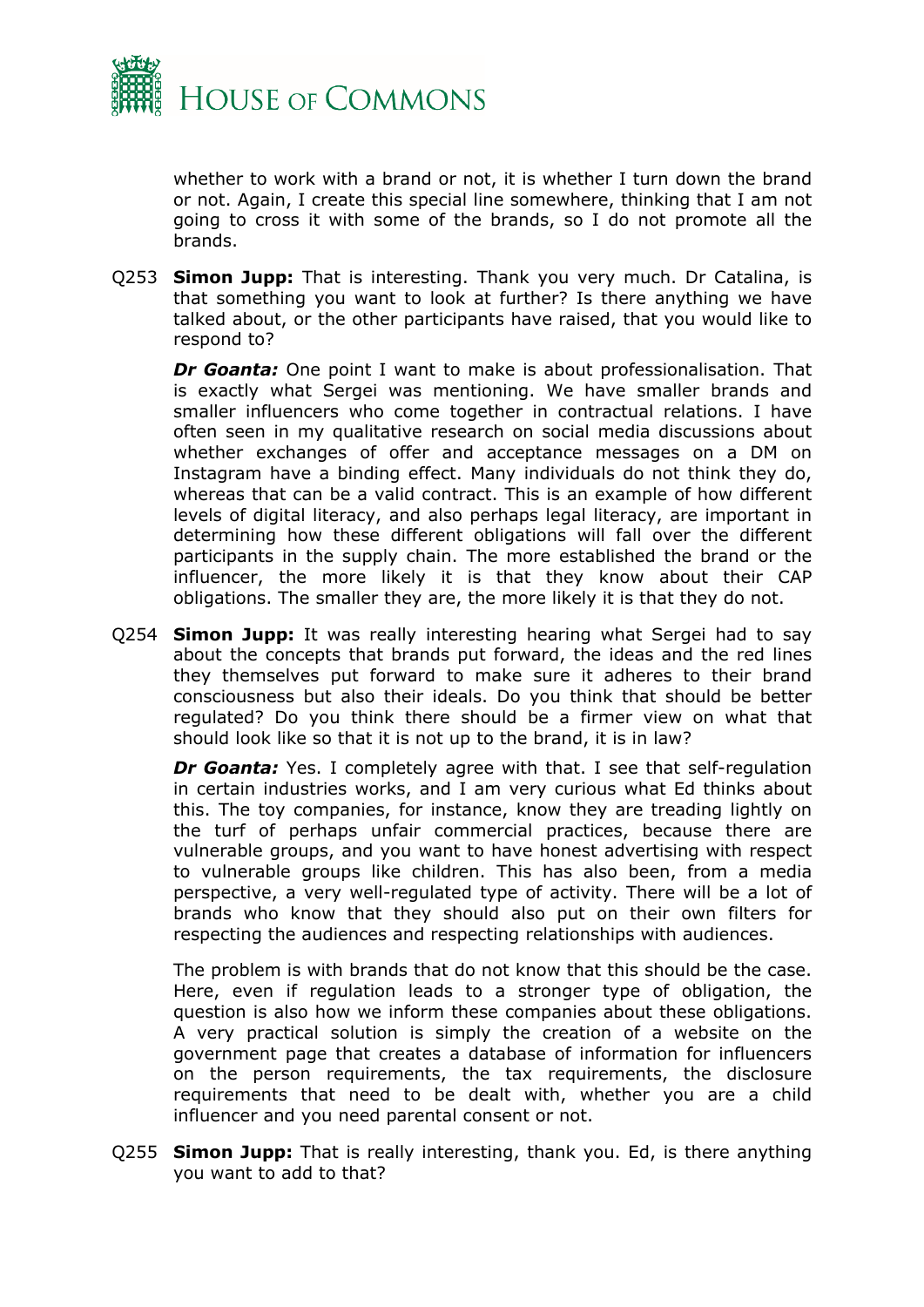whether to work with a brand or not, it is whether I turn down the brand or not. Again, I create this special line somewhere, thinking that I am not going to cross it with some of the brands, so I do not promote all the brands.

Q253 **Simon Jupp:** That is interesting. Thank you very much. Dr Catalina, is that something you want to look at further? Is there anything we have talked about, or the other participants have raised, that you would like to respond to?

***Dr Goanta:*** One point I want to make is about professionalisation. That is exactly what Sergei was mentioning. We have smaller brands and smaller influencers who come together in contractual relations. I have often seen in my qualitative research on social media discussions about whether exchanges of offer and acceptance messages on a DM on Instagram have a binding effect. Many individuals do not think they do, whereas that can be a valid contract. This is an example of how different levels of digital literacy, and also perhaps legal literacy, are important in determining how these different obligations will fall over the different participants in the supply chain. The more established the brand or the influencer, the more likely it is that they know about their CAP obligations. The smaller they are, the more likely it is that they do not.

Q254 **Simon Jupp:** It was really interesting hearing what Sergei had to say about the concepts that brands put forward, the ideas and the red lines they themselves put forward to make sure it adheres to their brand consciousness but also their ideals. Do you think that should be better regulated? Do you think there should be a firmer view on what that should look like so that it is not up to the brand, it is in law?

***Dr Goanta:*** Yes. I completely agree with that. I see that self-regulation in certain industries works, and I am very curious what Ed thinks about this. The toy companies, for instance, know they are treading lightly on the turf of perhaps unfair commercial practices, because there are vulnerable groups, and you want to have honest advertising with respect to vulnerable groups like children. This has also been, from a media perspective, a very well-regulated type of activity. There will be a lot of brands who know that they should also put on their own filters for respecting the audiences and respecting relationships with audiences.

The problem is with brands that do not know that this should be the case. Here, even if regulation leads to a stronger type of obligation, the question is also how we inform these companies about these obligations. A very practical solution is simply the creation of a website on the government page that creates a database of information for influencers on the person requirements, the tax requirements, the disclosure requirements that need to be dealt with, whether you are a child influencer and you need parental consent or not.

Q255 **Simon Jupp:** That is really interesting, thank you. Ed, is there anything you want to add to that?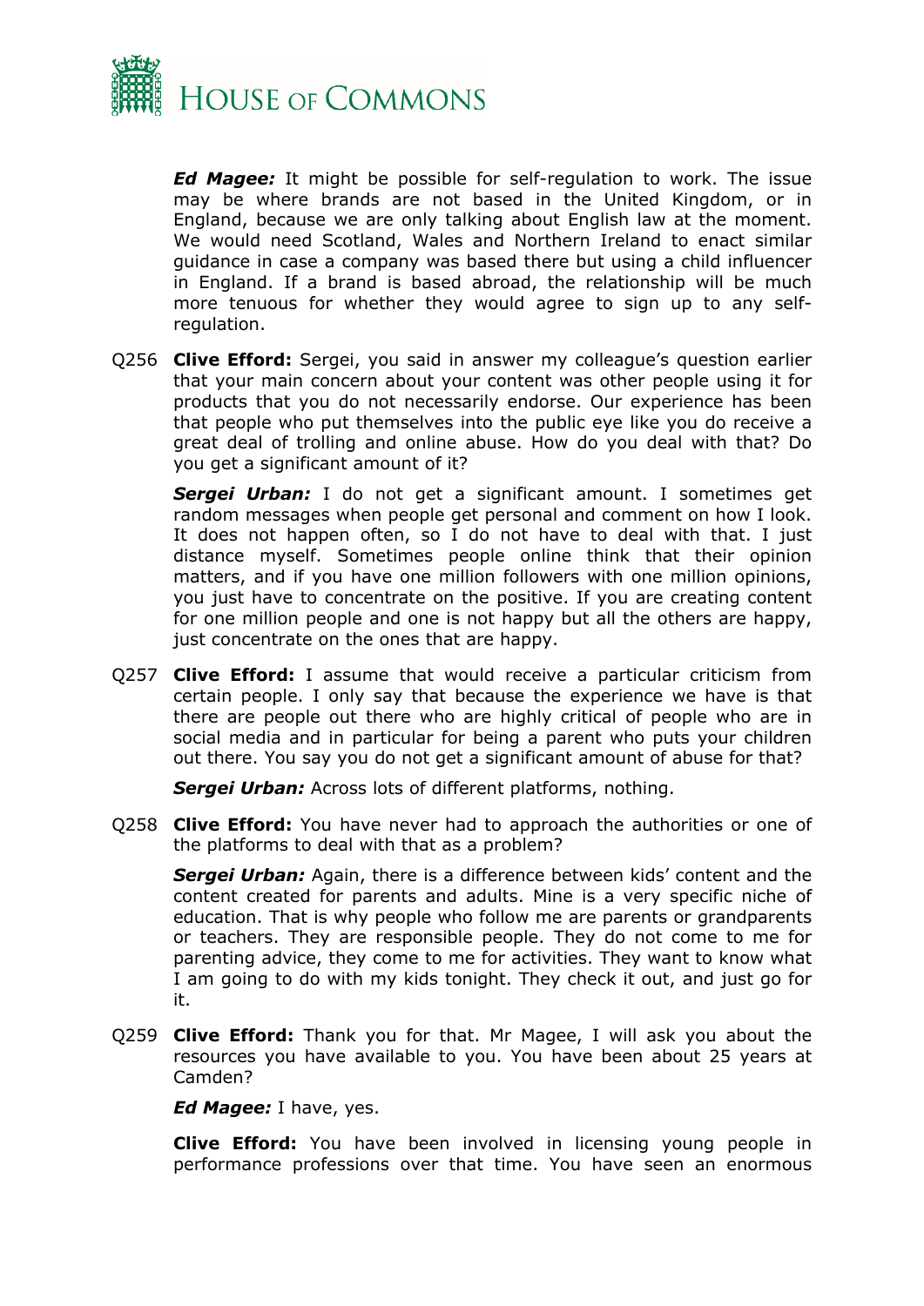***Ed Magee:*** It might be possible for self-regulation to work. The issue may be where brands are not based in the United Kingdom, or in England, because we are only talking about English law at the moment. We would need Scotland, Wales and Northern Ireland to enact similar guidance in case a company was based there but using a child influencer in England. If a brand is based abroad, the relationship will be much more tenuous for whether they would agree to sign up to any self-regulation.

Q256 **Clive Efford:** Sergei, you said in answer my colleague's question earlier that your main concern about your content was other people using it for products that you do not necessarily endorse. Our experience has been that people who put themselves into the public eye like you do receive a great deal of trolling and online abuse. How do you deal with that? Do you get a significant amount of it?

***Sergei Urban:*** I do not get a significant amount. I sometimes get random messages when people get personal and comment on how I look. It does not happen often, so I do not have to deal with that. I just distance myself. Sometimes people online think that their opinion matters, and if you have one million followers with one million opinions, you just have to concentrate on the positive. If you are creating content for one million people and one is not happy but all the others are happy, just concentrate on the ones that are happy.

Q257 **Clive Efford:** I assume that would receive a particular criticism from certain people. I only say that because the experience we have is that there are people out there who are highly critical of people who are in social media and in particular for being a parent who puts your children out there. You say you do not get a significant amount of abuse for that?

***Sergei Urban:*** Across lots of different platforms, nothing.

Q258 **Clive Efford:** You have never had to approach the authorities or one of the platforms to deal with that as a problem?

***Sergei Urban:*** Again, there is a difference between kids' content and the content created for parents and adults. Mine is a very specific niche of education. That is why people who follow me are parents or grandparents or teachers. They are responsible people. They do not come to me for parenting advice, they come to me for activities. They want to know what I am going to do with my kids tonight. They check it out, and just go for it.

Q259 **Clive Efford:** Thank you for that. Mr Magee, I will ask you about the resources you have available to you. You have been about 25 years at Camden?

***Ed Magee:*** I have, yes.

**Clive Efford:** You have been involved in licensing young people in performance professions over that time. You have seen an enormous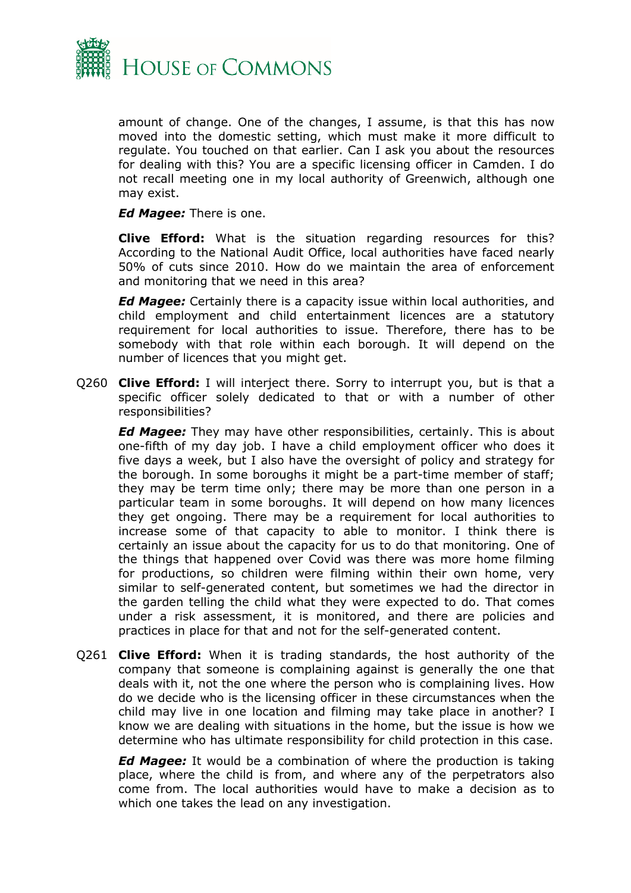amount of change. One of the changes, I assume, is that this has now moved into the domestic setting, which must make it more difficult to regulate. You touched on that earlier. Can I ask you about the resources for dealing with this? You are a specific licensing officer in Camden. I do not recall meeting one in my local authority of Greenwich, although one may exist.

***Ed Magee:*** There is one.

**Clive Efford:** What is the situation regarding resources for this? According to the National Audit Office, local authorities have faced nearly 50% of cuts since 2010. How do we maintain the area of enforcement and monitoring that we need in this area?

***Ed Magee:*** Certainly there is a capacity issue within local authorities, and child employment and child entertainment licences are a statutory requirement for local authorities to issue. Therefore, there has to be somebody with that role within each borough. It will depend on the number of licences that you might get.

Q260 **Clive Efford:** I will interject there. Sorry to interrupt you, but is that a specific officer solely dedicated to that or with a number of other responsibilities?

***Ed Magee:*** They may have other responsibilities, certainly. This is about one-fifth of my day job. I have a child employment officer who does it five days a week, but I also have the oversight of policy and strategy for the borough. In some boroughs it might be a part-time member of staff; they may be term time only; there may be more than one person in a particular team in some boroughs. It will depend on how many licences they get ongoing. There may be a requirement for local authorities to increase some of that capacity to able to monitor. I think there is certainly an issue about the capacity for us to do that monitoring. One of the things that happened over Covid was there was more home filming for productions, so children were filming within their own home, very similar to self-generated content, but sometimes we had the director in the garden telling the child what they were expected to do. That comes under a risk assessment, it is monitored, and there are policies and practices in place for that and not for the self-generated content.

Q261 **Clive Efford:** When it is trading standards, the host authority of the company that someone is complaining against is generally the one that deals with it, not the one where the person who is complaining lives. How do we decide who is the licensing officer in these circumstances when the child may live in one location and filming may take place in another? I know we are dealing with situations in the home, but the issue is how we determine who has ultimate responsibility for child protection in this case.

***Ed Magee:*** It would be a combination of where the production is taking place, where the child is from, and where any of the perpetrators also come from. The local authorities would have to make a decision as to which one takes the lead on any investigation.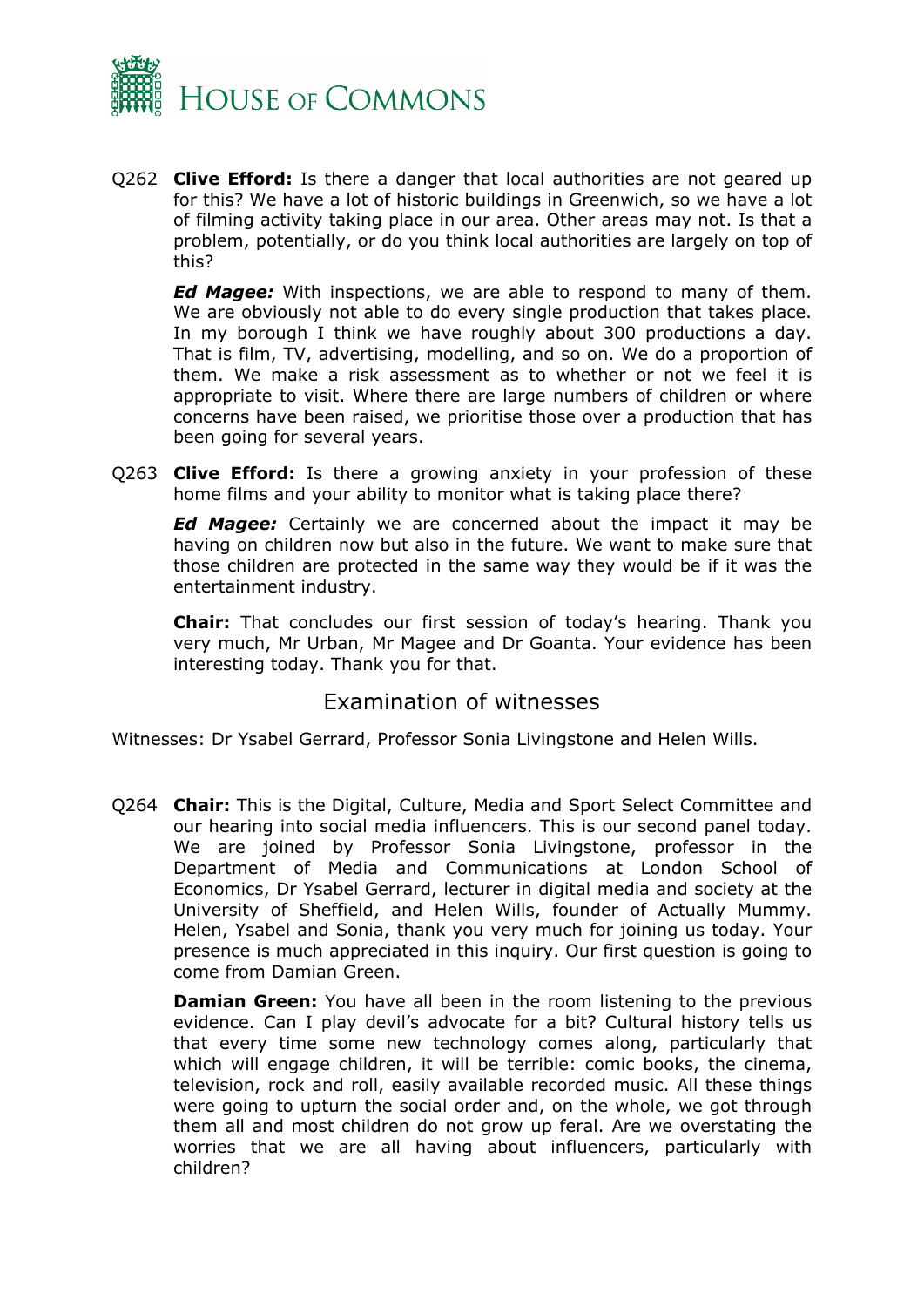Q262 **Clive Efford:** Is there a danger that local authorities are not geared up for this? We have a lot of historic buildings in Greenwich, so we have a lot of filming activity taking place in our area. Other areas may not. Is that a problem, potentially, or do you think local authorities are largely on top of this?

***Ed Magee:*** With inspections, we are able to respond to many of them. We are obviously not able to do every single production that takes place. In my borough I think we have roughly about 300 productions a day. That is film, TV, advertising, modelling, and so on. We do a proportion of them. We make a risk assessment as to whether or not we feel it is appropriate to visit. Where there are large numbers of children or where concerns have been raised, we prioritise those over a production that has been going for several years.

Q263 **Clive Efford:** Is there a growing anxiety in your profession of these home films and your ability to monitor what is taking place there?

***Ed Magee:*** Certainly we are concerned about the impact it may be having on children now but also in the future. We want to make sure that those children are protected in the same way they would be if it was the entertainment industry.

**Chair:** That concludes our first session of today's hearing. Thank you very much, Mr Urban, Mr Magee and Dr Goanta. Your evidence has been interesting today. Thank you for that.

## Examination of witnesses

Witnesses: Dr Ysabel Gerrard, Professor Sonia Livingstone and Helen Wills.

Q264 **Chair:** This is the Digital, Culture, Media and Sport Select Committee and our hearing into social media influencers. This is our second panel today. We are joined by Professor Sonia Livingstone, professor in the Department of Media and Communications at London School of Economics, Dr Ysabel Gerrard, lecturer in digital media and society at the University of Sheffield, and Helen Wills, founder of Actually Mummy. Helen, Ysabel and Sonia, thank you very much for joining us today. Your presence is much appreciated in this inquiry. Our first question is going to come from Damian Green.

**Damian Green:** You have all been in the room listening to the previous evidence. Can I play devil's advocate for a bit? Cultural history tells us that every time some new technology comes along, particularly that which will engage children, it will be terrible: comic books, the cinema, television, rock and roll, easily available recorded music. All these things were going to upturn the social order and, on the whole, we got through them all and most children do not grow up feral. Are we overstating the worries that we are all having about influencers, particularly with children?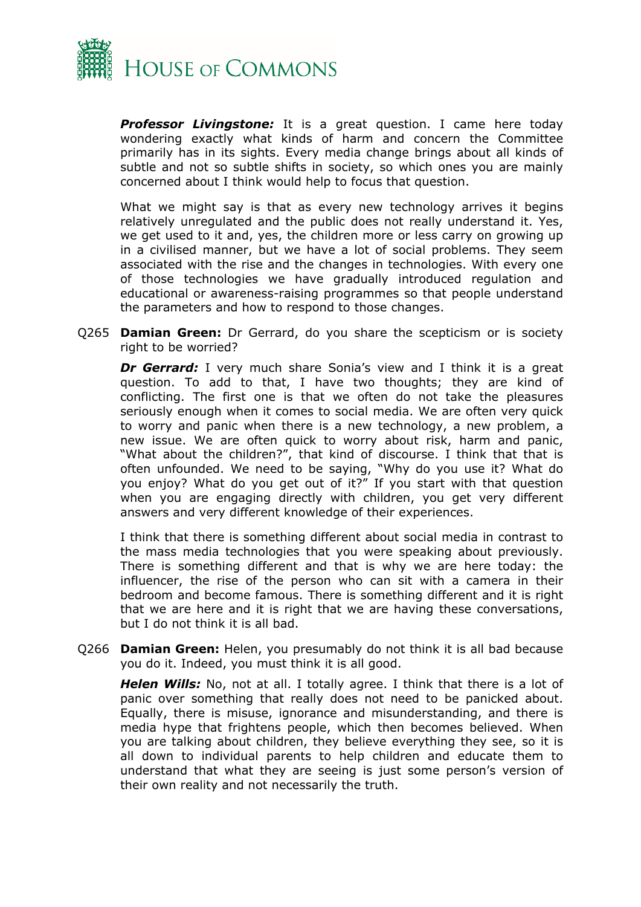***Professor Livingstone:*** It is a great question. I came here today wondering exactly what kinds of harm and concern the Committee primarily has in its sights. Every media change brings about all kinds of subtle and not so subtle shifts in society, so which ones you are mainly concerned about I think would help to focus that question.

What we might say is that as every new technology arrives it begins relatively unregulated and the public does not really understand it. Yes, we get used to it and, yes, the children more or less carry on growing up in a civilised manner, but we have a lot of social problems. They seem associated with the rise and the changes in technologies. With every one of those technologies we have gradually introduced regulation and educational or awareness-raising programmes so that people understand the parameters and how to respond to those changes.

Q265 **Damian Green:** Dr Gerrard, do you share the scepticism or is society right to be worried?

***Dr Gerrard:*** I very much share Sonia's view and I think it is a great question. To add to that, I have two thoughts; they are kind of conflicting. The first one is that we often do not take the pleasures seriously enough when it comes to social media. We are often very quick to worry and panic when there is a new technology, a new problem, a new issue. We are often quick to worry about risk, harm and panic, "What about the children?", that kind of discourse. I think that that is often unfounded. We need to be saying, "Why do you use it? What do you enjoy? What do you get out of it?" If you start with that question when you are engaging directly with children, you get very different answers and very different knowledge of their experiences.

I think that there is something different about social media in contrast to the mass media technologies that you were speaking about previously. There is something different and that is why we are here today: the influencer, the rise of the person who can sit with a camera in their bedroom and become famous. There is something different and it is right that we are here and it is right that we are having these conversations, but I do not think it is all bad.

Q266 **Damian Green:** Helen, you presumably do not think it is all bad because you do it. Indeed, you must think it is all good.

***Helen Wills:*** No, not at all. I totally agree. I think that there is a lot of panic over something that really does not need to be panicked about. Equally, there is misuse, ignorance and misunderstanding, and there is media hype that frightens people, which then becomes believed. When you are talking about children, they believe everything they see, so it is all down to individual parents to help children and educate them to understand that what they are seeing is just some person's version of their own reality and not necessarily the truth.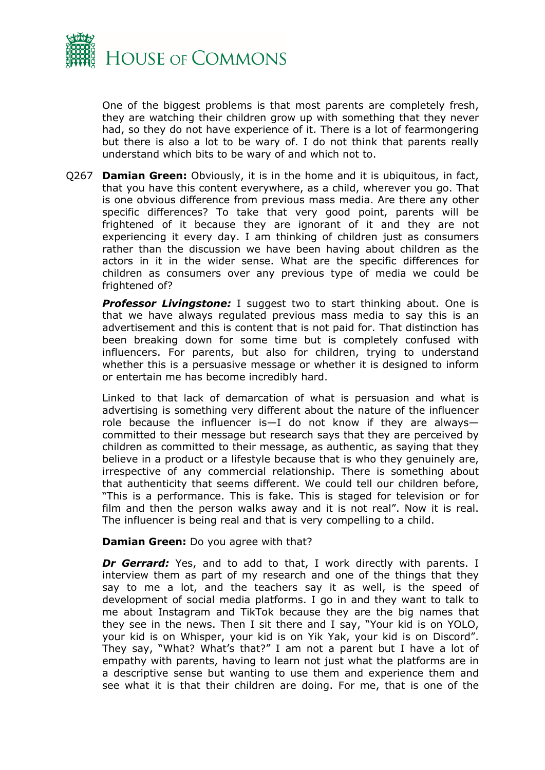One of the biggest problems is that most parents are completely fresh, they are watching their children grow up with something that they never had, so they do not have experience of it. There is a lot of fearmongering but there is also a lot to be wary of. I do not think that parents really understand which bits to be wary of and which not to.

Q267 **Damian Green:** Obviously, it is in the home and it is ubiquitous, in fact, that you have this content everywhere, as a child, wherever you go. That is one obvious difference from previous mass media. Are there any other specific differences? To take that very good point, parents will be frightened of it because they are ignorant of it and they are not experiencing it every day. I am thinking of children just as consumers rather than the discussion we have been having about children as the actors in it in the wider sense. What are the specific differences for children as consumers over any previous type of media we could be frightened of?

***Professor Livingstone:*** I suggest two to start thinking about. One is that we have always regulated previous mass media to say this is an advertisement and this is content that is not paid for. That distinction has been breaking down for some time but is completely confused with influencers. For parents, but also for children, trying to understand whether this is a persuasive message or whether it is designed to inform or entertain me has become incredibly hard.

Linked to that lack of demarcation of what is persuasion and what is advertising is something very different about the nature of the influencer role because the influencer is—I do not know if they are always—committed to their message but research says that they are perceived by children as committed to their message, as authentic, as saying that they believe in a product or a lifestyle because that is who they genuinely are, irrespective of any commercial relationship. There is something about that authenticity that seems different. We could tell our children before, "This is a performance. This is fake. This is staged for television or for film and then the person walks away and it is not real". Now it is real. The influencer is being real and that is very compelling to a child.

**Damian Green:** Do you agree with that?

***Dr Gerrard:*** Yes, and to add to that, I work directly with parents. I interview them as part of my research and one of the things that they say to me a lot, and the teachers say it as well, is the speed of development of social media platforms. I go in and they want to talk to me about Instagram and TikTok because they are the big names that they see in the news. Then I sit there and I say, "Your kid is on YOLO, your kid is on Whisper, your kid is on Yik Yak, your kid is on Discord". They say, "What? What's that?" I am not a parent but I have a lot of empathy with parents, having to learn not just what the platforms are in a descriptive sense but wanting to use them and experience them and see what it is that their children are doing. For me, that is one of the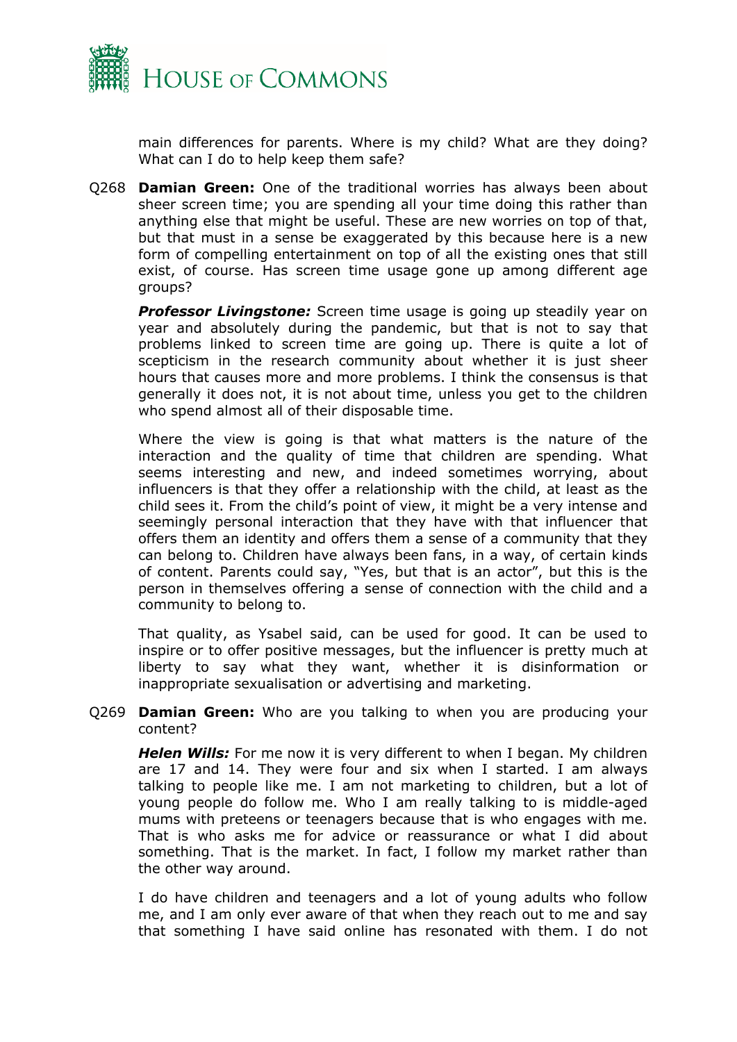main differences for parents. Where is my child? What are they doing? What can I do to help keep them safe?

Q268 **Damian Green:** One of the traditional worries has always been about sheer screen time; you are spending all your time doing this rather than anything else that might be useful. These are new worries on top of that, but that must in a sense be exaggerated by this because here is a new form of compelling entertainment on top of all the existing ones that still exist, of course. Has screen time usage gone up among different age groups?

***Professor Livingstone:*** Screen time usage is going up steadily year on year and absolutely during the pandemic, but that is not to say that problems linked to screen time are going up. There is quite a lot of scepticism in the research community about whether it is just sheer hours that causes more and more problems. I think the consensus is that generally it does not, it is not about time, unless you get to the children who spend almost all of their disposable time.

Where the view is going is that what matters is the nature of the interaction and the quality of time that children are spending. What seems interesting and new, and indeed sometimes worrying, about influencers is that they offer a relationship with the child, at least as the child sees it. From the child's point of view, it might be a very intense and seemingly personal interaction that they have with that influencer that offers them an identity and offers them a sense of a community that they can belong to. Children have always been fans, in a way, of certain kinds of content. Parents could say, "Yes, but that is an actor", but this is the person in themselves offering a sense of connection with the child and a community to belong to.

That quality, as Ysabel said, can be used for good. It can be used to inspire or to offer positive messages, but the influencer is pretty much at liberty to say what they want, whether it is disinformation or inappropriate sexualisation or advertising and marketing.

Q269 **Damian Green:** Who are you talking to when you are producing your content?

***Helen Wills:*** For me now it is very different to when I began. My children are 17 and 14. They were four and six when I started. I am always talking to people like me. I am not marketing to children, but a lot of young people do follow me. Who I am really talking to is middle-aged mums with preteens or teenagers because that is who engages with me. That is who asks me for advice or reassurance or what I did about something. That is the market. In fact, I follow my market rather than the other way around.

I do have children and teenagers and a lot of young adults who follow me, and I am only ever aware of that when they reach out to me and say that something I have said online has resonated with them. I do not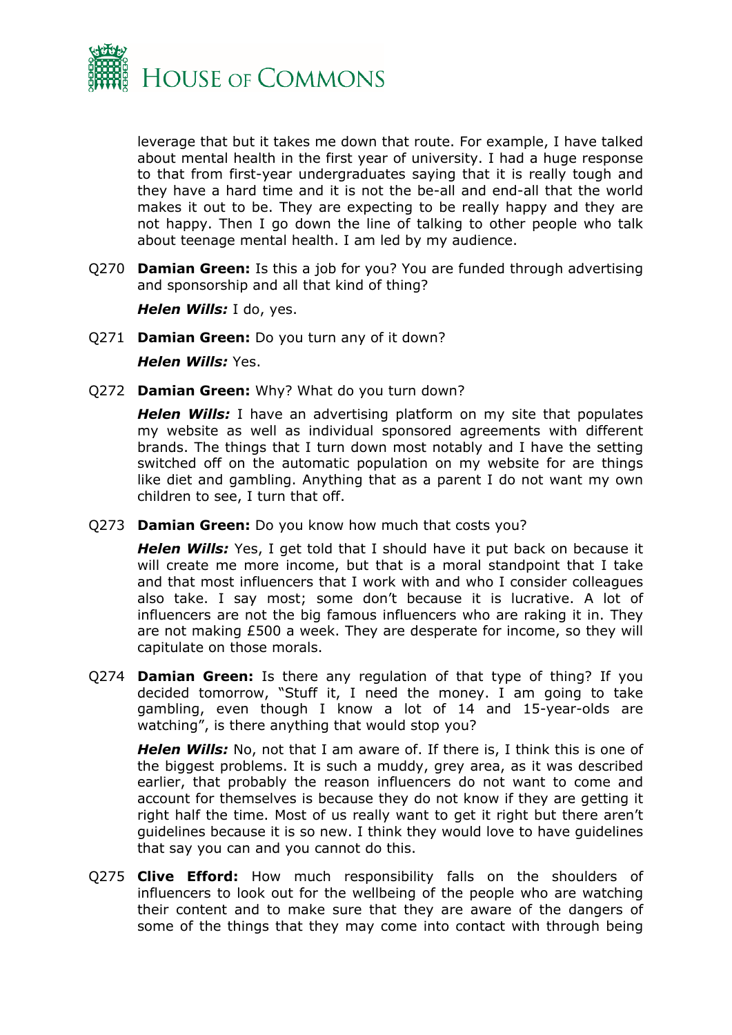leverage that but it takes me down that route. For example, I have talked about mental health in the first year of university. I had a huge response to that from first-year undergraduates saying that it is really tough and they have a hard time and it is not the be-all and end-all that the world makes it out to be. They are expecting to be really happy and they are not happy. Then I go down the line of talking to other people who talk about teenage mental health. I am led by my audience.

Q270 **Damian Green:** Is this a job for you? You are funded through advertising and sponsorship and all that kind of thing?

***Helen Wills:*** I do, yes.

Q271 **Damian Green:** Do you turn any of it down?

***Helen Wills:*** Yes.

Q272 **Damian Green:** Why? What do you turn down?

***Helen Wills:*** I have an advertising platform on my site that populates my website as well as individual sponsored agreements with different brands. The things that I turn down most notably and I have the setting switched off on the automatic population on my website for are things like diet and gambling. Anything that as a parent I do not want my own children to see, I turn that off.

Q273 **Damian Green:** Do you know how much that costs you?

***Helen Wills:*** Yes, I get told that I should have it put back on because it will create me more income, but that is a moral standpoint that I take and that most influencers that I work with and who I consider colleagues also take. I say most; some don't because it is lucrative. A lot of influencers are not the big famous influencers who are raking it in. They are not making £500 a week. They are desperate for income, so they will capitulate on those morals.

Q274 **Damian Green:** Is there any regulation of that type of thing? If you decided tomorrow, "Stuff it, I need the money. I am going to take gambling, even though I know a lot of 14 and 15-year-olds are watching", is there anything that would stop you?

***Helen Wills:*** No, not that I am aware of. If there is, I think this is one of the biggest problems. It is such a muddy, grey area, as it was described earlier, that probably the reason influencers do not want to come and account for themselves is because they do not know if they are getting it right half the time. Most of us really want to get it right but there aren't guidelines because it is so new. I think they would love to have guidelines that say you can and you cannot do this.

Q275 **Clive Efford:** How much responsibility falls on the shoulders of influencers to look out for the wellbeing of the people who are watching their content and to make sure that they are aware of the dangers of some of the things that they may come into contact with through being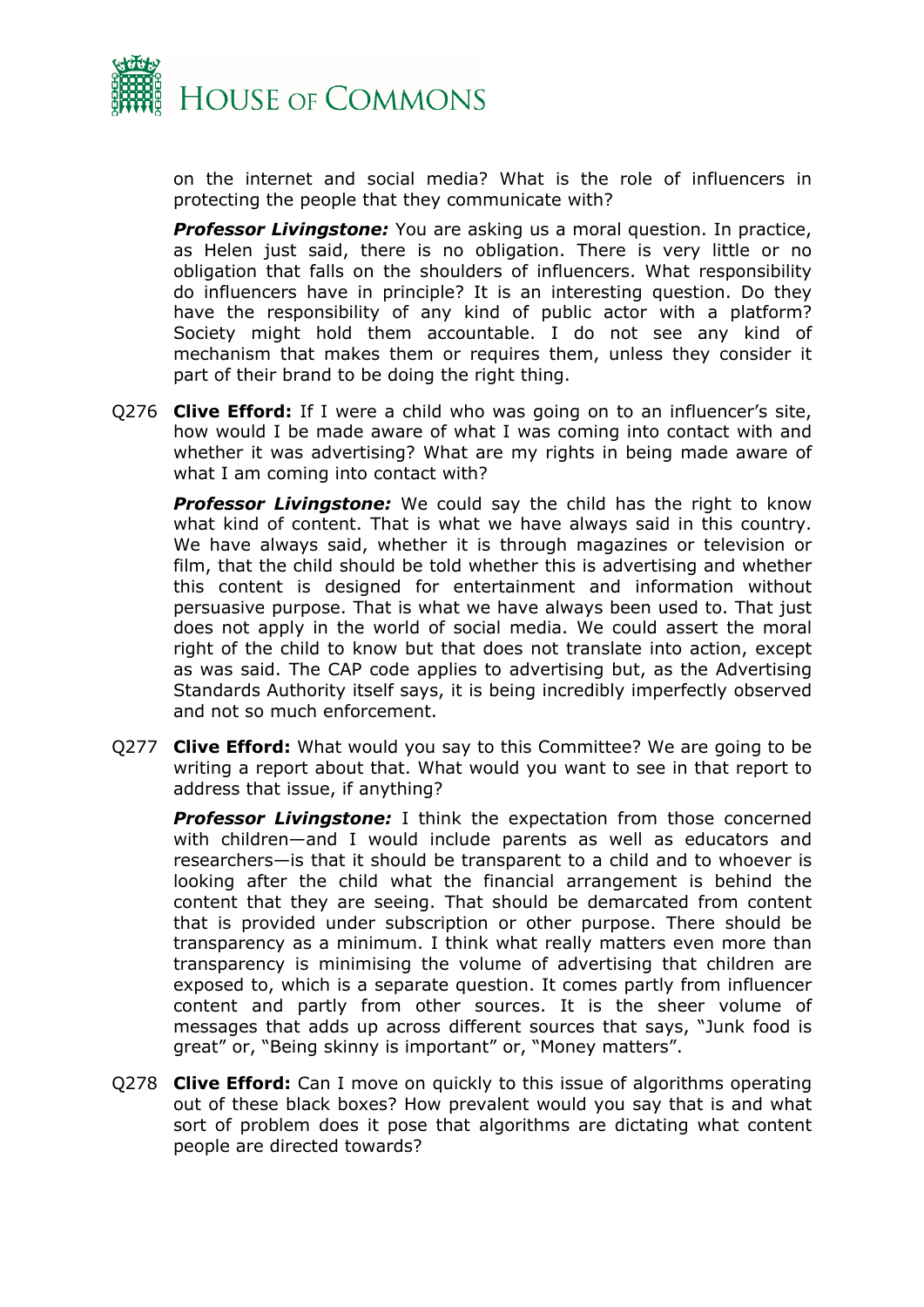on the internet and social media? What is the role of influencers in protecting the people that they communicate with?

***Professor Livingstone:*** You are asking us a moral question. In practice, as Helen just said, there is no obligation. There is very little or no obligation that falls on the shoulders of influencers. What responsibility do influencers have in principle? It is an interesting question. Do they have the responsibility of any kind of public actor with a platform? Society might hold them accountable. I do not see any kind of mechanism that makes them or requires them, unless they consider it part of their brand to be doing the right thing.

Q276 **Clive Efford:** If I were a child who was going on to an influencer's site, how would I be made aware of what I was coming into contact with and whether it was advertising? What are my rights in being made aware of what I am coming into contact with?

***Professor Livingstone:*** We could say the child has the right to know what kind of content. That is what we have always said in this country. We have always said, whether it is through magazines or television or film, that the child should be told whether this is advertising and whether this content is designed for entertainment and information without persuasive purpose. That is what we have always been used to. That just does not apply in the world of social media. We could assert the moral right of the child to know but that does not translate into action, except as was said. The CAP code applies to advertising but, as the Advertising Standards Authority itself says, it is being incredibly imperfectly observed and not so much enforcement.

Q277 **Clive Efford:** What would you say to this Committee? We are going to be writing a report about that. What would you want to see in that report to address that issue, if anything?

***Professor Livingstone:*** I think the expectation from those concerned with children—and I would include parents as well as educators and researchers—is that it should be transparent to a child and to whoever is looking after the child what the financial arrangement is behind the content that they are seeing. That should be demarcated from content that is provided under subscription or other purpose. There should be transparency as a minimum. I think what really matters even more than transparency is minimising the volume of advertising that children are exposed to, which is a separate question. It comes partly from influencer content and partly from other sources. It is the sheer volume of messages that adds up across different sources that says, "Junk food is great" or, "Being skinny is important" or, "Money matters".

Q278 **Clive Efford:** Can I move on quickly to this issue of algorithms operating out of these black boxes? How prevalent would you say that is and what sort of problem does it pose that algorithms are dictating what content people are directed towards?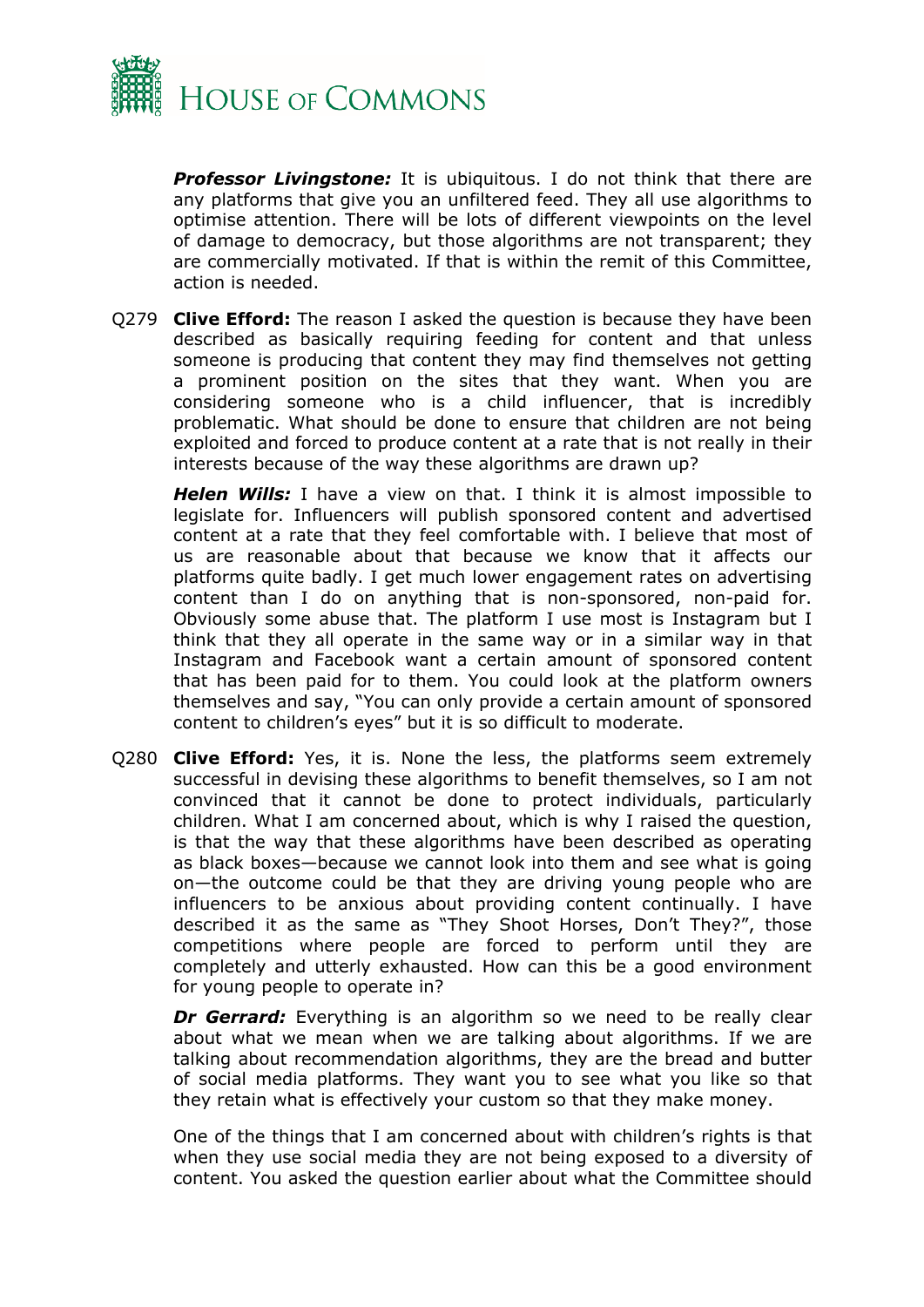***Professor Livingstone:*** It is ubiquitous. I do not think that there are any platforms that give you an unfiltered feed. They all use algorithms to optimise attention. There will be lots of different viewpoints on the level of damage to democracy, but those algorithms are not transparent; they are commercially motivated. If that is within the remit of this Committee, action is needed.

Q279 **Clive Efford:** The reason I asked the question is because they have been described as basically requiring feeding for content and that unless someone is producing that content they may find themselves not getting a prominent position on the sites that they want. When you are considering someone who is a child influencer, that is incredibly problematic. What should be done to ensure that children are not being exploited and forced to produce content at a rate that is not really in their interests because of the way these algorithms are drawn up?

***Helen Wills:*** I have a view on that. I think it is almost impossible to legislate for. Influencers will publish sponsored content and advertised content at a rate that they feel comfortable with. I believe that most of us are reasonable about that because we know that it affects our platforms quite badly. I get much lower engagement rates on advertising content than I do on anything that is non-sponsored, non-paid for. Obviously some abuse that. The platform I use most is Instagram but I think that they all operate in the same way or in a similar way in that Instagram and Facebook want a certain amount of sponsored content that has been paid for to them. You could look at the platform owners themselves and say, "You can only provide a certain amount of sponsored content to children's eyes" but it is so difficult to moderate.

Q280 **Clive Efford:** Yes, it is. None the less, the platforms seem extremely successful in devising these algorithms to benefit themselves, so I am not convinced that it cannot be done to protect individuals, particularly children. What I am concerned about, which is why I raised the question, is that the way that these algorithms have been described as operating as black boxes—because we cannot look into them and see what is going on—the outcome could be that they are driving young people who are influencers to be anxious about providing content continually. I have described it as the same as "They Shoot Horses, Don't They?", those competitions where people are forced to perform until they are completely and utterly exhausted. How can this be a good environment for young people to operate in?

***Dr Gerrard:*** Everything is an algorithm so we need to be really clear about what we mean when we are talking about algorithms. If we are talking about recommendation algorithms, they are the bread and butter of social media platforms. They want you to see what you like so that they retain what is effectively your custom so that they make money.

One of the things that I am concerned about with children's rights is that when they use social media they are not being exposed to a diversity of content. You asked the question earlier about what the Committee should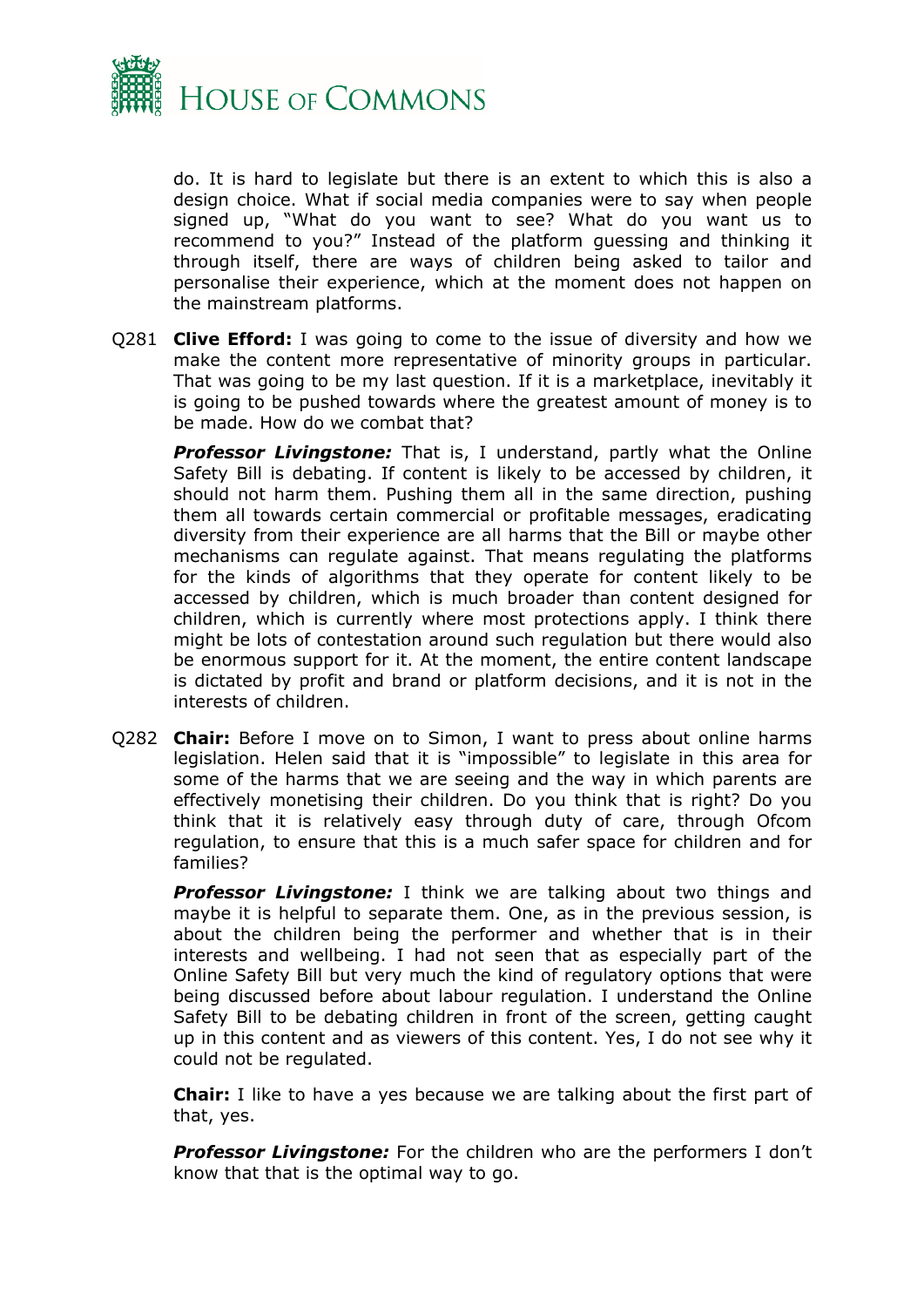do. It is hard to legislate but there is an extent to which this is also a design choice. What if social media companies were to say when people signed up, "What do you want to see? What do you want us to recommend to you?" Instead of the platform guessing and thinking it through itself, there are ways of children being asked to tailor and personalise their experience, which at the moment does not happen on the mainstream platforms.

Q281 **Clive Efford:** I was going to come to the issue of diversity and how we make the content more representative of minority groups in particular. That was going to be my last question. If it is a marketplace, inevitably it is going to be pushed towards where the greatest amount of money is to be made. How do we combat that?

***Professor Livingstone:*** That is, I understand, partly what the Online Safety Bill is debating. If content is likely to be accessed by children, it should not harm them. Pushing them all in the same direction, pushing them all towards certain commercial or profitable messages, eradicating diversity from their experience are all harms that the Bill or maybe other mechanisms can regulate against. That means regulating the platforms for the kinds of algorithms that they operate for content likely to be accessed by children, which is much broader than content designed for children, which is currently where most protections apply. I think there might be lots of contestation around such regulation but there would also be enormous support for it. At the moment, the entire content landscape is dictated by profit and brand or platform decisions, and it is not in the interests of children.

Q282 **Chair:** Before I move on to Simon, I want to press about online harms legislation. Helen said that it is "impossible" to legislate in this area for some of the harms that we are seeing and the way in which parents are effectively monetising their children. Do you think that is right? Do you think that it is relatively easy through duty of care, through Ofcom regulation, to ensure that this is a much safer space for children and for families?

***Professor Livingstone:*** I think we are talking about two things and maybe it is helpful to separate them. One, as in the previous session, is about the children being the performer and whether that is in their interests and wellbeing. I had not seen that as especially part of the Online Safety Bill but very much the kind of regulatory options that were being discussed before about labour regulation. I understand the Online Safety Bill to be debating children in front of the screen, getting caught up in this content and as viewers of this content. Yes, I do not see why it could not be regulated.

**Chair:** I like to have a yes because we are talking about the first part of that, yes.

***Professor Livingstone:*** For the children who are the performers I don't know that that is the optimal way to go.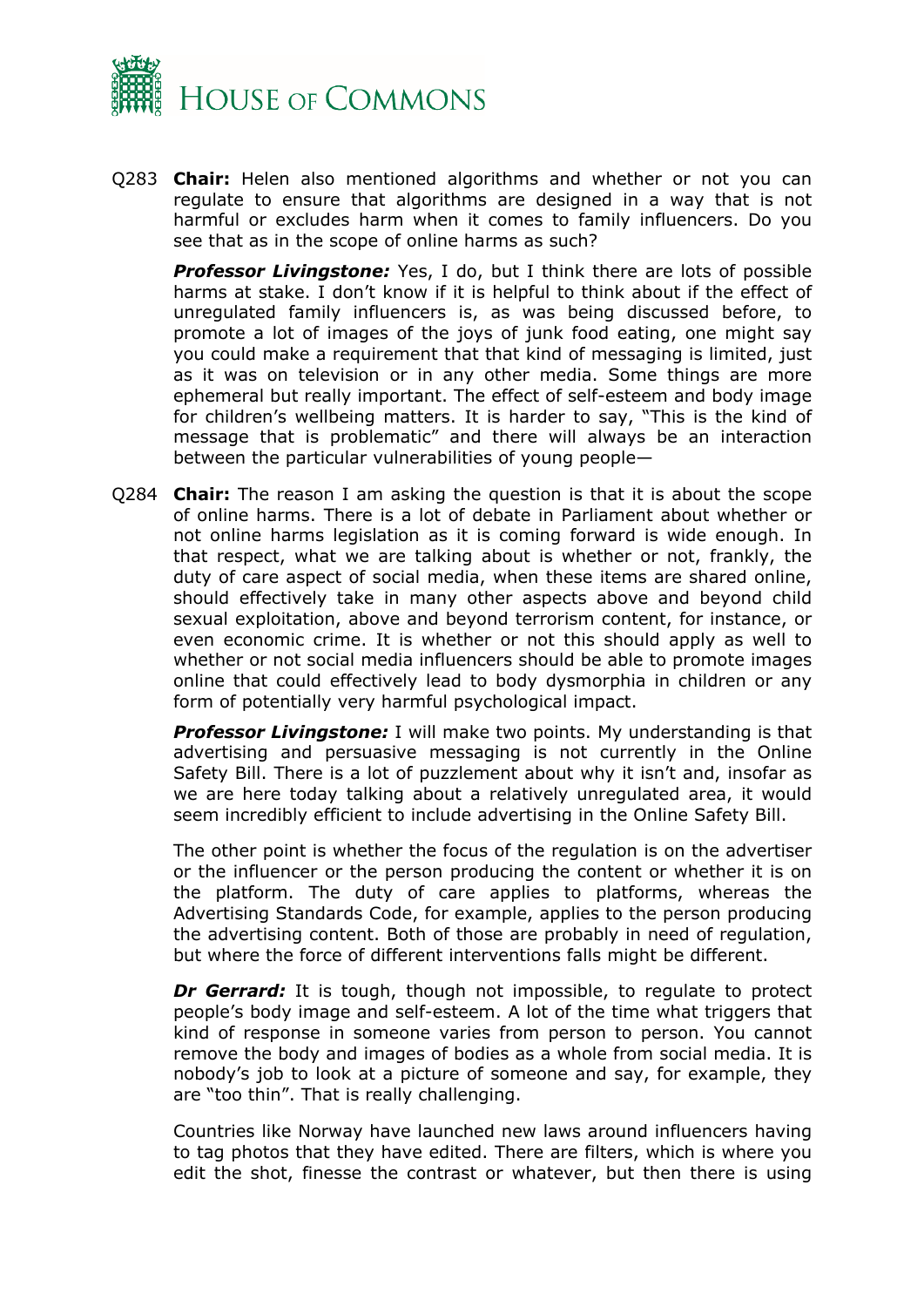Q283 **Chair:** Helen also mentioned algorithms and whether or not you can regulate to ensure that algorithms are designed in a way that is not harmful or excludes harm when it comes to family influencers. Do you see that as in the scope of online harms as such?

***Professor Livingstone:*** Yes, I do, but I think there are lots of possible harms at stake. I don't know if it is helpful to think about if the effect of unregulated family influencers is, as was being discussed before, to promote a lot of images of the joys of junk food eating, one might say you could make a requirement that that kind of messaging is limited, just as it was on television or in any other media. Some things are more ephemeral but really important. The effect of self-esteem and body image for children's wellbeing matters. It is harder to say, "This is the kind of message that is problematic" and there will always be an interaction between the particular vulnerabilities of young people—

Q284 **Chair:** The reason I am asking the question is that it is about the scope of online harms. There is a lot of debate in Parliament about whether or not online harms legislation as it is coming forward is wide enough. In that respect, what we are talking about is whether or not, frankly, the duty of care aspect of social media, when these items are shared online, should effectively take in many other aspects above and beyond child sexual exploitation, above and beyond terrorism content, for instance, or even economic crime. It is whether or not this should apply as well to whether or not social media influencers should be able to promote images online that could effectively lead to body dysmorphia in children or any form of potentially very harmful psychological impact.

***Professor Livingstone:*** I will make two points. My understanding is that advertising and persuasive messaging is not currently in the Online Safety Bill. There is a lot of puzzlement about why it isn't and, insofar as we are here today talking about a relatively unregulated area, it would seem incredibly efficient to include advertising in the Online Safety Bill.

The other point is whether the focus of the regulation is on the advertiser or the influencer or the person producing the content or whether it is on the platform. The duty of care applies to platforms, whereas the Advertising Standards Code, for example, applies to the person producing the advertising content. Both of those are probably in need of regulation, but where the force of different interventions falls might be different.

***Dr Gerrard:*** It is tough, though not impossible, to regulate to protect people's body image and self-esteem. A lot of the time what triggers that kind of response in someone varies from person to person. You cannot remove the body and images of bodies as a whole from social media. It is nobody's job to look at a picture of someone and say, for example, they are "too thin". That is really challenging.

Countries like Norway have launched new laws around influencers having to tag photos that they have edited. There are filters, which is where you edit the shot, finesse the contrast or whatever, but then there is using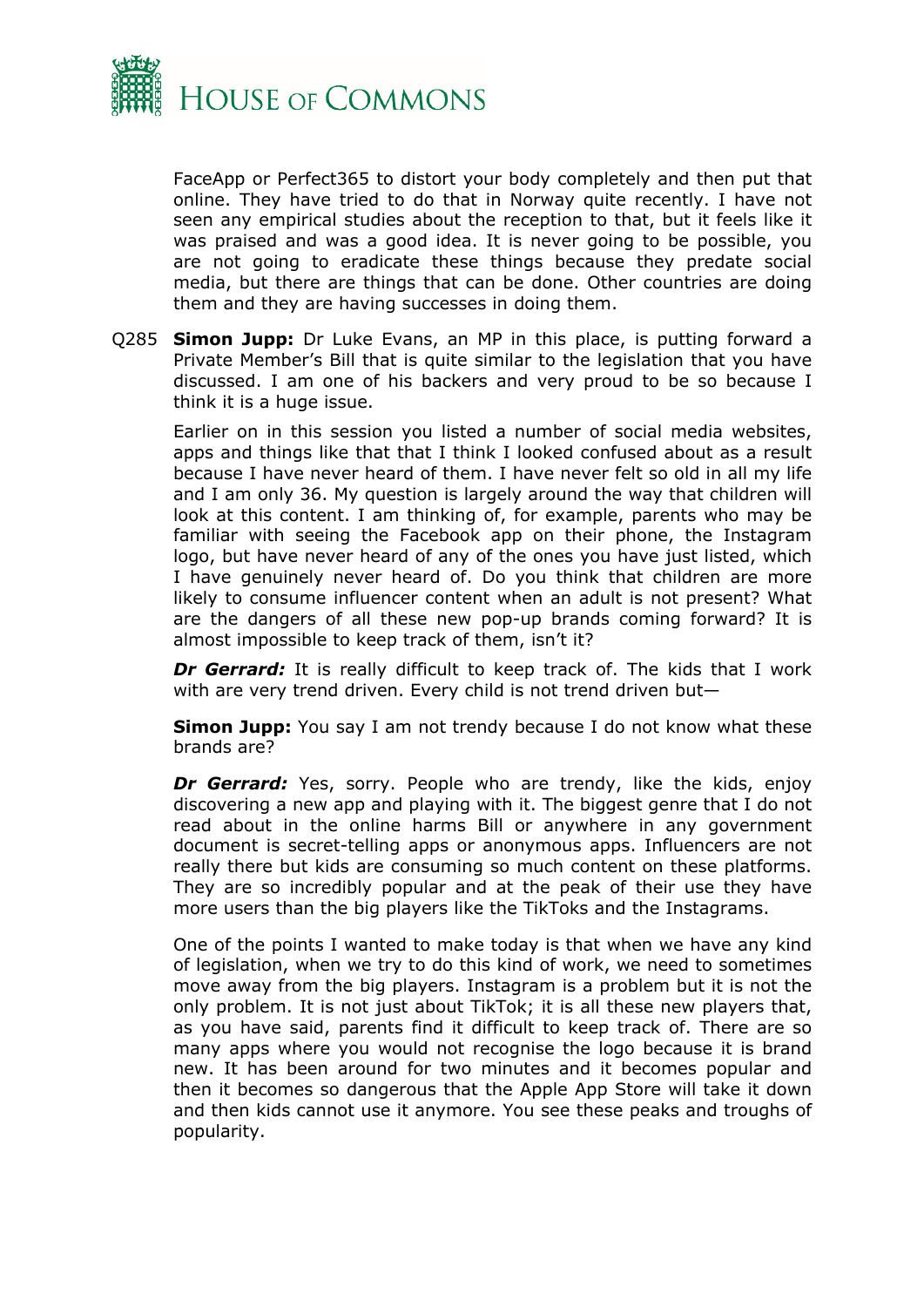FaceApp or Perfect365 to distort your body completely and then put that online. They have tried to do that in Norway quite recently. I have not seen any empirical studies about the reception to that, but it feels like it was praised and was a good idea. It is never going to be possible, you are not going to eradicate these things because they predate social media, but there are things that can be done. Other countries are doing them and they are having successes in doing them.

Q285 **Simon Jupp:** Dr Luke Evans, an MP in this place, is putting forward a Private Member's Bill that is quite similar to the legislation that you have discussed. I am one of his backers and very proud to be so because I think it is a huge issue.

Earlier on in this session you listed a number of social media websites, apps and things like that that I think I looked confused about as a result because I have never heard of them. I have never felt so old in all my life and I am only 36. My question is largely around the way that children will look at this content. I am thinking of, for example, parents who may be familiar with seeing the Facebook app on their phone, the Instagram logo, but have never heard of any of the ones you have just listed, which I have genuinely never heard of. Do you think that children are more likely to consume influencer content when an adult is not present? What are the dangers of all these new pop-up brands coming forward? It is almost impossible to keep track of them, isn't it?

***Dr Gerrard:*** It is really difficult to keep track of. The kids that I work with are very trend driven. Every child is not trend driven but—

**Simon Jupp:** You say I am not trendy because I do not know what these brands are?

***Dr Gerrard:*** Yes, sorry. People who are trendy, like the kids, enjoy discovering a new app and playing with it. The biggest genre that I do not read about in the online harms Bill or anywhere in any government document is secret-telling apps or anonymous apps. Influencers are not really there but kids are consuming so much content on these platforms. They are so incredibly popular and at the peak of their use they have more users than the big players like the TikToks and the Instagrams.

One of the points I wanted to make today is that when we have any kind of legislation, when we try to do this kind of work, we need to sometimes move away from the big players. Instagram is a problem but it is not the only problem. It is not just about TikTok; it is all these new players that, as you have said, parents find it difficult to keep track of. There are so many apps where you would not recognise the logo because it is brand new. It has been around for two minutes and it becomes popular and then it becomes so dangerous that the Apple App Store will take it down and then kids cannot use it anymore. You see these peaks and troughs of popularity.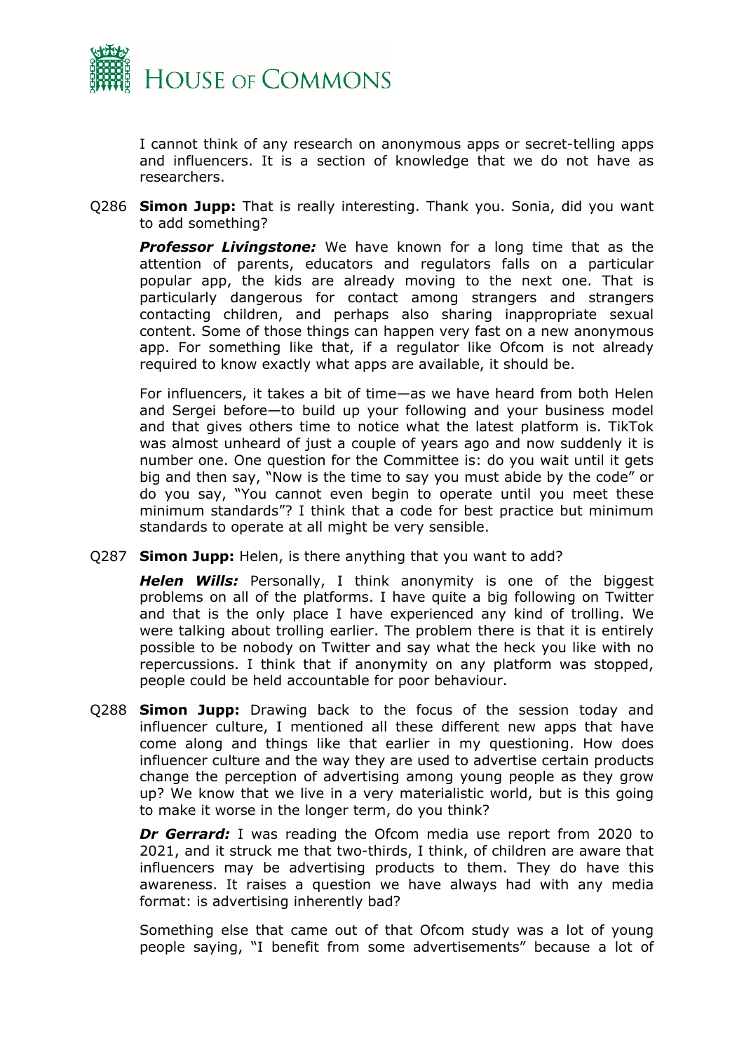I cannot think of any research on anonymous apps or secret-telling apps and influencers. It is a section of knowledge that we do not have as researchers.

Q286 **Simon Jupp:** That is really interesting. Thank you. Sonia, did you want to add something?

***Professor Livingstone:*** We have known for a long time that as the attention of parents, educators and regulators falls on a particular popular app, the kids are already moving to the next one. That is particularly dangerous for contact among strangers and strangers contacting children, and perhaps also sharing inappropriate sexual content. Some of those things can happen very fast on a new anonymous app. For something like that, if a regulator like Ofcom is not already required to know exactly what apps are available, it should be.

For influencers, it takes a bit of time—as we have heard from both Helen and Sergei before—to build up your following and your business model and that gives others time to notice what the latest platform is. TikTok was almost unheard of just a couple of years ago and now suddenly it is number one. One question for the Committee is: do you wait until it gets big and then say, "Now is the time to say you must abide by the code" or do you say, "You cannot even begin to operate until you meet these minimum standards"? I think that a code for best practice but minimum standards to operate at all might be very sensible.

Q287 **Simon Jupp:** Helen, is there anything that you want to add?

***Helen Wills:*** Personally, I think anonymity is one of the biggest problems on all of the platforms. I have quite a big following on Twitter and that is the only place I have experienced any kind of trolling. We were talking about trolling earlier. The problem there is that it is entirely possible to be nobody on Twitter and say what the heck you like with no repercussions. I think that if anonymity on any platform was stopped, people could be held accountable for poor behaviour.

Q288 **Simon Jupp:** Drawing back to the focus of the session today and influencer culture, I mentioned all these different new apps that have come along and things like that earlier in my questioning. How does influencer culture and the way they are used to advertise certain products change the perception of advertising among young people as they grow up? We know that we live in a very materialistic world, but is this going to make it worse in the longer term, do you think?

***Dr Gerrard:*** I was reading the Ofcom media use report from 2020 to 2021, and it struck me that two-thirds, I think, of children are aware that influencers may be advertising products to them. They do have this awareness. It raises a question we have always had with any media format: is advertising inherently bad?

Something else that came out of that Ofcom study was a lot of young people saying, "I benefit from some advertisements" because a lot of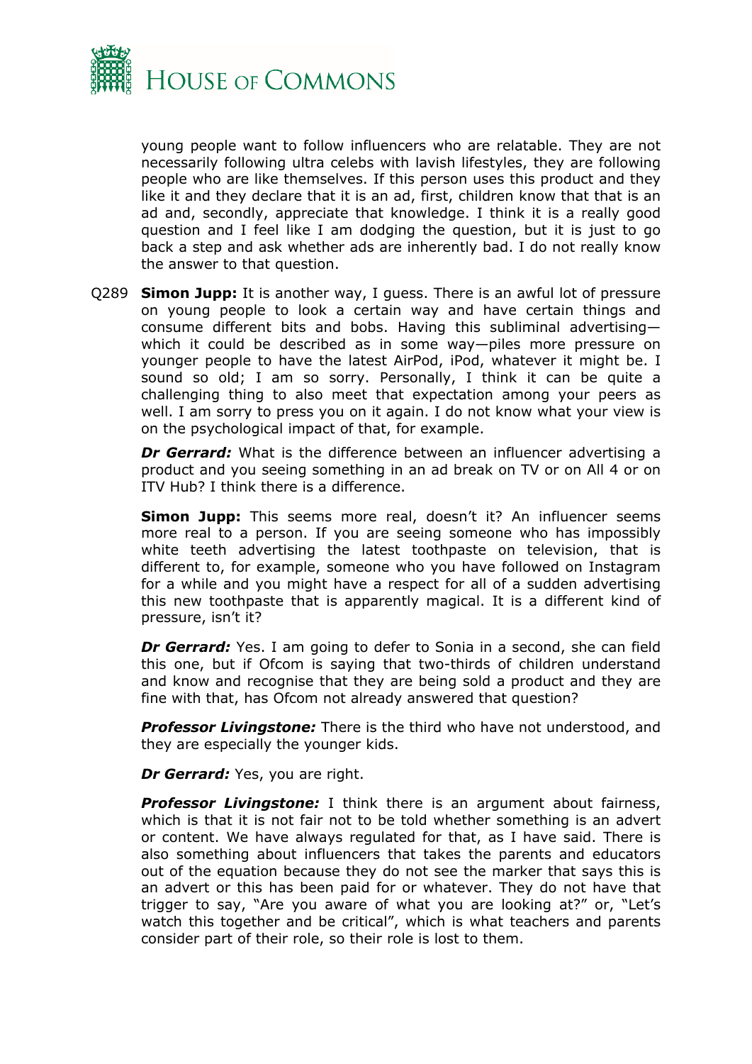young people want to follow influencers who are relatable. They are not necessarily following ultra celebs with lavish lifestyles, they are following people who are like themselves. If this person uses this product and they like it and they declare that it is an ad, first, children know that that is an ad and, secondly, appreciate that knowledge. I think it is a really good question and I feel like I am dodging the question, but it is just to go back a step and ask whether ads are inherently bad. I do not really know the answer to that question.

Q289 **Simon Jupp:** It is another way, I guess. There is an awful lot of pressure on young people to look a certain way and have certain things and consume different bits and bobs. Having this subliminal advertising—which it could be described as in some way—piles more pressure on younger people to have the latest AirPod, iPod, whatever it might be. I sound so old; I am so sorry. Personally, I think it can be quite a challenging thing to also meet that expectation among your peers as well. I am sorry to press you on it again. I do not know what your view is on the psychological impact of that, for example.

***Dr Gerrard:*** What is the difference between an influencer advertising a product and you seeing something in an ad break on TV or on All 4 or on ITV Hub? I think there is a difference.

**Simon Jupp:** This seems more real, doesn't it? An influencer seems more real to a person. If you are seeing someone who has impossibly white teeth advertising the latest toothpaste on television, that is different to, for example, someone who you have followed on Instagram for a while and you might have a respect for all of a sudden advertising this new toothpaste that is apparently magical. It is a different kind of pressure, isn't it?

***Dr Gerrard:*** Yes. I am going to defer to Sonia in a second, she can field this one, but if Ofcom is saying that two-thirds of children understand and know and recognise that they are being sold a product and they are fine with that, has Ofcom not already answered that question?

***Professor Livingstone:*** There is the third who have not understood, and they are especially the younger kids.

***Dr Gerrard:*** Yes, you are right.

***Professor Livingstone:*** I think there is an argument about fairness, which is that it is not fair not to be told whether something is an advert or content. We have always regulated for that, as I have said. There is also something about influencers that takes the parents and educators out of the equation because they do not see the marker that says this is an advert or this has been paid for or whatever. They do not have that trigger to say, "Are you aware of what you are looking at?" or, "Let's watch this together and be critical", which is what teachers and parents consider part of their role, so their role is lost to them.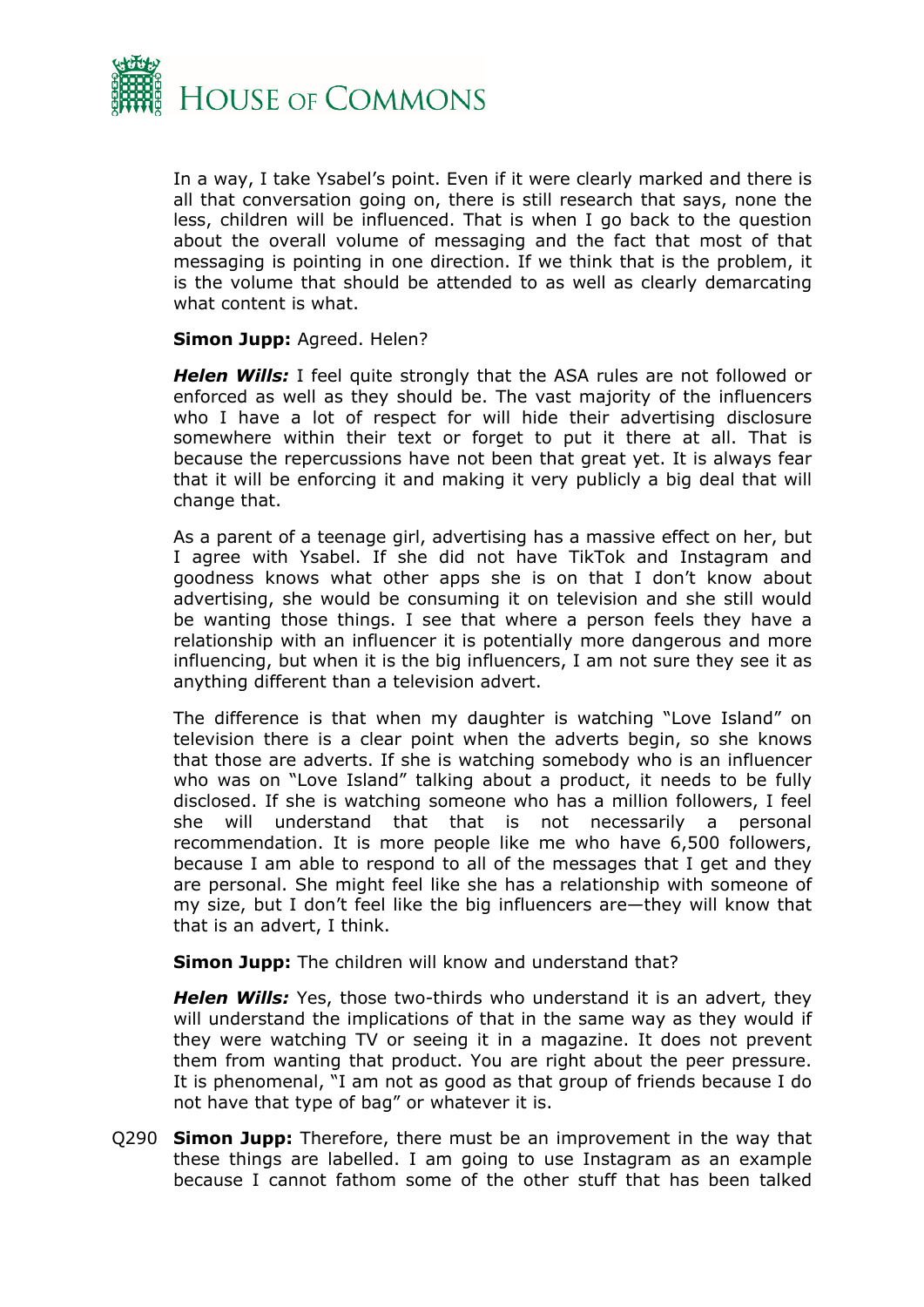In a way, I take Ysabel's point. Even if it were clearly marked and there is all that conversation going on, there is still research that says, none the less, children will be influenced. That is when I go back to the question about the overall volume of messaging and the fact that most of that messaging is pointing in one direction. If we think that is the problem, it is the volume that should be attended to as well as clearly demarcating what content is what.

**Simon Jupp:** Agreed. Helen?

***Helen Wills:*** I feel quite strongly that the ASA rules are not followed or enforced as well as they should be. The vast majority of the influencers who I have a lot of respect for will hide their advertising disclosure somewhere within their text or forget to put it there at all. That is because the repercussions have not been that great yet. It is always fear that it will be enforcing it and making it very publicly a big deal that will change that.

As a parent of a teenage girl, advertising has a massive effect on her, but I agree with Ysabel. If she did not have TikTok and Instagram and goodness knows what other apps she is on that I don't know about advertising, she would be consuming it on television and she still would be wanting those things. I see that where a person feels they have a relationship with an influencer it is potentially more dangerous and more influencing, but when it is the big influencers, I am not sure they see it as anything different than a television advert.

The difference is that when my daughter is watching "Love Island" on television there is a clear point when the adverts begin, so she knows that those are adverts. If she is watching somebody who is an influencer who was on "Love Island" talking about a product, it needs to be fully disclosed. If she is watching someone who has a million followers, I feel she will understand that that is not necessarily a personal recommendation. It is more people like me who have 6,500 followers, because I am able to respond to all of the messages that I get and they are personal. She might feel like she has a relationship with someone of my size, but I don't feel like the big influencers are—they will know that that is an advert, I think.

**Simon Jupp:** The children will know and understand that?

***Helen Wills:*** Yes, those two-thirds who understand it is an advert, they will understand the implications of that in the same way as they would if they were watching TV or seeing it in a magazine. It does not prevent them from wanting that product. You are right about the peer pressure. It is phenomenal, "I am not as good as that group of friends because I do not have that type of bag" or whatever it is.

Q290 **Simon Jupp:** Therefore, there must be an improvement in the way that these things are labelled. I am going to use Instagram as an example because I cannot fathom some of the other stuff that has been talked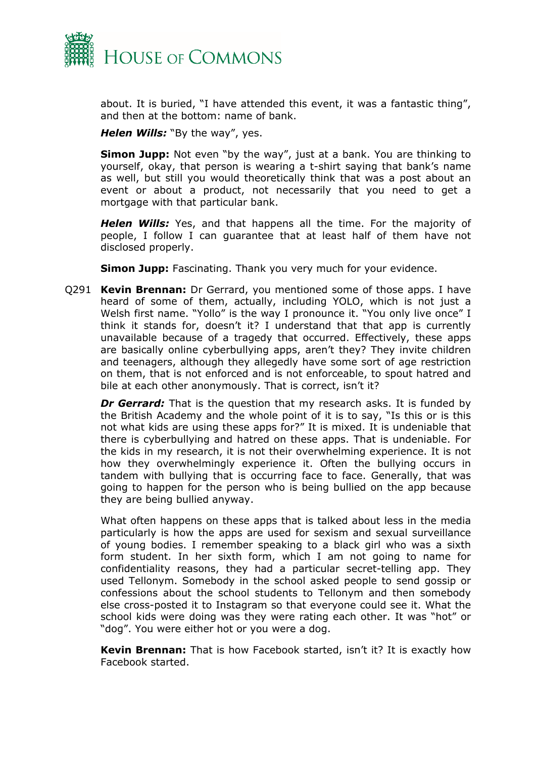about. It is buried, "I have attended this event, it was a fantastic thing", and then at the bottom: name of bank.

***Helen Wills:*** "By the way", yes.

**Simon Jupp:** Not even "by the way", just at a bank. You are thinking to yourself, okay, that person is wearing a t-shirt saying that bank's name as well, but still you would theoretically think that was a post about an event or about a product, not necessarily that you need to get a mortgage with that particular bank.

***Helen Wills:*** Yes, and that happens all the time. For the majority of people, I follow I can guarantee that at least half of them have not disclosed properly.

**Simon Jupp:** Fascinating. Thank you very much for your evidence.

Q291 **Kevin Brennan:** Dr Gerrard, you mentioned some of those apps. I have heard of some of them, actually, including YOLO, which is not just a Welsh first name. "Yollo" is the way I pronounce it. "You only live once" I think it stands for, doesn't it? I understand that that app is currently unavailable because of a tragedy that occurred. Effectively, these apps are basically online cyberbullying apps, aren't they? They invite children and teenagers, although they allegedly have some sort of age restriction on them, that is not enforced and is not enforceable, to spout hatred and bile at each other anonymously. That is correct, isn't it?

***Dr Gerrard:*** That is the question that my research asks. It is funded by the British Academy and the whole point of it is to say, "Is this or is this not what kids are using these apps for?" It is mixed. It is undeniable that there is cyberbullying and hatred on these apps. That is undeniable. For the kids in my research, it is not their overwhelming experience. It is not how they overwhelmingly experience it. Often the bullying occurs in tandem with bullying that is occurring face to face. Generally, that was going to happen for the person who is being bullied on the app because they are being bullied anyway.

What often happens on these apps that is talked about less in the media particularly is how the apps are used for sexism and sexual surveillance of young bodies. I remember speaking to a black girl who was a sixth form student. In her sixth form, which I am not going to name for confidentiality reasons, they had a particular secret-telling app. They used Tellonym. Somebody in the school asked people to send gossip or confessions about the school students to Tellonym and then somebody else cross-posted it to Instagram so that everyone could see it. What the school kids were doing was they were rating each other. It was "hot" or "dog". You were either hot or you were a dog.

**Kevin Brennan:** That is how Facebook started, isn't it? It is exactly how Facebook started.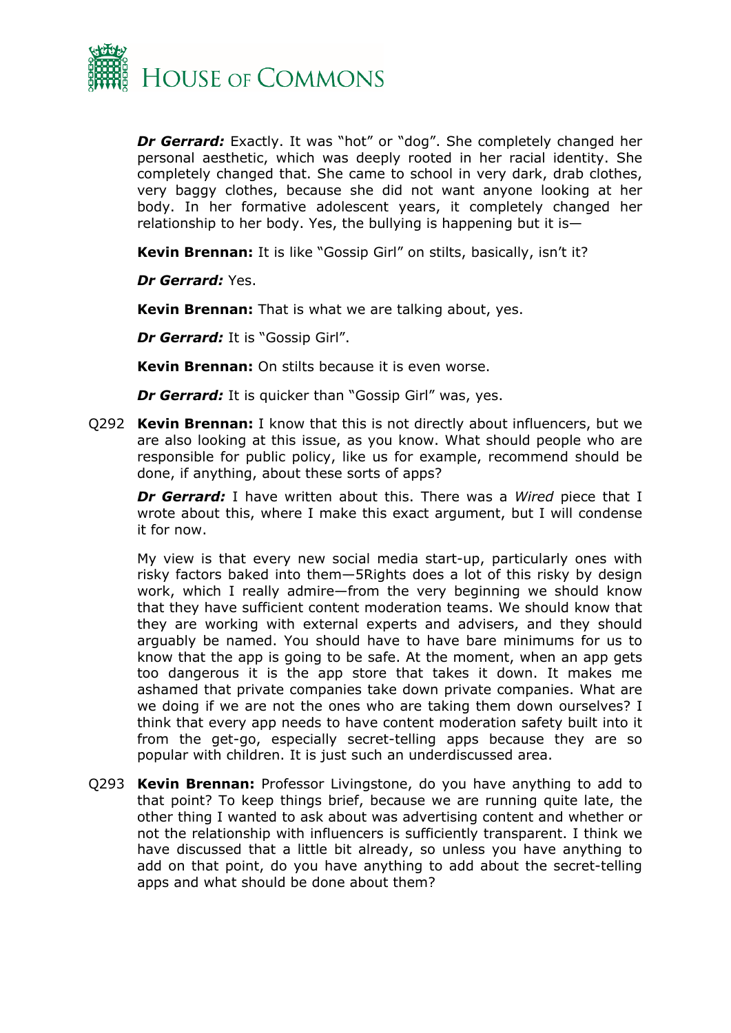***Dr Gerrard:*** Exactly. It was "hot" or "dog". She completely changed her personal aesthetic, which was deeply rooted in her racial identity. She completely changed that. She came to school in very dark, drab clothes, very baggy clothes, because she did not want anyone looking at her body. In her formative adolescent years, it completely changed her relationship to her body. Yes, the bullying is happening but it is—

**Kevin Brennan:** It is like "Gossip Girl" on stilts, basically, isn't it?

***Dr Gerrard:*** Yes.

**Kevin Brennan:** That is what we are talking about, yes.

***Dr Gerrard:*** It is "Gossip Girl".

**Kevin Brennan:** On stilts because it is even worse.

***Dr Gerrard:*** It is quicker than "Gossip Girl" was, yes.

Q292 **Kevin Brennan:** I know that this is not directly about influencers, but we are also looking at this issue, as you know. What should people who are responsible for public policy, like us for example, recommend should be done, if anything, about these sorts of apps?

***Dr Gerrard:*** I have written about this. There was a *Wired* piece that I wrote about this, where I make this exact argument, but I will condense it for now.

My view is that every new social media start-up, particularly ones with risky factors baked into them—5Rights does a lot of this risky by design work, which I really admire—from the very beginning we should know that they have sufficient content moderation teams. We should know that they are working with external experts and advisers, and they should arguably be named. You should have to have bare minimums for us to know that the app is going to be safe. At the moment, when an app gets too dangerous it is the app store that takes it down. It makes me ashamed that private companies take down private companies. What are we doing if we are not the ones who are taking them down ourselves? I think that every app needs to have content moderation safety built into it from the get-go, especially secret-telling apps because they are so popular with children. It is just such an underdiscussed area.

Q293 **Kevin Brennan:** Professor Livingstone, do you have anything to add to that point? To keep things brief, because we are running quite late, the other thing I wanted to ask about was advertising content and whether or not the relationship with influencers is sufficiently transparent. I think we have discussed that a little bit already, so unless you have anything to add on that point, do you have anything to add about the secret-telling apps and what should be done about them?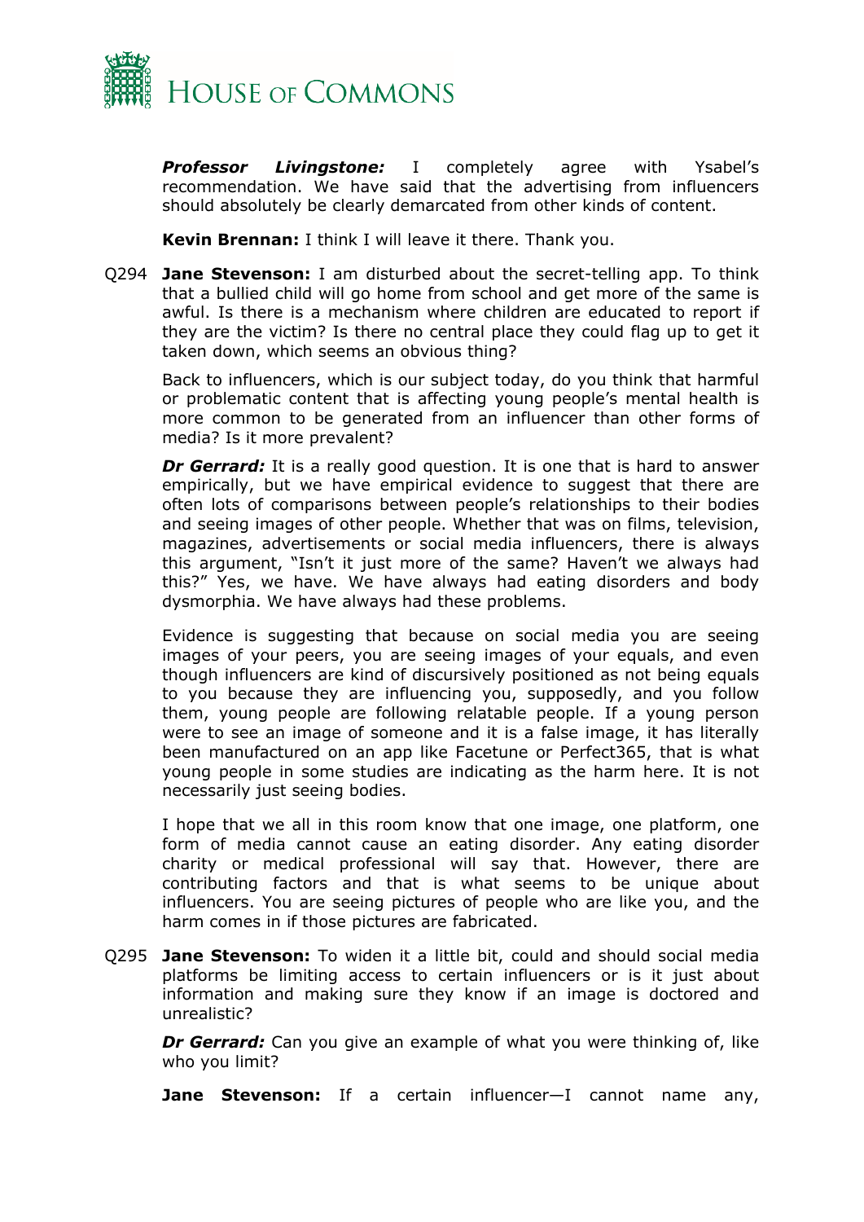***Professor Livingstone:*** I completely agree with Ysabel's recommendation. We have said that the advertising from influencers should absolutely be clearly demarcated from other kinds of content.

**Kevin Brennan:** I think I will leave it there. Thank you.

Q294 **Jane Stevenson:** I am disturbed about the secret-telling app. To think that a bullied child will go home from school and get more of the same is awful. Is there is a mechanism where children are educated to report if they are the victim? Is there no central place they could flag up to get it taken down, which seems an obvious thing?

Back to influencers, which is our subject today, do you think that harmful or problematic content that is affecting young people's mental health is more common to be generated from an influencer than other forms of media? Is it more prevalent?

***Dr Gerrard:*** It is a really good question. It is one that is hard to answer empirically, but we have empirical evidence to suggest that there are often lots of comparisons between people's relationships to their bodies and seeing images of other people. Whether that was on films, television, magazines, advertisements or social media influencers, there is always this argument, "Isn't it just more of the same? Haven't we always had this?" Yes, we have. We have always had eating disorders and body dysmorphia. We have always had these problems.

Evidence is suggesting that because on social media you are seeing images of your peers, you are seeing images of your equals, and even though influencers are kind of discursively positioned as not being equals to you because they are influencing you, supposedly, and you follow them, young people are following relatable people. If a young person were to see an image of someone and it is a false image, it has literally been manufactured on an app like Facetune or Perfect365, that is what young people in some studies are indicating as the harm here. It is not necessarily just seeing bodies.

I hope that we all in this room know that one image, one platform, one form of media cannot cause an eating disorder. Any eating disorder charity or medical professional will say that. However, there are contributing factors and that is what seems to be unique about influencers. You are seeing pictures of people who are like you, and the harm comes in if those pictures are fabricated.

Q295 **Jane Stevenson:** To widen it a little bit, could and should social media platforms be limiting access to certain influencers or is it just about information and making sure they know if an image is doctored and unrealistic?

***Dr Gerrard:*** Can you give an example of what you were thinking of, like who you limit?

**Jane Stevenson:** If a certain influencer—I cannot name any,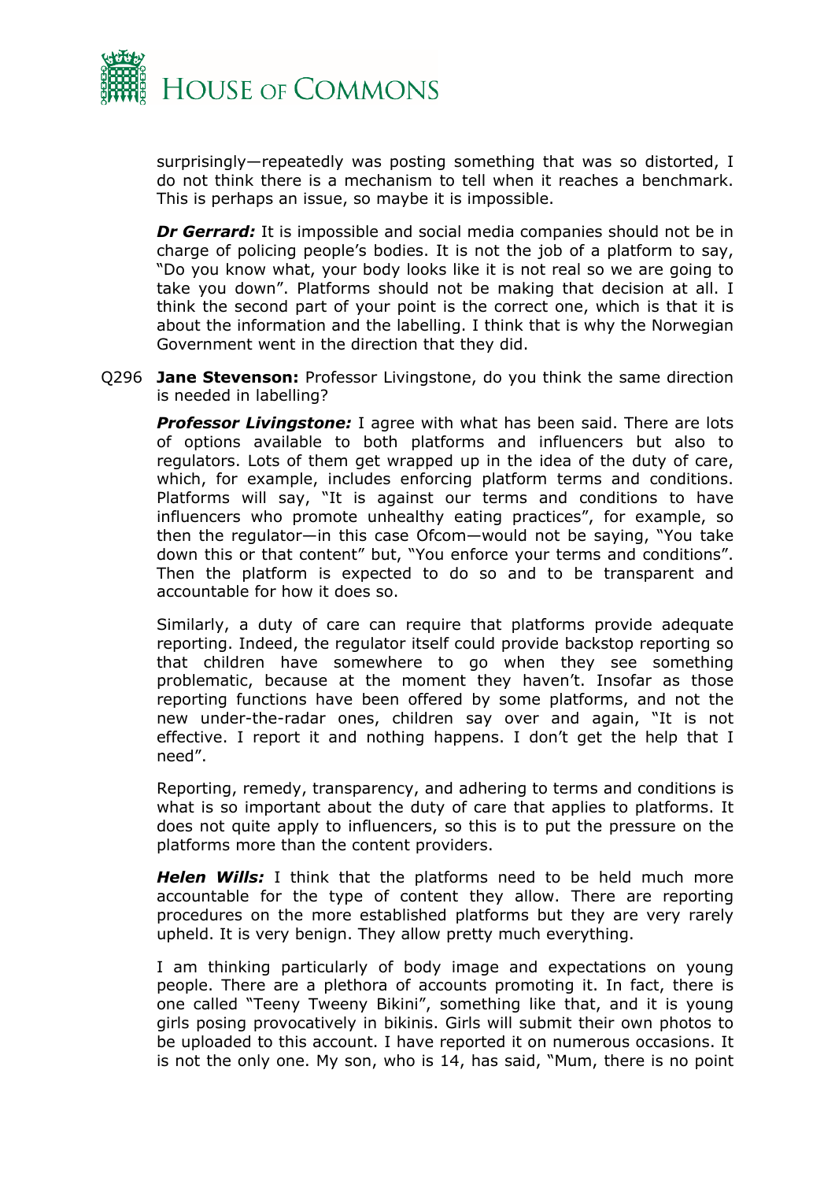surprisingly—repeatedly was posting something that was so distorted, I do not think there is a mechanism to tell when it reaches a benchmark. This is perhaps an issue, so maybe it is impossible.

***Dr Gerrard:*** It is impossible and social media companies should not be in charge of policing people's bodies. It is not the job of a platform to say, "Do you know what, your body looks like it is not real so we are going to take you down". Platforms should not be making that decision at all. I think the second part of your point is the correct one, which is that it is about the information and the labelling. I think that is why the Norwegian Government went in the direction that they did.

Q296 **Jane Stevenson:** Professor Livingstone, do you think the same direction is needed in labelling?

***Professor Livingstone:*** I agree with what has been said. There are lots of options available to both platforms and influencers but also to regulators. Lots of them get wrapped up in the idea of the duty of care, which, for example, includes enforcing platform terms and conditions. Platforms will say, "It is against our terms and conditions to have influencers who promote unhealthy eating practices", for example, so then the regulator—in this case Ofcom—would not be saying, "You take down this or that content" but, "You enforce your terms and conditions". Then the platform is expected to do so and to be transparent and accountable for how it does so.

Similarly, a duty of care can require that platforms provide adequate reporting. Indeed, the regulator itself could provide backstop reporting so that children have somewhere to go when they see something problematic, because at the moment they haven't. Insofar as those reporting functions have been offered by some platforms, and not the new under-the-radar ones, children say over and again, "It is not effective. I report it and nothing happens. I don't get the help that I need".

Reporting, remedy, transparency, and adhering to terms and conditions is what is so important about the duty of care that applies to platforms. It does not quite apply to influencers, so this is to put the pressure on the platforms more than the content providers.

***Helen Wills:*** I think that the platforms need to be held much more accountable for the type of content they allow. There are reporting procedures on the more established platforms but they are very rarely upheld. It is very benign. They allow pretty much everything.

I am thinking particularly of body image and expectations on young people. There are a plethora of accounts promoting it. In fact, there is one called "Teeny Tweeny Bikini", something like that, and it is young girls posing provocatively in bikinis. Girls will submit their own photos to be uploaded to this account. I have reported it on numerous occasions. It is not the only one. My son, who is 14, has said, "Mum, there is no point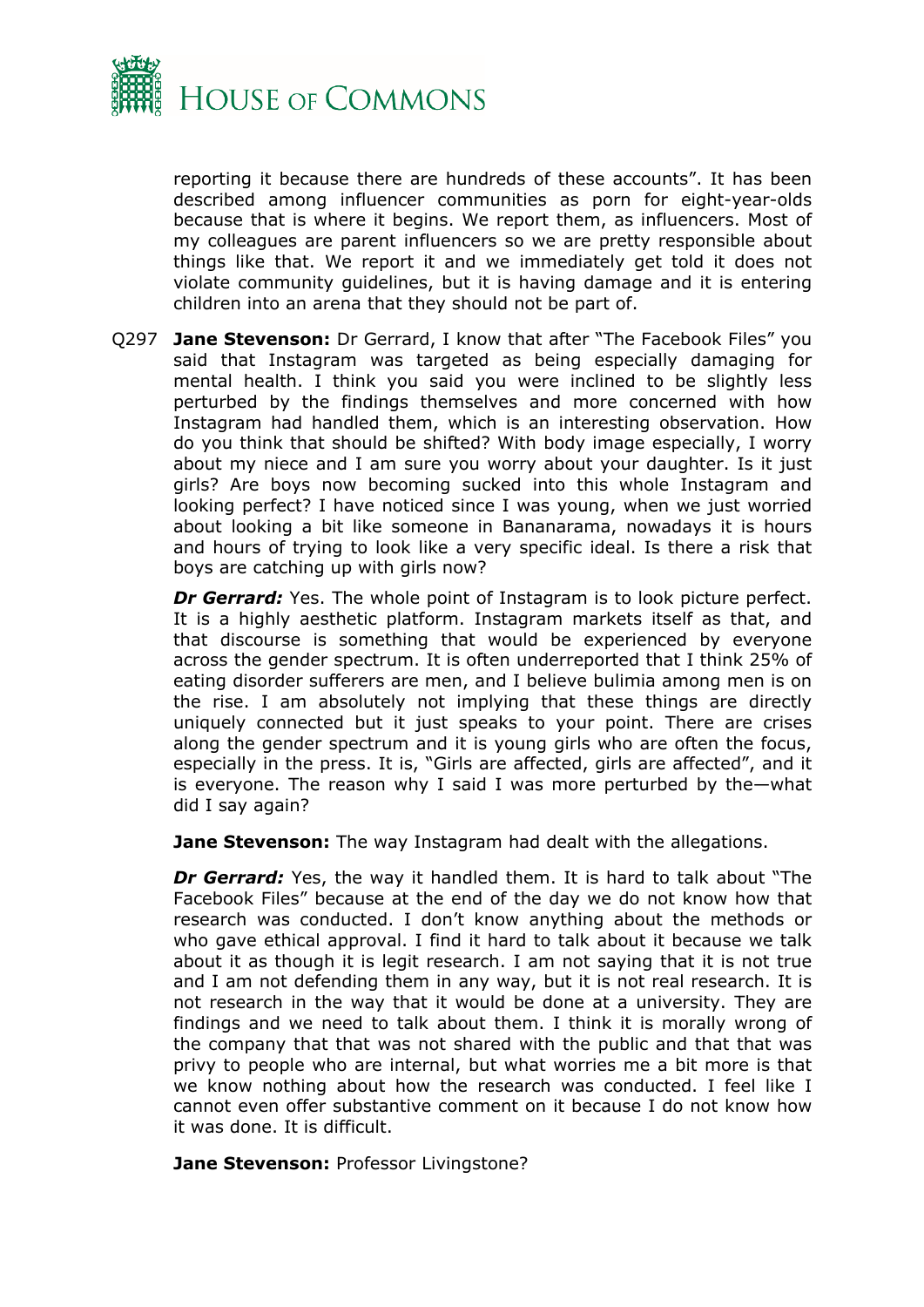reporting it because there are hundreds of these accounts". It has been described among influencer communities as porn for eight-year-olds because that is where it begins. We report them, as influencers. Most of my colleagues are parent influencers so we are pretty responsible about things like that. We report it and we immediately get told it does not violate community guidelines, but it is having damage and it is entering children into an arena that they should not be part of.

Q297 **Jane Stevenson:** Dr Gerrard, I know that after "The Facebook Files" you said that Instagram was targeted as being especially damaging for mental health. I think you said you were inclined to be slightly less perturbed by the findings themselves and more concerned with how Instagram had handled them, which is an interesting observation. How do you think that should be shifted? With body image especially, I worry about my niece and I am sure you worry about your daughter. Is it just girls? Are boys now becoming sucked into this whole Instagram and looking perfect? I have noticed since I was young, when we just worried about looking a bit like someone in Bananarama, nowadays it is hours and hours of trying to look like a very specific ideal. Is there a risk that boys are catching up with girls now?

***Dr Gerrard:*** Yes. The whole point of Instagram is to look picture perfect. It is a highly aesthetic platform. Instagram markets itself as that, and that discourse is something that would be experienced by everyone across the gender spectrum. It is often underreported that I think 25% of eating disorder sufferers are men, and I believe bulimia among men is on the rise. I am absolutely not implying that these things are directly uniquely connected but it just speaks to your point. There are crises along the gender spectrum and it is young girls who are often the focus, especially in the press. It is, "Girls are affected, girls are affected", and it is everyone. The reason why I said I was more perturbed by the—what did I say again?

**Jane Stevenson:** The way Instagram had dealt with the allegations.

***Dr Gerrard:*** Yes, the way it handled them. It is hard to talk about "The Facebook Files" because at the end of the day we do not know how that research was conducted. I don't know anything about the methods or who gave ethical approval. I find it hard to talk about it because we talk about it as though it is legit research. I am not saying that it is not true and I am not defending them in any way, but it is not real research. It is not research in the way that it would be done at a university. They are findings and we need to talk about them. I think it is morally wrong of the company that that was not shared with the public and that that was privy to people who are internal, but what worries me a bit more is that we know nothing about how the research was conducted. I feel like I cannot even offer substantive comment on it because I do not know how it was done. It is difficult.

**Jane Stevenson:** Professor Livingstone?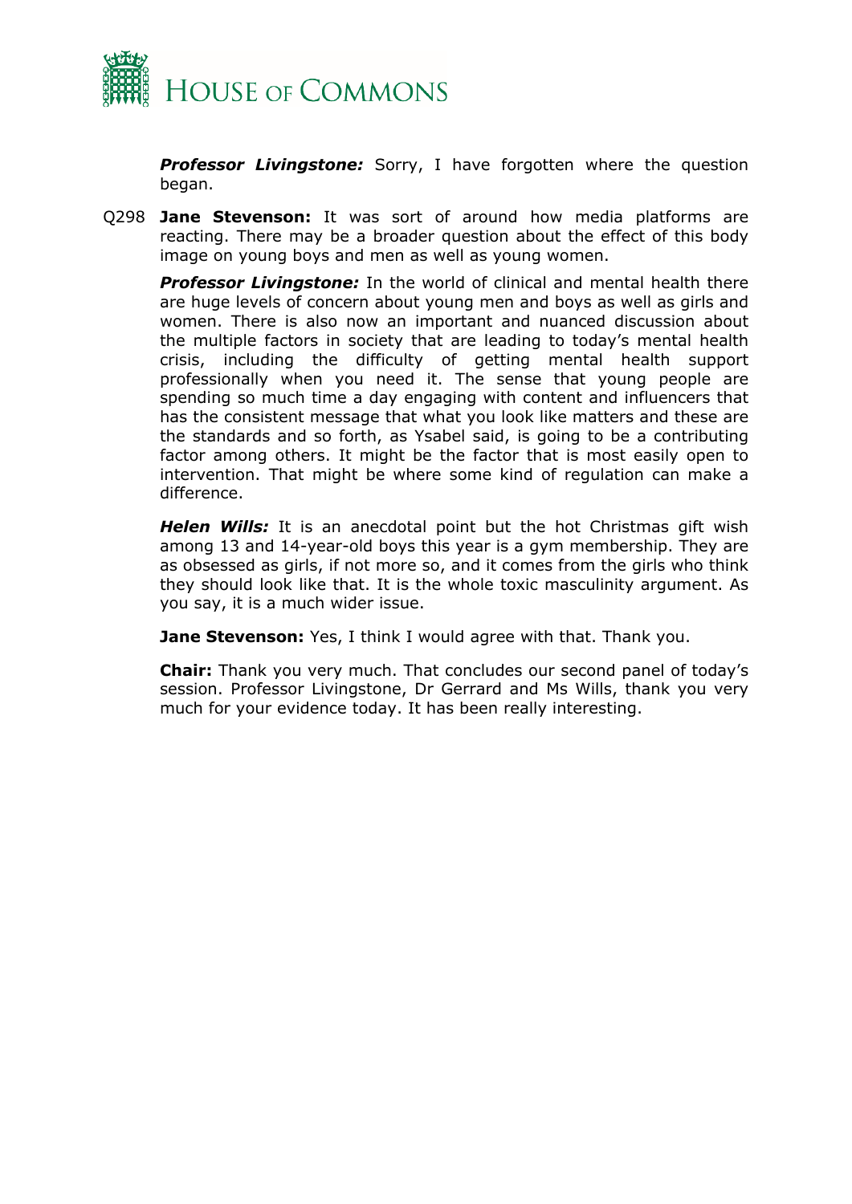***Professor Livingstone:*** Sorry, I have forgotten where the question began.

Q298 **Jane Stevenson:** It was sort of around how media platforms are reacting. There may be a broader question about the effect of this body image on young boys and men as well as young women.

***Professor Livingstone:*** In the world of clinical and mental health there are huge levels of concern about young men and boys as well as girls and women. There is also now an important and nuanced discussion about the multiple factors in society that are leading to today's mental health crisis, including the difficulty of getting mental health support professionally when you need it. The sense that young people are spending so much time a day engaging with content and influencers that has the consistent message that what you look like matters and these are the standards and so forth, as Ysabel said, is going to be a contributing factor among others. It might be the factor that is most easily open to intervention. That might be where some kind of regulation can make a difference.

***Helen Wills:*** It is an anecdotal point but the hot Christmas gift wish among 13 and 14-year-old boys this year is a gym membership. They are as obsessed as girls, if not more so, and it comes from the girls who think they should look like that. It is the whole toxic masculinity argument. As you say, it is a much wider issue.

**Jane Stevenson:** Yes, I think I would agree with that. Thank you.

**Chair:** Thank you very much. That concludes our second panel of today's session. Professor Livingstone, Dr Gerrard and Ms Wills, thank you very much for your evidence today. It has been really interesting.